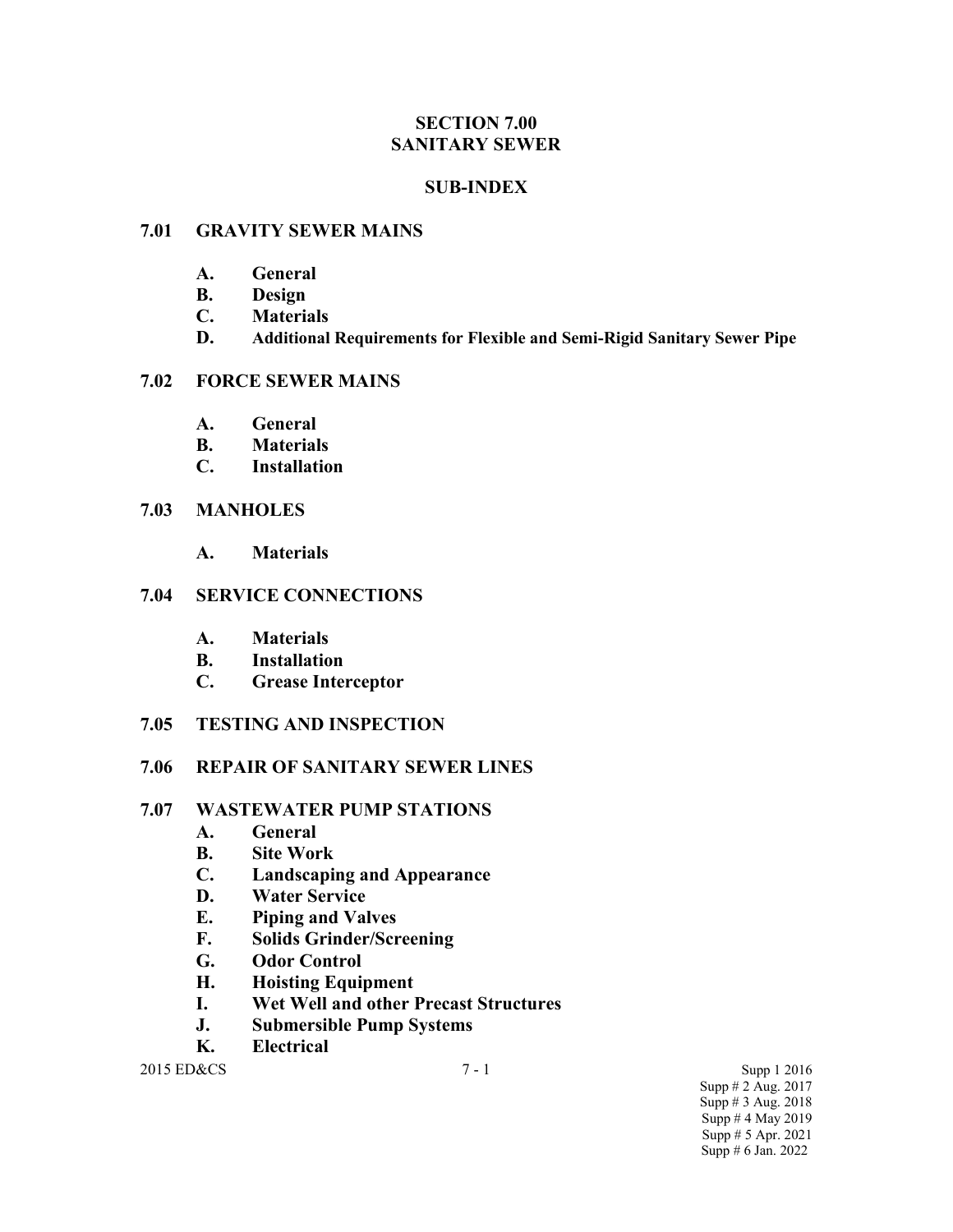# SECTION 7.00
# SANITARY SEWER

## SUB-INDEX

### 7.01 GRAVITY SEWER MAINS

- **A. General**
- **B. Design**
- **C. Materials**
- **D. Additional Requirements for Flexible and Semi-Rigid Sanitary Sewer Pipe**

### 7.02 FORCE SEWER MAINS

- **A. General**
- **B. Materials**
- **C. Installation**

### 7.03 MANHOLES

- **A. Materials**

### 7.04 SERVICE CONNECTIONS

- **A. Materials**
- **B. Installation**
- **C. Grease Interceptor**

### 7.05 TESTING AND INSPECTION

### 7.06 REPAIR OF SANITARY SEWER LINES

### 7.07 WASTEWATER PUMP STATIONS

- **A. General**
- **B. Site Work**
- **C. Landscaping and Appearance**
- **D. Water Service**
- **E. Piping and Valves**
- **F. Solids Grinder/Screening**
- **G. Odor Control**
- **H. Hoisting Equipment**
- **I. Wet Well and other Precast Structures**
- **J. Submersible Pump Systems**
- **K. Electrical**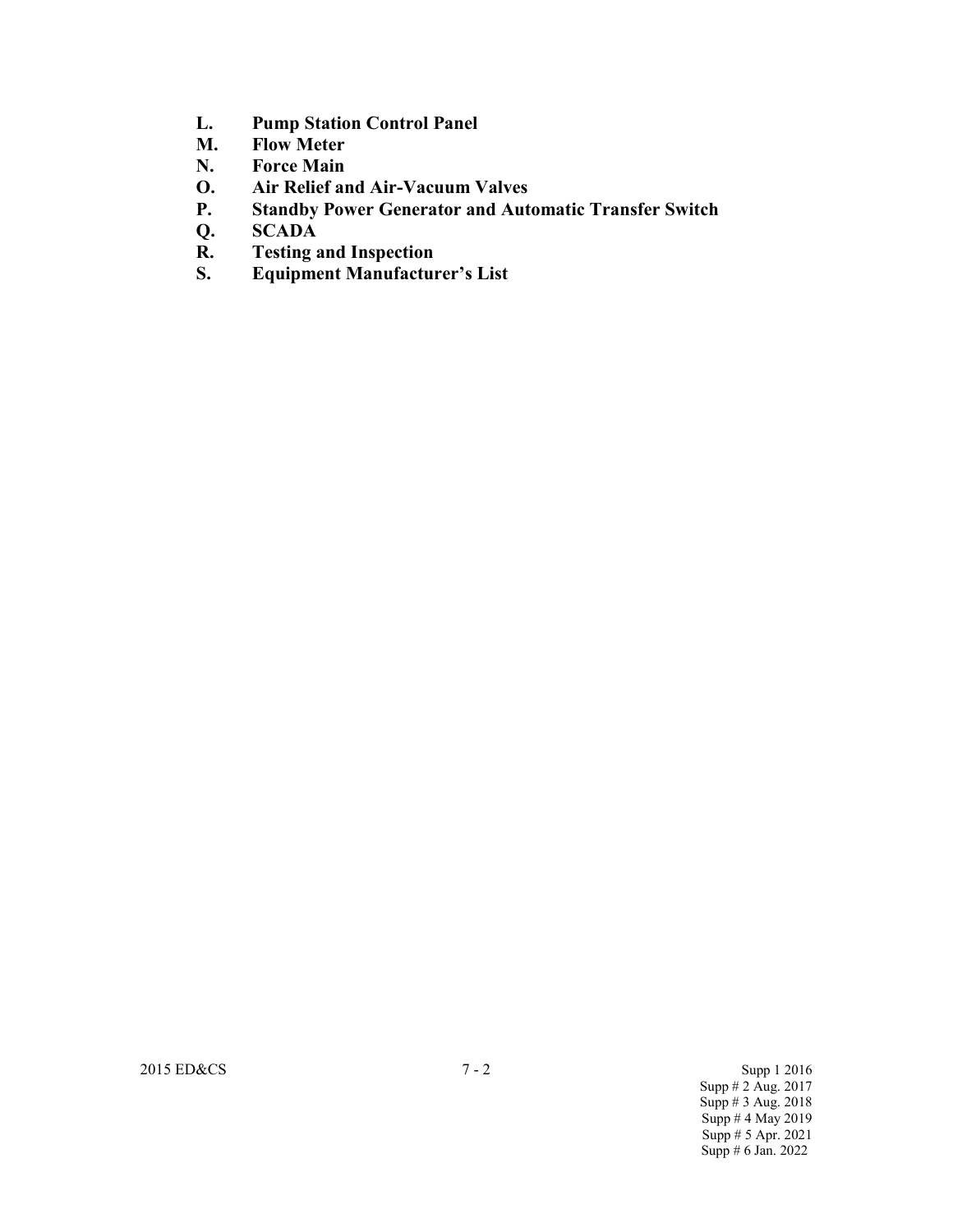**L. Pump Station Control Panel**
**M. Flow Meter**
**N. Force Main**
**O. Air Relief and Air-Vacuum Valves**
**P. Standby Power Generator and Automatic Transfer Switch**
**Q. SCADA**
**R. Testing and Inspection**
**S. Equipment Manufacturer's List**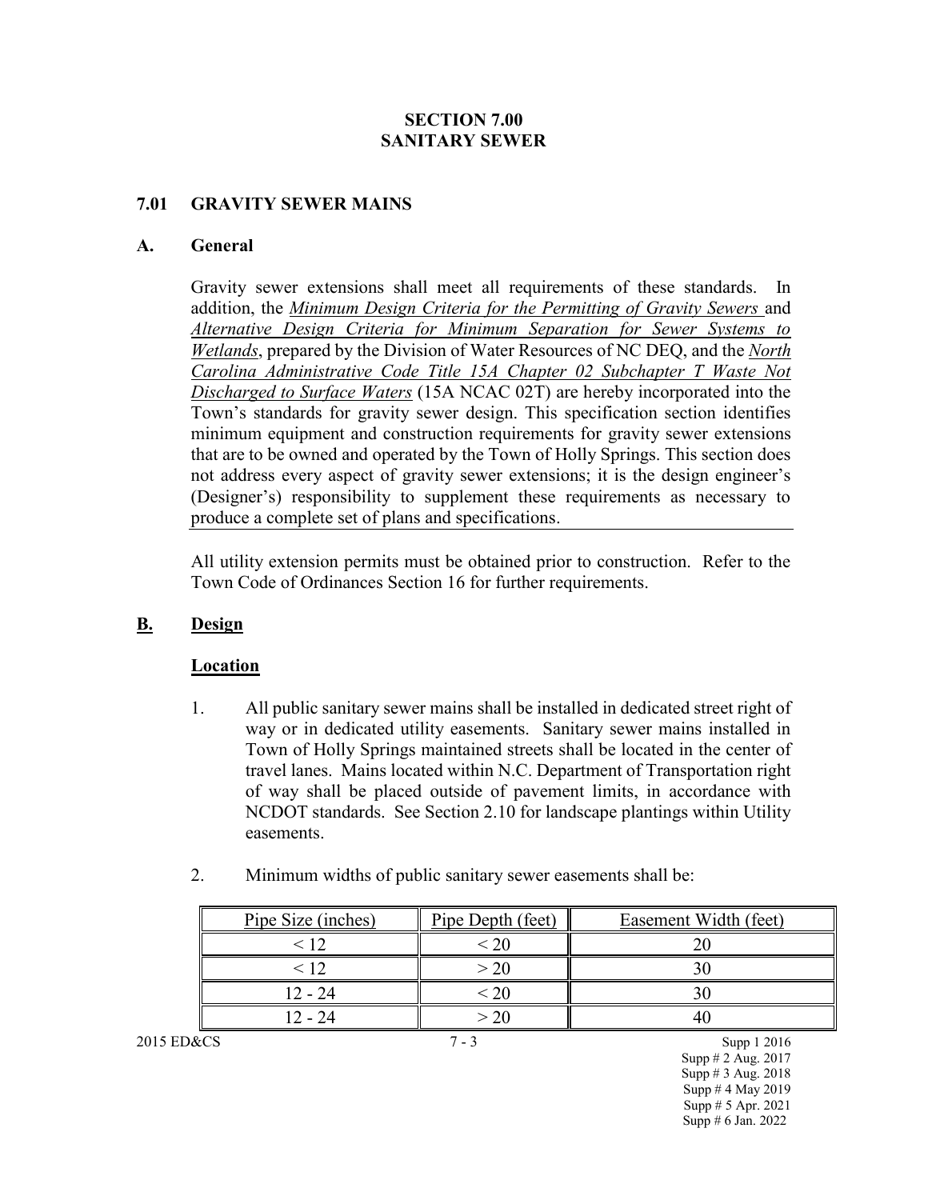# SECTION 7.00
# SANITARY SEWER

## 7.01 GRAVITY SEWER MAINS

### A. General

Gravity sewer extensions shall meet all requirements of these standards. In addition, the *Minimum Design Criteria for the Permitting of Gravity Sewers* and *Alternative Design Criteria for Minimum Separation for Sewer Systems to Wetlands*, prepared by the Division of Water Resources of NC DEQ, and the *North Carolina Administrative Code Title 15A Chapter 02 Subchapter T Waste Not Discharged to Surface Waters* (15A NCAC 02T) are hereby incorporated into the Town's standards for gravity sewer design. This specification section identifies minimum equipment and construction requirements for gravity sewer extensions that are to be owned and operated by the Town of Holly Springs. This section does not address every aspect of gravity sewer extensions; it is the design engineer's (Designer's) responsibility to supplement these requirements as necessary to produce a complete set of plans and specifications.

All utility extension permits must be obtained prior to construction. Refer to the Town Code of Ordinances Section 16 for further requirements.

### B. Design

**Location**

1. All public sanitary sewer mains shall be installed in dedicated street right of way or in dedicated utility easements. Sanitary sewer mains installed in Town of Holly Springs maintained streets shall be located in the center of travel lanes. Mains located within N.C. Department of Transportation right of way shall be placed outside of pavement limits, in accordance with NCDOT standards. See Section 2.10 for landscape plantings within Utility easements.

2. Minimum widths of public sanitary sewer easements shall be:

| Pipe Size (inches) | Pipe Depth (feet) | Easement Width (feet) |
|---|---|---|
| < 12 | < 20 | 20 |
| < 12 | > 20 | 30 |
| 12 - 24 | < 20 | 30 |
| 12 - 24 | > 20 | 40 |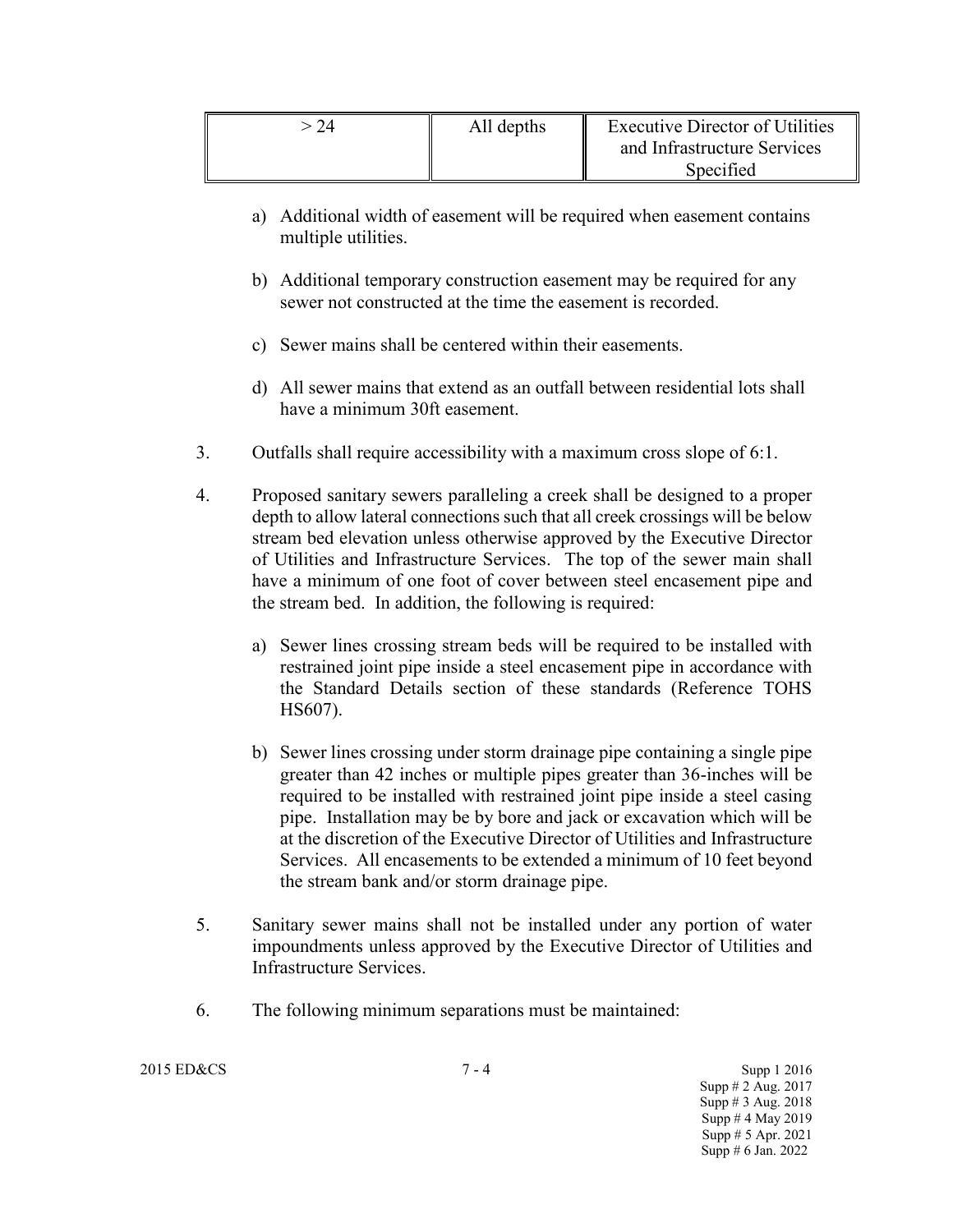| > 24 | All depths | Executive Director of Utilities and Infrastructure Services Specified |
|---|---|---|

a) Additional width of easement will be required when easement contains multiple utilities.

b) Additional temporary construction easement may be required for any sewer not constructed at the time the easement is recorded.

c) Sewer mains shall be centered within their easements.

d) All sewer mains that extend as an outfall between residential lots shall have a minimum 30ft easement.

3. Outfalls shall require accessibility with a maximum cross slope of 6:1.

4. Proposed sanitary sewers paralleling a creek shall be designed to a proper depth to allow lateral connections such that all creek crossings will be below stream bed elevation unless otherwise approved by the Executive Director of Utilities and Infrastructure Services. The top of the sewer main shall have a minimum of one foot of cover between steel encasement pipe and the stream bed. In addition, the following is required:

   a) Sewer lines crossing stream beds will be required to be installed with restrained joint pipe inside a steel encasement pipe in accordance with the Standard Details section of these standards (Reference TOHS HS607).

   b) Sewer lines crossing under storm drainage pipe containing a single pipe greater than 42 inches or multiple pipes greater than 36-inches will be required to be installed with restrained joint pipe inside a steel casing pipe. Installation may be by bore and jack or excavation which will be at the discretion of the Executive Director of Utilities and Infrastructure Services. All encasements to be extended a minimum of 10 feet beyond the stream bank and/or storm drainage pipe.

5. Sanitary sewer mains shall not be installed under any portion of water impoundments unless approved by the Executive Director of Utilities and Infrastructure Services.

6. The following minimum separations must be maintained: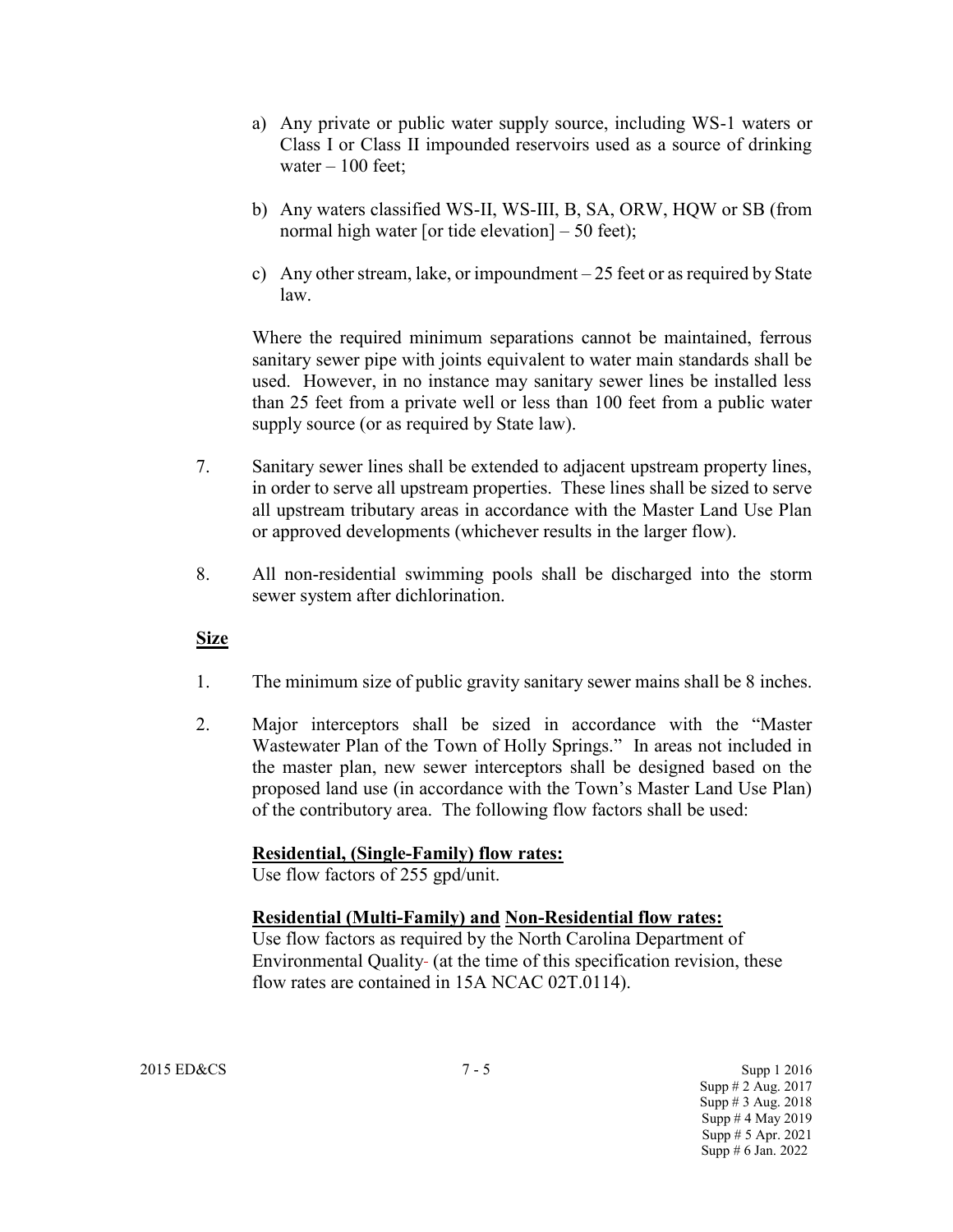a) Any private or public water supply source, including WS-1 waters or Class I or Class II impounded reservoirs used as a source of drinking water – 100 feet;

b) Any waters classified WS-II, WS-III, B, SA, ORW, HQW or SB (from normal high water [or tide elevation] – 50 feet);

c) Any other stream, lake, or impoundment – 25 feet or as required by State law.

Where the required minimum separations cannot be maintained, ferrous sanitary sewer pipe with joints equivalent to water main standards shall be used. However, in no instance may sanitary sewer lines be installed less than 25 feet from a private well or less than 100 feet from a public water supply source (or as required by State law).

7. Sanitary sewer lines shall be extended to adjacent upstream property lines, in order to serve all upstream properties. These lines shall be sized to serve all upstream tributary areas in accordance with the Master Land Use Plan or approved developments (whichever results in the larger flow).

8. All non-residential swimming pools shall be discharged into the storm sewer system after dichlorination.

**Size**

1. The minimum size of public gravity sanitary sewer mains shall be 8 inches.

2. Major interceptors shall be sized in accordance with the "Master Wastewater Plan of the Town of Holly Springs." In areas not included in the master plan, new sewer interceptors shall be designed based on the proposed land use (in accordance with the Town's Master Land Use Plan) of the contributory area. The following flow factors shall be used:

**Residential, (Single-Family) flow rates:**
Use flow factors of 255 gpd/unit.

**Residential (Multi-Family) and Non-Residential flow rates:**
Use flow factors as required by the North Carolina Department of Environmental Quality (at the time of this specification revision, these flow rates are contained in 15A NCAC 02T.0114).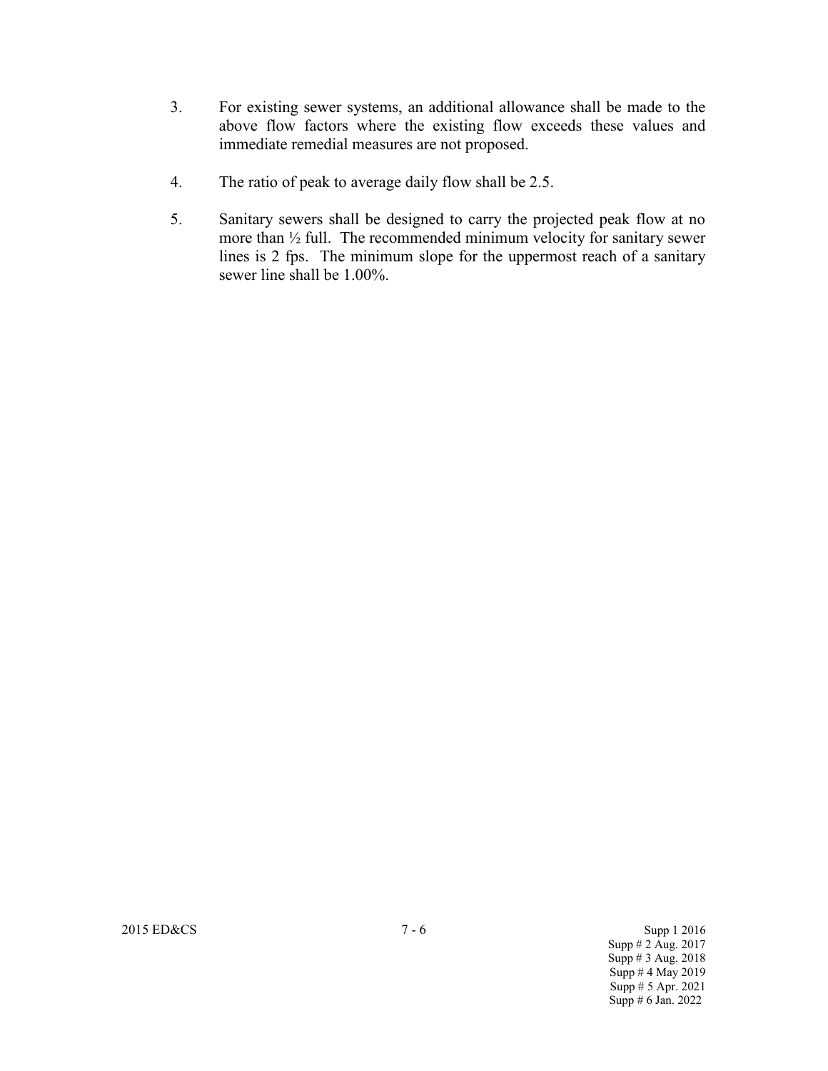3. For existing sewer systems, an additional allowance shall be made to the above flow factors where the existing flow exceeds these values and immediate remedial measures are not proposed.

4. The ratio of peak to average daily flow shall be 2.5.

5. Sanitary sewers shall be designed to carry the projected peak flow at no more than ½ full. The recommended minimum velocity for sanitary sewer lines is 2 fps. The minimum slope for the uppermost reach of a sanitary sewer line shall be 1.00%.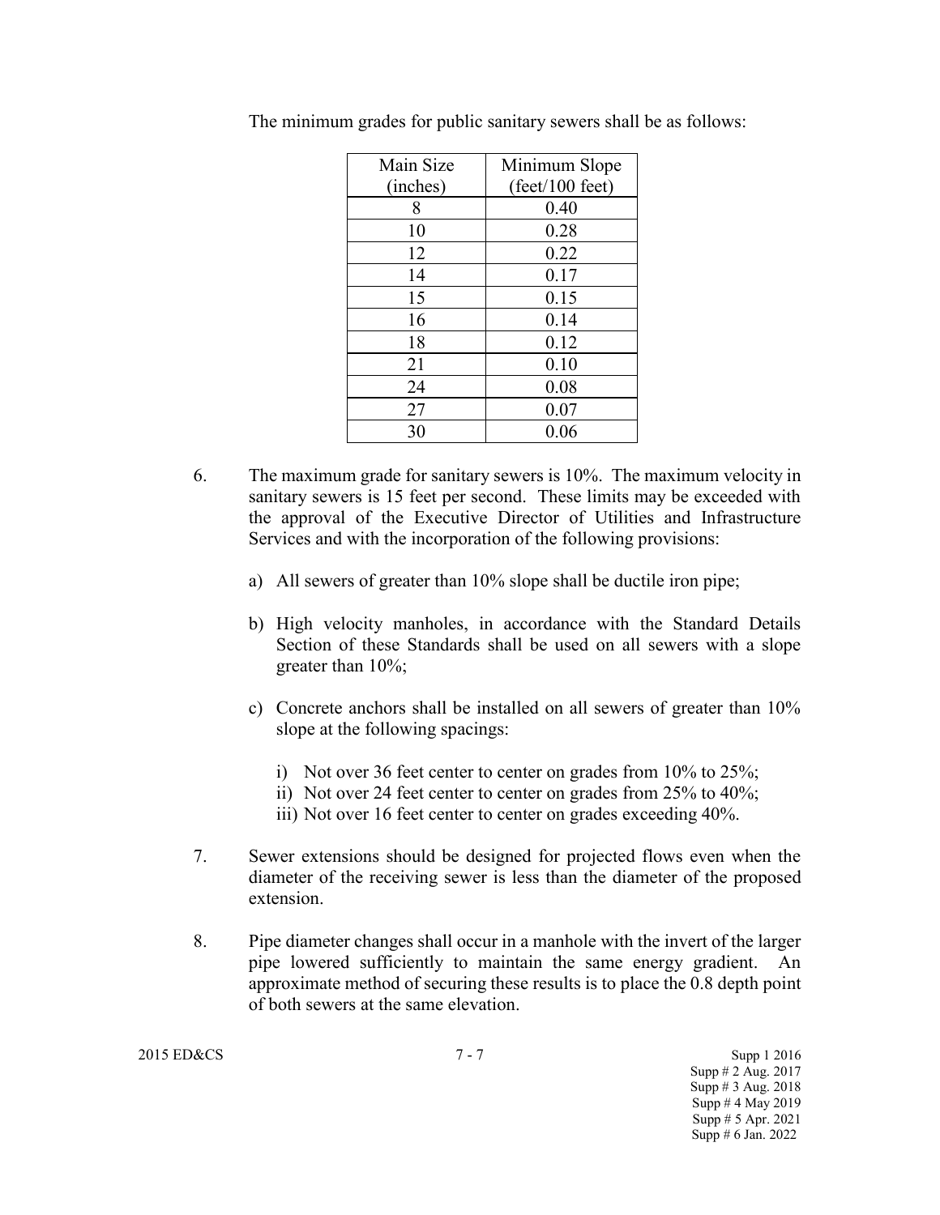The minimum grades for public sanitary sewers shall be as follows:

| Main Size (inches) | Minimum Slope (feet/100 feet) |
|---|---|
| 8 | 0.40 |
| 10 | 0.28 |
| 12 | 0.22 |
| 14 | 0.17 |
| 15 | 0.15 |
| 16 | 0.14 |
| 18 | 0.12 |
| 21 | 0.10 |
| 24 | 0.08 |
| 27 | 0.07 |
| 30 | 0.06 |

6. The maximum grade for sanitary sewers is 10%. The maximum velocity in sanitary sewers is 15 feet per second. These limits may be exceeded with the approval of the Executive Director of Utilities and Infrastructure Services and with the incorporation of the following provisions:

   a) All sewers of greater than 10% slope shall be ductile iron pipe;

   b) High velocity manholes, in accordance with the Standard Details Section of these Standards shall be used on all sewers with a slope greater than 10%;

   c) Concrete anchors shall be installed on all sewers of greater than 10% slope at the following spacings:

      i) Not over 36 feet center to center on grades from 10% to 25%;
      ii) Not over 24 feet center to center on grades from 25% to 40%;
      iii) Not over 16 feet center to center on grades exceeding 40%.

7. Sewer extensions should be designed for projected flows even when the diameter of the receiving sewer is less than the diameter of the proposed extension.

8. Pipe diameter changes shall occur in a manhole with the invert of the larger pipe lowered sufficiently to maintain the same energy gradient. An approximate method of securing these results is to place the 0.8 depth point of both sewers at the same elevation.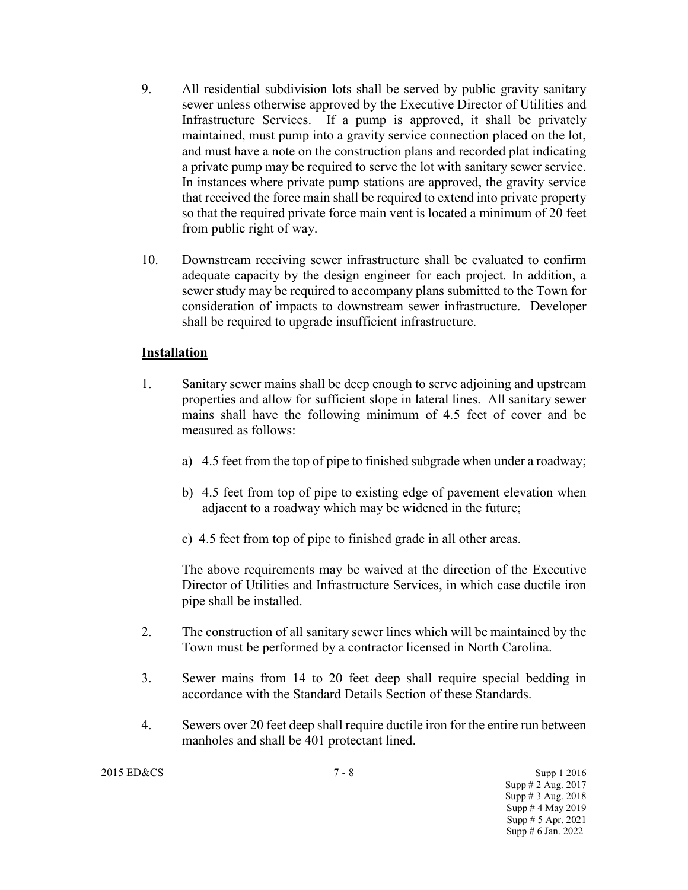9. All residential subdivision lots shall be served by public gravity sanitary sewer unless otherwise approved by the Executive Director of Utilities and Infrastructure Services. If a pump is approved, it shall be privately maintained, must pump into a gravity service connection placed on the lot, and must have a note on the construction plans and recorded plat indicating a private pump may be required to serve the lot with sanitary sewer service. In instances where private pump stations are approved, the gravity service that received the force main shall be required to extend into private property so that the required private force main vent is located a minimum of 20 feet from public right of way.

10. Downstream receiving sewer infrastructure shall be evaluated to confirm adequate capacity by the design engineer for each project. In addition, a sewer study may be required to accompany plans submitted to the Town for consideration of impacts to downstream sewer infrastructure. Developer shall be required to upgrade insufficient infrastructure.

## Installation

1. Sanitary sewer mains shall be deep enough to serve adjoining and upstream properties and allow for sufficient slope in lateral lines. All sanitary sewer mains shall have the following minimum of 4.5 feet of cover and be measured as follows:

   a) 4.5 feet from the top of pipe to finished subgrade when under a roadway;

   b) 4.5 feet from top of pipe to existing edge of pavement elevation when adjacent to a roadway which may be widened in the future;

   c) 4.5 feet from top of pipe to finished grade in all other areas.

   The above requirements may be waived at the direction of the Executive Director of Utilities and Infrastructure Services, in which case ductile iron pipe shall be installed.

2. The construction of all sanitary sewer lines which will be maintained by the Town must be performed by a contractor licensed in North Carolina.

3. Sewer mains from 14 to 20 feet deep shall require special bedding in accordance with the Standard Details Section of these Standards.

4. Sewers over 20 feet deep shall require ductile iron for the entire run between manholes and shall be 401 protectant lined.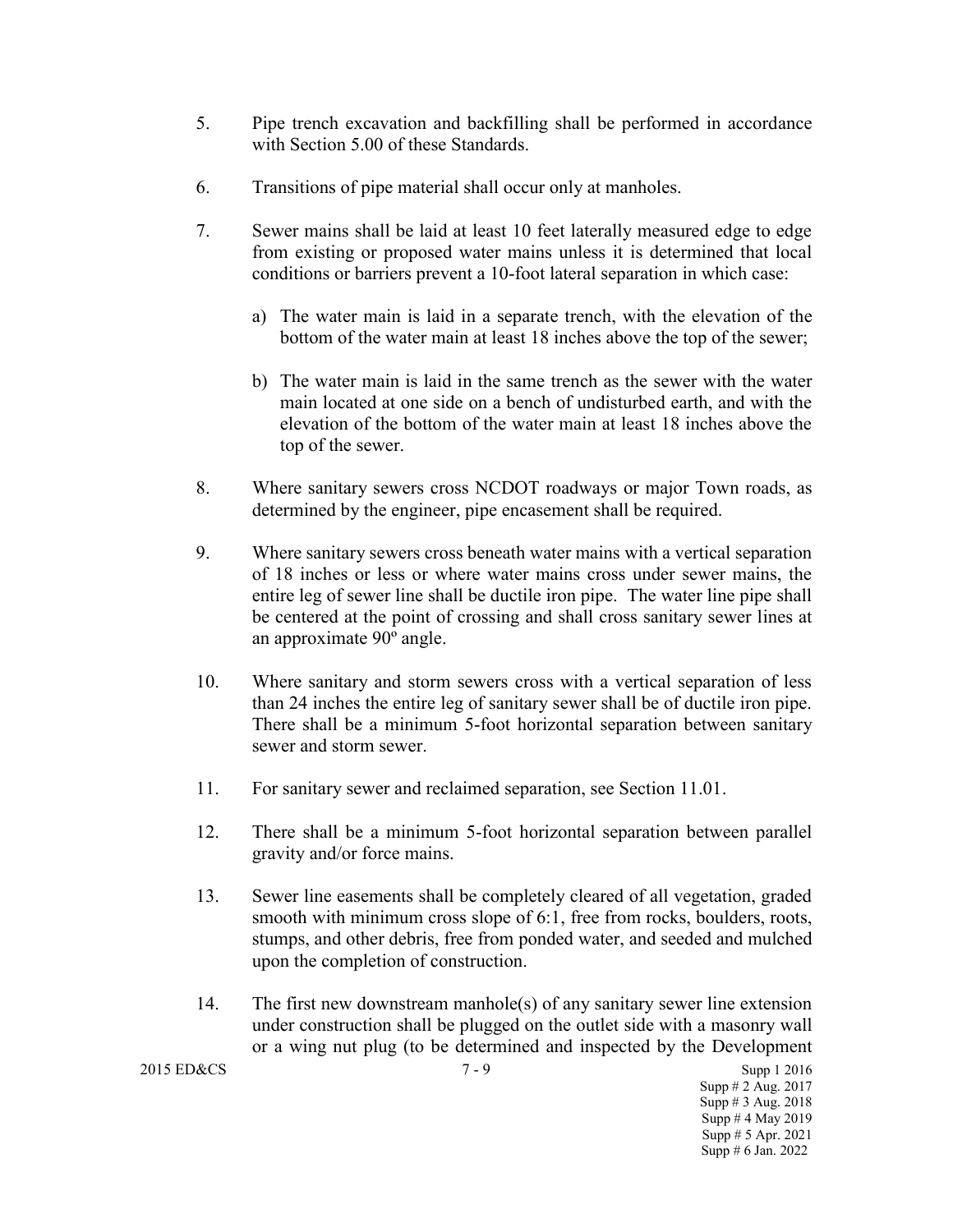5. Pipe trench excavation and backfilling shall be performed in accordance with Section 5.00 of these Standards.

6. Transitions of pipe material shall occur only at manholes.

7. Sewer mains shall be laid at least 10 feet laterally measured edge to edge from existing or proposed water mains unless it is determined that local conditions or barriers prevent a 10-foot lateral separation in which case:

   a) The water main is laid in a separate trench, with the elevation of the bottom of the water main at least 18 inches above the top of the sewer;

   b) The water main is laid in the same trench as the sewer with the water main located at one side on a bench of undisturbed earth, and with the elevation of the bottom of the water main at least 18 inches above the top of the sewer.

8. Where sanitary sewers cross NCDOT roadways or major Town roads, as determined by the engineer, pipe encasement shall be required.

9. Where sanitary sewers cross beneath water mains with a vertical separation of 18 inches or less or where water mains cross under sewer mains, the entire leg of sewer line shall be ductile iron pipe. The water line pipe shall be centered at the point of crossing and shall cross sanitary sewer lines at an approximate 90º angle.

10. Where sanitary and storm sewers cross with a vertical separation of less than 24 inches the entire leg of sanitary sewer shall be of ductile iron pipe. There shall be a minimum 5-foot horizontal separation between sanitary sewer and storm sewer.

11. For sanitary sewer and reclaimed separation, see Section 11.01.

12. There shall be a minimum 5-foot horizontal separation between parallel gravity and/or force mains.

13. Sewer line easements shall be completely cleared of all vegetation, graded smooth with minimum cross slope of 6:1, free from rocks, boulders, roots, stumps, and other debris, free from ponded water, and seeded and mulched upon the completion of construction.

14. The first new downstream manhole(s) of any sanitary sewer line extension under construction shall be plugged on the outlet side with a masonry wall or a wing nut plug (to be determined and inspected by the Development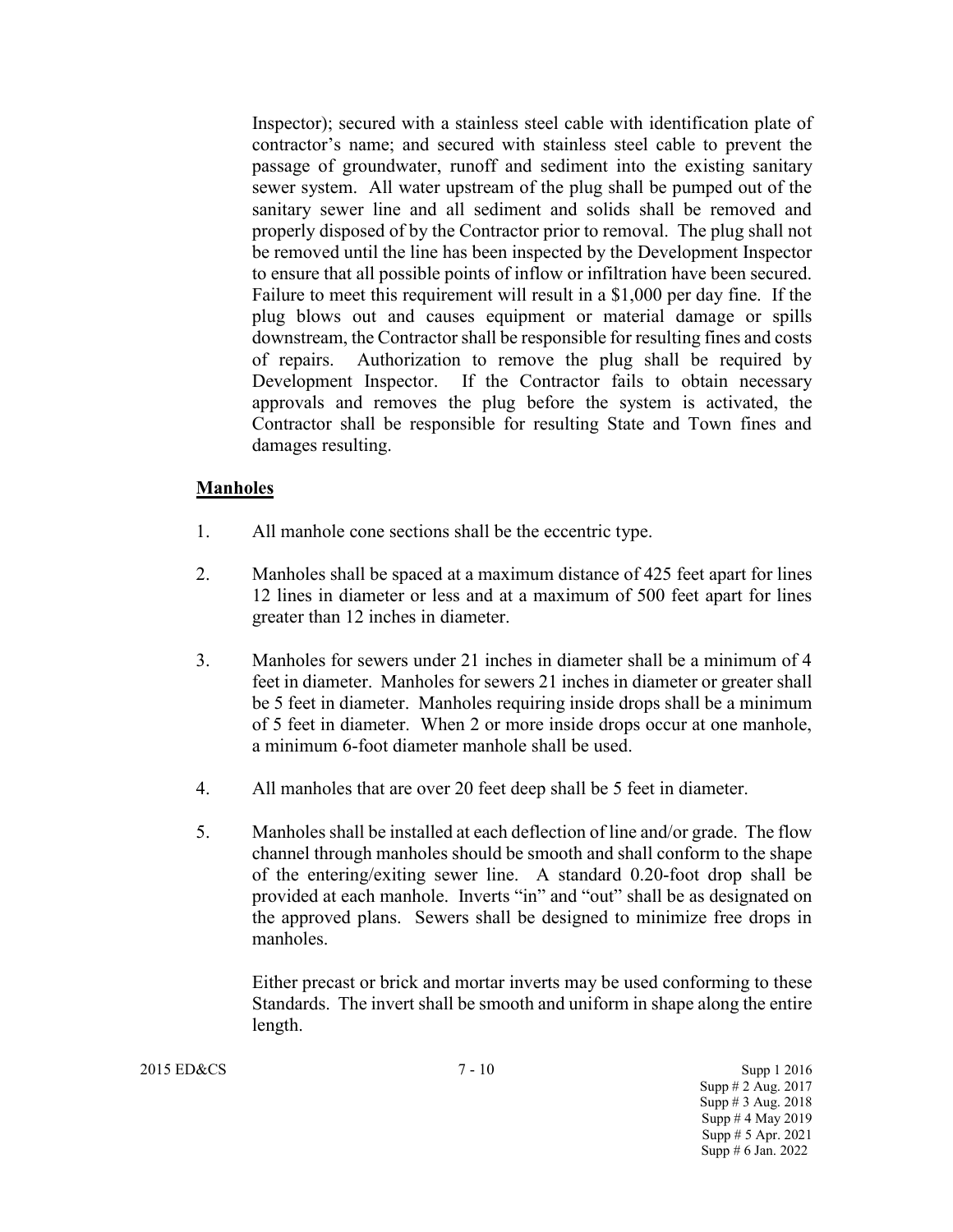Inspector); secured with a stainless steel cable with identification plate of contractor's name; and secured with stainless steel cable to prevent the passage of groundwater, runoff and sediment into the existing sanitary sewer system. All water upstream of the plug shall be pumped out of the sanitary sewer line and all sediment and solids shall be removed and properly disposed of by the Contractor prior to removal. The plug shall not be removed until the line has been inspected by the Development Inspector to ensure that all possible points of inflow or infiltration have been secured. Failure to meet this requirement will result in a $1,000 per day fine. If the plug blows out and causes equipment or material damage or spills downstream, the Contractor shall be responsible for resulting fines and costs of repairs. Authorization to remove the plug shall be required by Development Inspector. If the Contractor fails to obtain necessary approvals and removes the plug before the system is activated, the Contractor shall be responsible for resulting State and Town fines and damages resulting.

**Manholes**

1. All manhole cone sections shall be the eccentric type.

2. Manholes shall be spaced at a maximum distance of 425 feet apart for lines 12 lines in diameter or less and at a maximum of 500 feet apart for lines greater than 12 inches in diameter.

3. Manholes for sewers under 21 inches in diameter shall be a minimum of 4 feet in diameter. Manholes for sewers 21 inches in diameter or greater shall be 5 feet in diameter. Manholes requiring inside drops shall be a minimum of 5 feet in diameter. When 2 or more inside drops occur at one manhole, a minimum 6-foot diameter manhole shall be used.

4. All manholes that are over 20 feet deep shall be 5 feet in diameter.

5. Manholes shall be installed at each deflection of line and/or grade. The flow channel through manholes should be smooth and shall conform to the shape of the entering/exiting sewer line. A standard 0.20-foot drop shall be provided at each manhole. Inverts "in" and "out" shall be as designated on the approved plans. Sewers shall be designed to minimize free drops in manholes.

   Either precast or brick and mortar inverts may be used conforming to these Standards. The invert shall be smooth and uniform in shape along the entire length.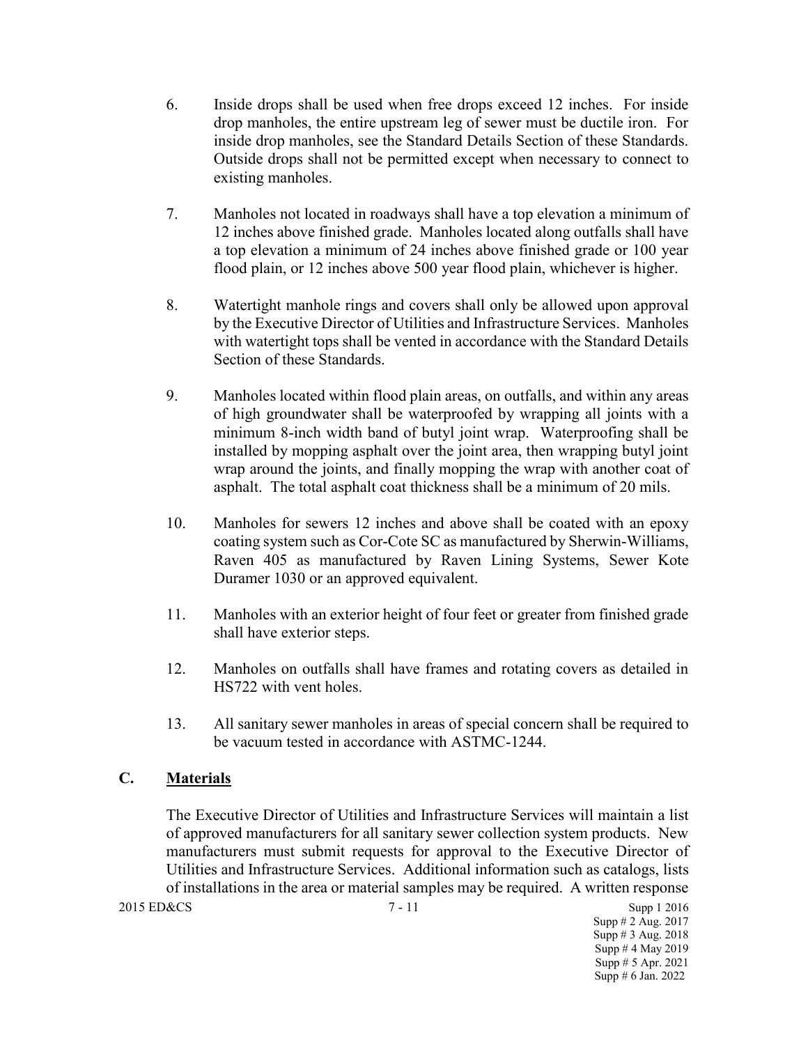6. Inside drops shall be used when free drops exceed 12 inches. For inside drop manholes, the entire upstream leg of sewer must be ductile iron. For inside drop manholes, see the Standard Details Section of these Standards. Outside drops shall not be permitted except when necessary to connect to existing manholes.

7. Manholes not located in roadways shall have a top elevation a minimum of 12 inches above finished grade. Manholes located along outfalls shall have a top elevation a minimum of 24 inches above finished grade or 100 year flood plain, or 12 inches above 500 year flood plain, whichever is higher.

8. Watertight manhole rings and covers shall only be allowed upon approval by the Executive Director of Utilities and Infrastructure Services. Manholes with watertight tops shall be vented in accordance with the Standard Details Section of these Standards.

9. Manholes located within flood plain areas, on outfalls, and within any areas of high groundwater shall be waterproofed by wrapping all joints with a minimum 8-inch width band of butyl joint wrap. Waterproofing shall be installed by mopping asphalt over the joint area, then wrapping butyl joint wrap around the joints, and finally mopping the wrap with another coat of asphalt. The total asphalt coat thickness shall be a minimum of 20 mils.

10. Manholes for sewers 12 inches and above shall be coated with an epoxy coating system such as Cor-Cote SC as manufactured by Sherwin-Williams, Raven 405 as manufactured by Raven Lining Systems, Sewer Kote Duramer 1030 or an approved equivalent.

11. Manholes with an exterior height of four feet or greater from finished grade shall have exterior steps.

12. Manholes on outfalls shall have frames and rotating covers as detailed in HS722 with vent holes.

13. All sanitary sewer manholes in areas of special concern shall be required to be vacuum tested in accordance with ASTMC-1244.

## C. Materials

The Executive Director of Utilities and Infrastructure Services will maintain a list of approved manufacturers for all sanitary sewer collection system products. New manufacturers must submit requests for approval to the Executive Director of Utilities and Infrastructure Services. Additional information such as catalogs, lists of installations in the area or material samples may be required. A written response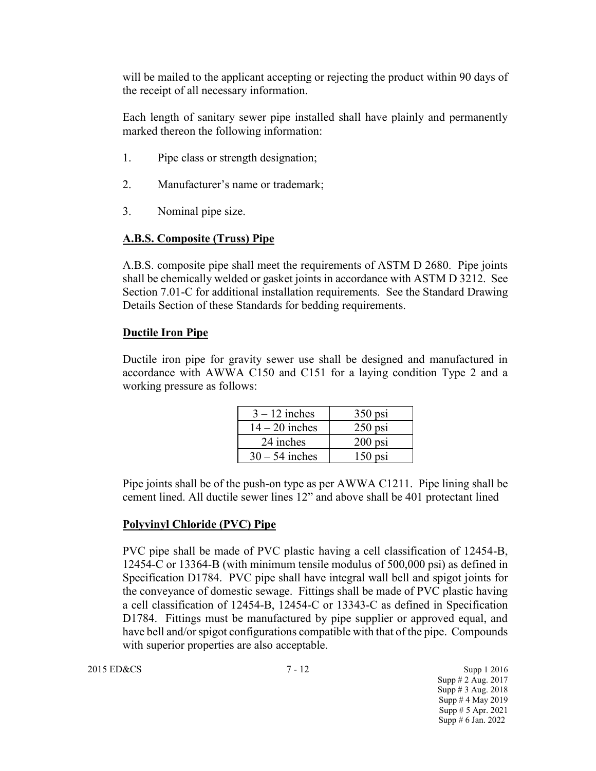will be mailed to the applicant accepting or rejecting the product within 90 days of the receipt of all necessary information.

Each length of sanitary sewer pipe installed shall have plainly and permanently marked thereon the following information:

1. Pipe class or strength designation;
2. Manufacturer's name or trademark;
3. Nominal pipe size.

**A.B.S. Composite (Truss) Pipe**

A.B.S. composite pipe shall meet the requirements of ASTM D 2680. Pipe joints shall be chemically welded or gasket joints in accordance with ASTM D 3212. See Section 7.01-C for additional installation requirements. See the Standard Drawing Details Section of these Standards for bedding requirements.

**Ductile Iron Pipe**

Ductile iron pipe for gravity sewer use shall be designed and manufactured in accordance with AWWA C150 and C151 for a laying condition Type 2 and a working pressure as follows:

| | |
|---|---|
| 3 – 12 inches | 350 psi |
| 14 – 20 inches | 250 psi |
| 24 inches | 200 psi |
| 30 – 54 inches | 150 psi |

Pipe joints shall be of the push-on type as per AWWA C1211. Pipe lining shall be cement lined. All ductile sewer lines 12" and above shall be 401 protectant lined

**Polyvinyl Chloride (PVC) Pipe**

PVC pipe shall be made of PVC plastic having a cell classification of 12454-B, 12454-C or 13364-B (with minimum tensile modulus of 500,000 psi) as defined in Specification D1784. PVC pipe shall have integral wall bell and spigot joints for the conveyance of domestic sewage. Fittings shall be made of PVC plastic having a cell classification of 12454-B, 12454-C or 13343-C as defined in Specification D1784. Fittings must be manufactured by pipe supplier or approved equal, and have bell and/or spigot configurations compatible with that of the pipe. Compounds with superior properties are also acceptable.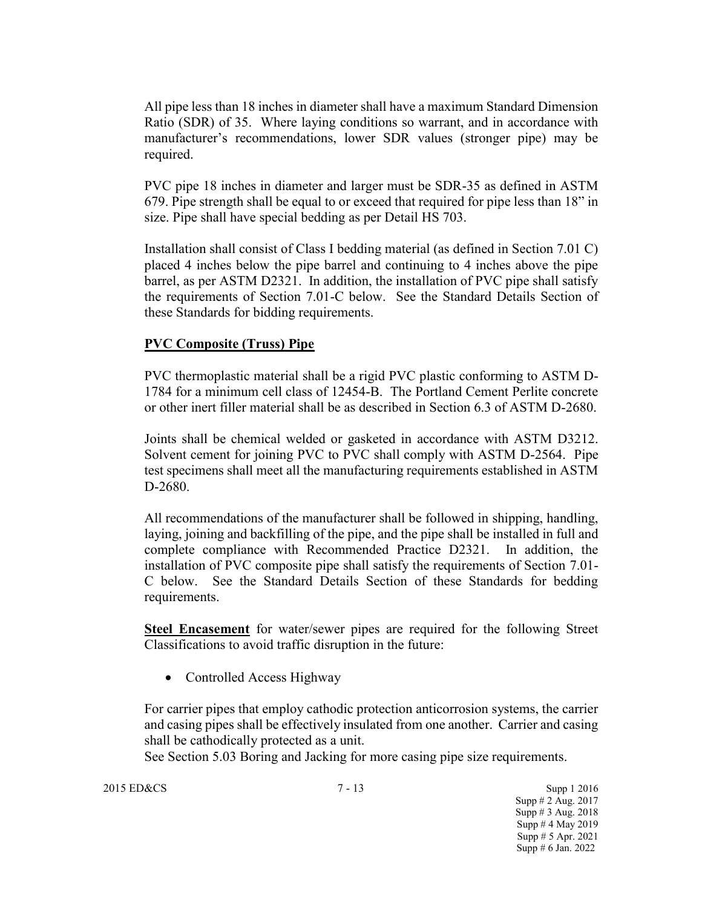All pipe less than 18 inches in diameter shall have a maximum Standard Dimension Ratio (SDR) of 35. Where laying conditions so warrant, and in accordance with manufacturer's recommendations, lower SDR values (stronger pipe) may be required.

PVC pipe 18 inches in diameter and larger must be SDR-35 as defined in ASTM 679. Pipe strength shall be equal to or exceed that required for pipe less than 18" in size. Pipe shall have special bedding as per Detail HS 703.

Installation shall consist of Class I bedding material (as defined in Section 7.01 C) placed 4 inches below the pipe barrel and continuing to 4 inches above the pipe barrel, as per ASTM D2321. In addition, the installation of PVC pipe shall satisfy the requirements of Section 7.01-C below. See the Standard Details Section of these Standards for bidding requirements.

**PVC Composite (Truss) Pipe**

PVC thermoplastic material shall be a rigid PVC plastic conforming to ASTM D-1784 for a minimum cell class of 12454-B. The Portland Cement Perlite concrete or other inert filler material shall be as described in Section 6.3 of ASTM D-2680.

Joints shall be chemical welded or gasketed in accordance with ASTM D3212. Solvent cement for joining PVC to PVC shall comply with ASTM D-2564. Pipe test specimens shall meet all the manufacturing requirements established in ASTM D-2680.

All recommendations of the manufacturer shall be followed in shipping, handling, laying, joining and backfilling of the pipe, and the pipe shall be installed in full and complete compliance with Recommended Practice D2321. In addition, the installation of PVC composite pipe shall satisfy the requirements of Section 7.01-C below. See the Standard Details Section of these Standards for bedding requirements.

**Steel Encasement** for water/sewer pipes are required for the following Street Classifications to avoid traffic disruption in the future:

- Controlled Access Highway

For carrier pipes that employ cathodic protection anticorrosion systems, the carrier and casing pipes shall be effectively insulated from one another. Carrier and casing shall be cathodically protected as a unit.
See Section 5.03 Boring and Jacking for more casing pipe size requirements.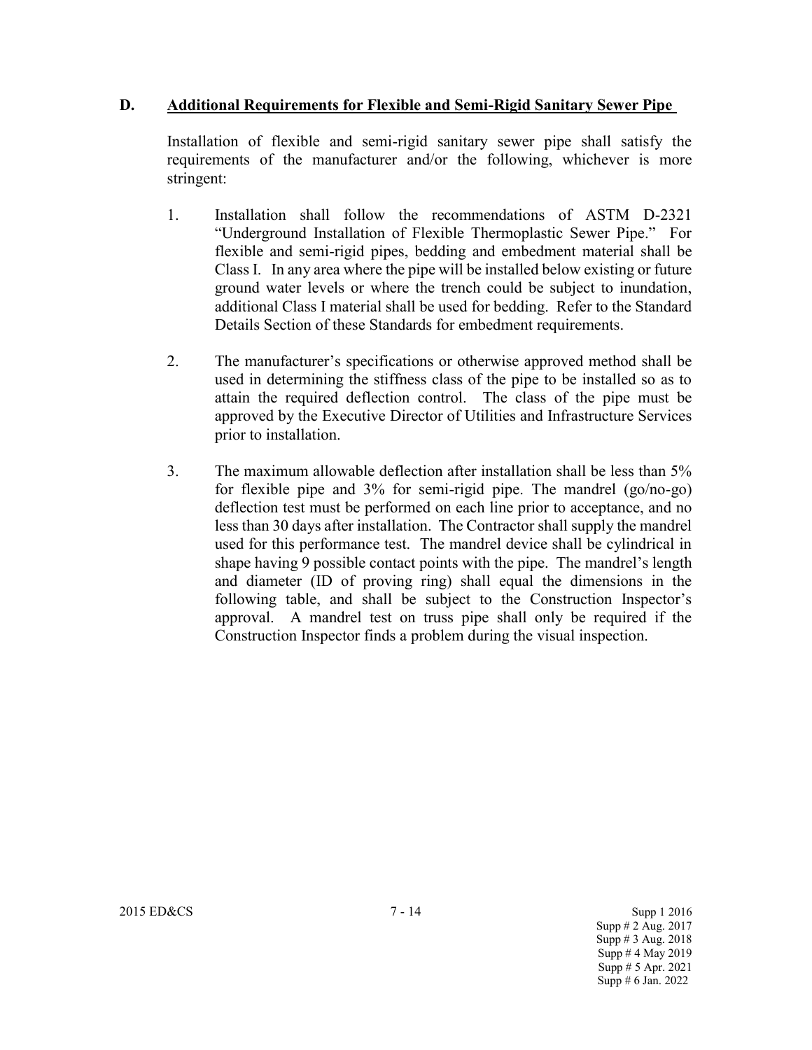## D. Additional Requirements for Flexible and Semi-Rigid Sanitary Sewer Pipe

Installation of flexible and semi-rigid sanitary sewer pipe shall satisfy the requirements of the manufacturer and/or the following, whichever is more stringent:

1. Installation shall follow the recommendations of ASTM D-2321 "Underground Installation of Flexible Thermoplastic Sewer Pipe." For flexible and semi-rigid pipes, bedding and embedment material shall be Class I. In any area where the pipe will be installed below existing or future ground water levels or where the trench could be subject to inundation, additional Class I material shall be used for bedding. Refer to the Standard Details Section of these Standards for embedment requirements.

2. The manufacturer's specifications or otherwise approved method shall be used in determining the stiffness class of the pipe to be installed so as to attain the required deflection control. The class of the pipe must be approved by the Executive Director of Utilities and Infrastructure Services prior to installation.

3. The maximum allowable deflection after installation shall be less than 5% for flexible pipe and 3% for semi-rigid pipe. The mandrel (go/no-go) deflection test must be performed on each line prior to acceptance, and no less than 30 days after installation. The Contractor shall supply the mandrel used for this performance test. The mandrel device shall be cylindrical in shape having 9 possible contact points with the pipe. The mandrel's length and diameter (ID of proving ring) shall equal the dimensions in the following table, and shall be subject to the Construction Inspector's approval. A mandrel test on truss pipe shall only be required if the Construction Inspector finds a problem during the visual inspection.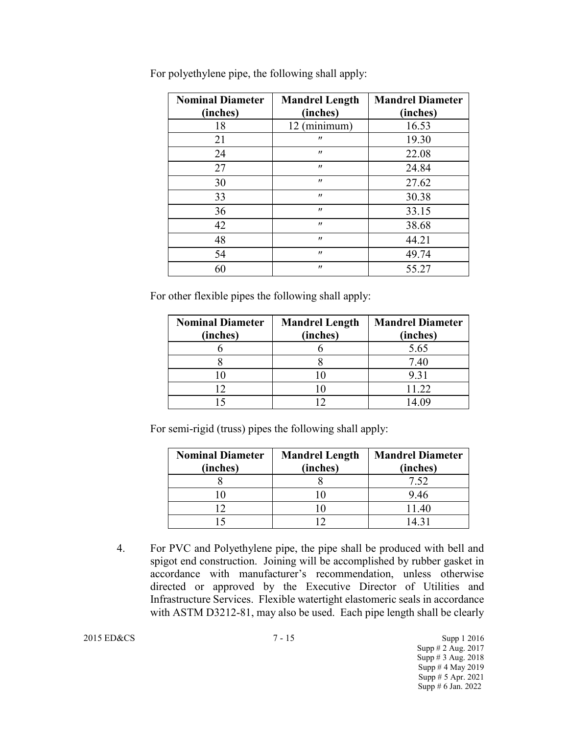For polyethylene pipe, the following shall apply:

| Nominal Diameter (inches) | Mandrel Length (inches) | Mandrel Diameter (inches) |
|---|---|---|
| 18 | 12 (minimum) | 16.53 |
| 21 | ″ | 19.30 |
| 24 | ″ | 22.08 |
| 27 | ″ | 24.84 |
| 30 | ″ | 27.62 |
| 33 | ″ | 30.38 |
| 36 | ″ | 33.15 |
| 42 | ″ | 38.68 |
| 48 | ″ | 44.21 |
| 54 | ″ | 49.74 |
| 60 | ″ | 55.27 |

For other flexible pipes the following shall apply:

| Nominal Diameter (inches) | Mandrel Length (inches) | Mandrel Diameter (inches) |
|---|---|---|
| 6 | 6 | 5.65 |
| 8 | 8 | 7.40 |
| 10 | 10 | 9.31 |
| 12 | 10 | 11.22 |
| 15 | 12 | 14.09 |

For semi-rigid (truss) pipes the following shall apply:

| Nominal Diameter (inches) | Mandrel Length (inches) | Mandrel Diameter (inches) |
|---|---|---|
| 8 | 8 | 7.52 |
| 10 | 10 | 9.46 |
| 12 | 10 | 11.40 |
| 15 | 12 | 14.31 |

4. For PVC and Polyethylene pipe, the pipe shall be produced with bell and spigot end construction. Joining will be accomplished by rubber gasket in accordance with manufacturer's recommendation, unless otherwise directed or approved by the Executive Director of Utilities and Infrastructure Services. Flexible watertight elastomeric seals in accordance with ASTM D3212-81, may also be used. Each pipe length shall be clearly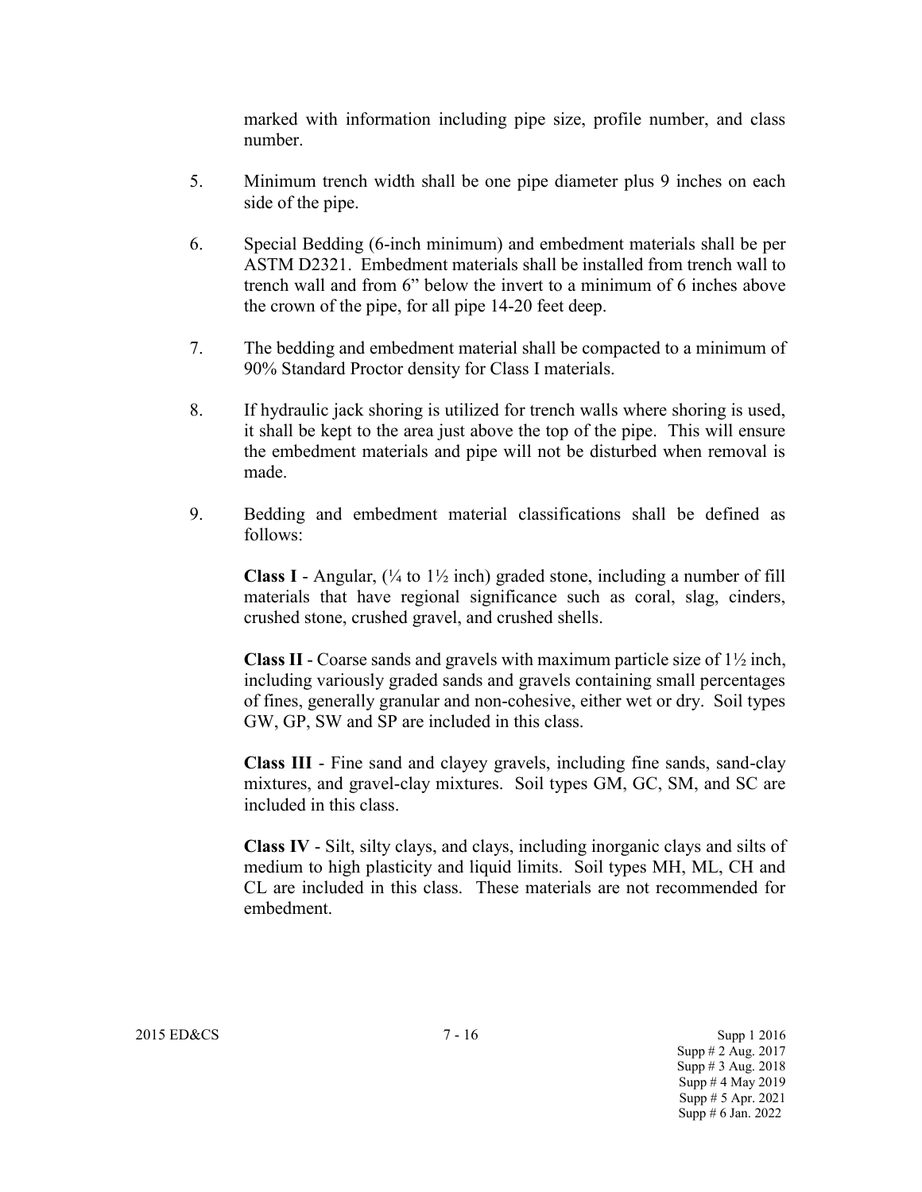marked with information including pipe size, profile number, and class number.

5. Minimum trench width shall be one pipe diameter plus 9 inches on each side of the pipe.

6. Special Bedding (6-inch minimum) and embedment materials shall be per ASTM D2321. Embedment materials shall be installed from trench wall to trench wall and from 6" below the invert to a minimum of 6 inches above the crown of the pipe, for all pipe 14-20 feet deep.

7. The bedding and embedment material shall be compacted to a minimum of 90% Standard Proctor density for Class I materials.

8. If hydraulic jack shoring is utilized for trench walls where shoring is used, it shall be kept to the area just above the top of the pipe. This will ensure the embedment materials and pipe will not be disturbed when removal is made.

9. Bedding and embedment material classifications shall be defined as follows:

   **Class I** - Angular, (¼ to 1½ inch) graded stone, including a number of fill materials that have regional significance such as coral, slag, cinders, crushed stone, crushed gravel, and crushed shells.

   **Class II** - Coarse sands and gravels with maximum particle size of 1½ inch, including variously graded sands and gravels containing small percentages of fines, generally granular and non-cohesive, either wet or dry. Soil types GW, GP, SW and SP are included in this class.

   **Class III** - Fine sand and clayey gravels, including fine sands, sand-clay mixtures, and gravel-clay mixtures. Soil types GM, GC, SM, and SC are included in this class.

   **Class IV** - Silt, silty clays, and clays, including inorganic clays and silts of medium to high plasticity and liquid limits. Soil types MH, ML, CH and CL are included in this class. These materials are not recommended for embedment.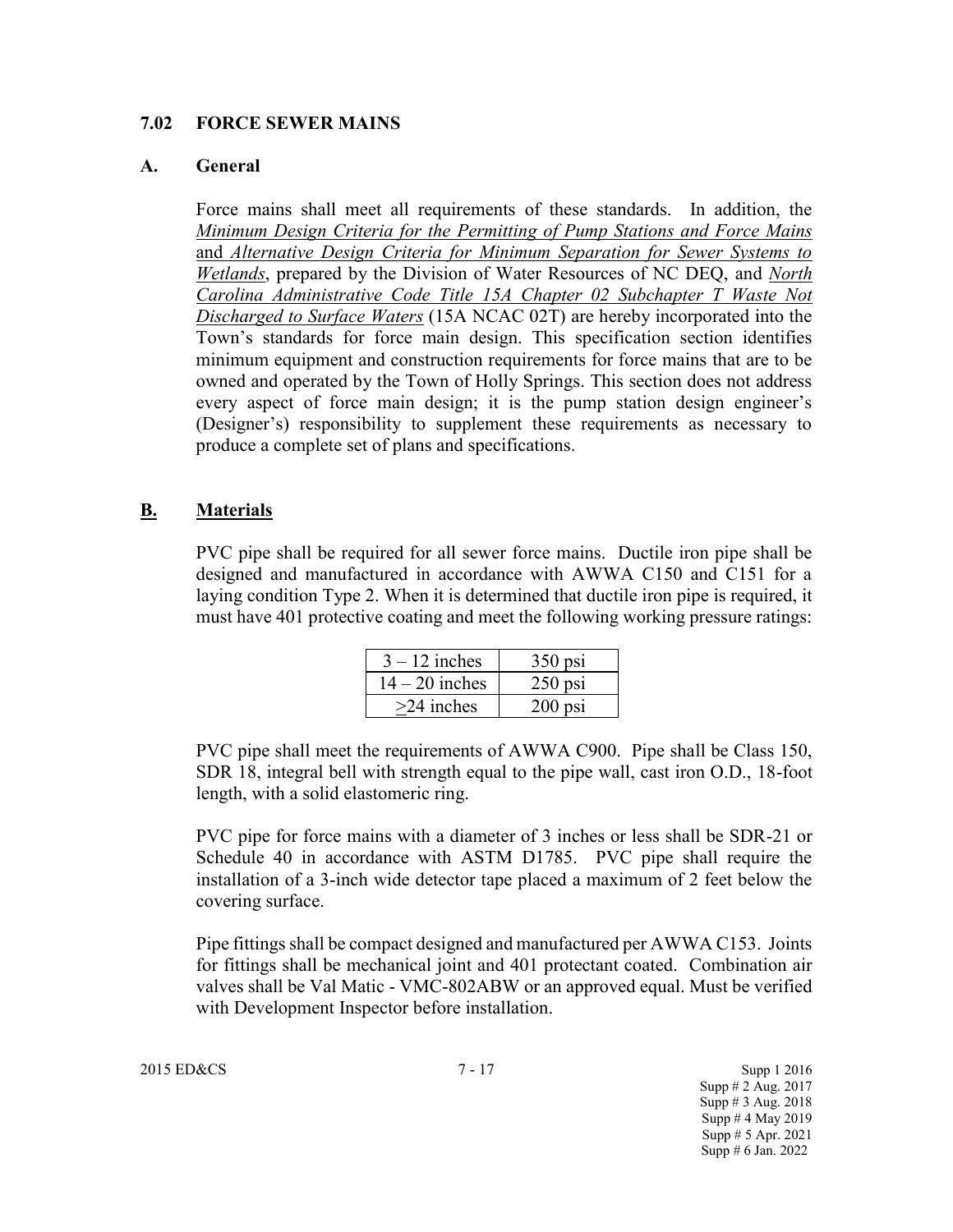## 7.02 FORCE SEWER MAINS

### A. General

Force mains shall meet all requirements of these standards. In addition, the *Minimum Design Criteria for the Permitting of Pump Stations and Force Mains* and *Alternative Design Criteria for Minimum Separation for Sewer Systems to Wetlands*, prepared by the Division of Water Resources of NC DEQ, and *North Carolina Administrative Code Title 15A Chapter 02 Subchapter T Waste Not Discharged to Surface Waters* (15A NCAC 02T) are hereby incorporated into the Town's standards for force main design. This specification section identifies minimum equipment and construction requirements for force mains that are to be owned and operated by the Town of Holly Springs. This section does not address every aspect of force main design; it is the pump station design engineer's (Designer's) responsibility to supplement these requirements as necessary to produce a complete set of plans and specifications.

### B. Materials

PVC pipe shall be required for all sewer force mains. Ductile iron pipe shall be designed and manufactured in accordance with AWWA C150 and C151 for a laying condition Type 2. When it is determined that ductile iron pipe is required, it must have 401 protective coating and meet the following working pressure ratings:

| | |
|---|---|
| 3 – 12 inches | 350 psi |
| 14 – 20 inches | 250 psi |
| ≥24 inches | 200 psi |

PVC pipe shall meet the requirements of AWWA C900. Pipe shall be Class 150, SDR 18, integral bell with strength equal to the pipe wall, cast iron O.D., 18-foot length, with a solid elastomeric ring.

PVC pipe for force mains with a diameter of 3 inches or less shall be SDR-21 or Schedule 40 in accordance with ASTM D1785. PVC pipe shall require the installation of a 3-inch wide detector tape placed a maximum of 2 feet below the covering surface.

Pipe fittings shall be compact designed and manufactured per AWWA C153. Joints for fittings shall be mechanical joint and 401 protectant coated. Combination air valves shall be Val Matic - VMC-802ABW or an approved equal. Must be verified with Development Inspector before installation.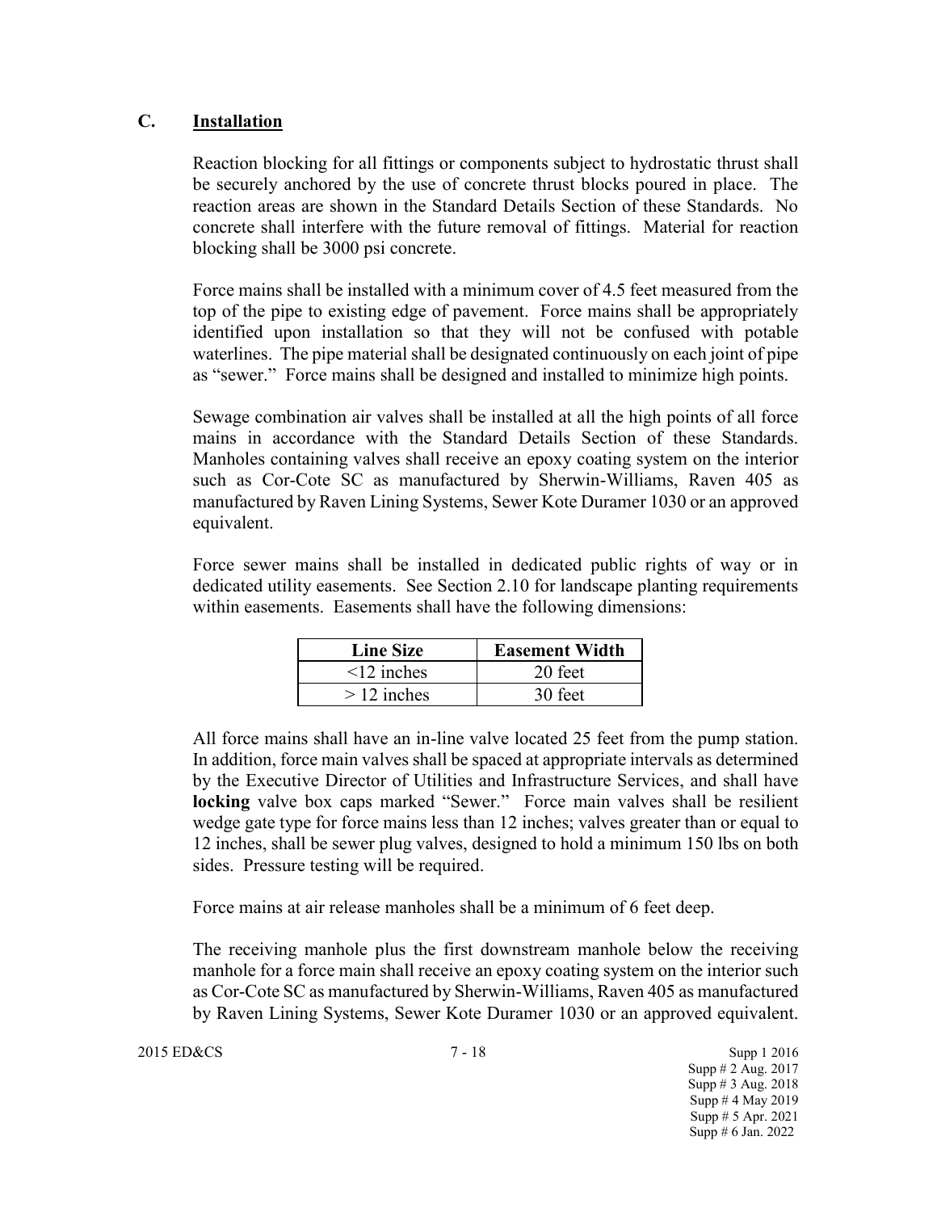## C. Installation

Reaction blocking for all fittings or components subject to hydrostatic thrust shall be securely anchored by the use of concrete thrust blocks poured in place. The reaction areas are shown in the Standard Details Section of these Standards. No concrete shall interfere with the future removal of fittings. Material for reaction blocking shall be 3000 psi concrete.

Force mains shall be installed with a minimum cover of 4.5 feet measured from the top of the pipe to existing edge of pavement. Force mains shall be appropriately identified upon installation so that they will not be confused with potable waterlines. The pipe material shall be designated continuously on each joint of pipe as "sewer." Force mains shall be designed and installed to minimize high points.

Sewage combination air valves shall be installed at all the high points of all force mains in accordance with the Standard Details Section of these Standards. Manholes containing valves shall receive an epoxy coating system on the interior such as Cor-Cote SC as manufactured by Sherwin-Williams, Raven 405 as manufactured by Raven Lining Systems, Sewer Kote Duramer 1030 or an approved equivalent.

Force sewer mains shall be installed in dedicated public rights of way or in dedicated utility easements. See Section 2.10 for landscape planting requirements within easements. Easements shall have the following dimensions:

| Line Size | Easement Width |
|---|---|
| <12 inches | 20 feet |
| > 12 inches | 30 feet |

All force mains shall have an in-line valve located 25 feet from the pump station. In addition, force main valves shall be spaced at appropriate intervals as determined by the Executive Director of Utilities and Infrastructure Services, and shall have **locking** valve box caps marked "Sewer." Force main valves shall be resilient wedge gate type for force mains less than 12 inches; valves greater than or equal to 12 inches, shall be sewer plug valves, designed to hold a minimum 150 lbs on both sides. Pressure testing will be required.

Force mains at air release manholes shall be a minimum of 6 feet deep.

The receiving manhole plus the first downstream manhole below the receiving manhole for a force main shall receive an epoxy coating system on the interior such as Cor-Cote SC as manufactured by Sherwin-Williams, Raven 405 as manufactured by Raven Lining Systems, Sewer Kote Duramer 1030 or an approved equivalent.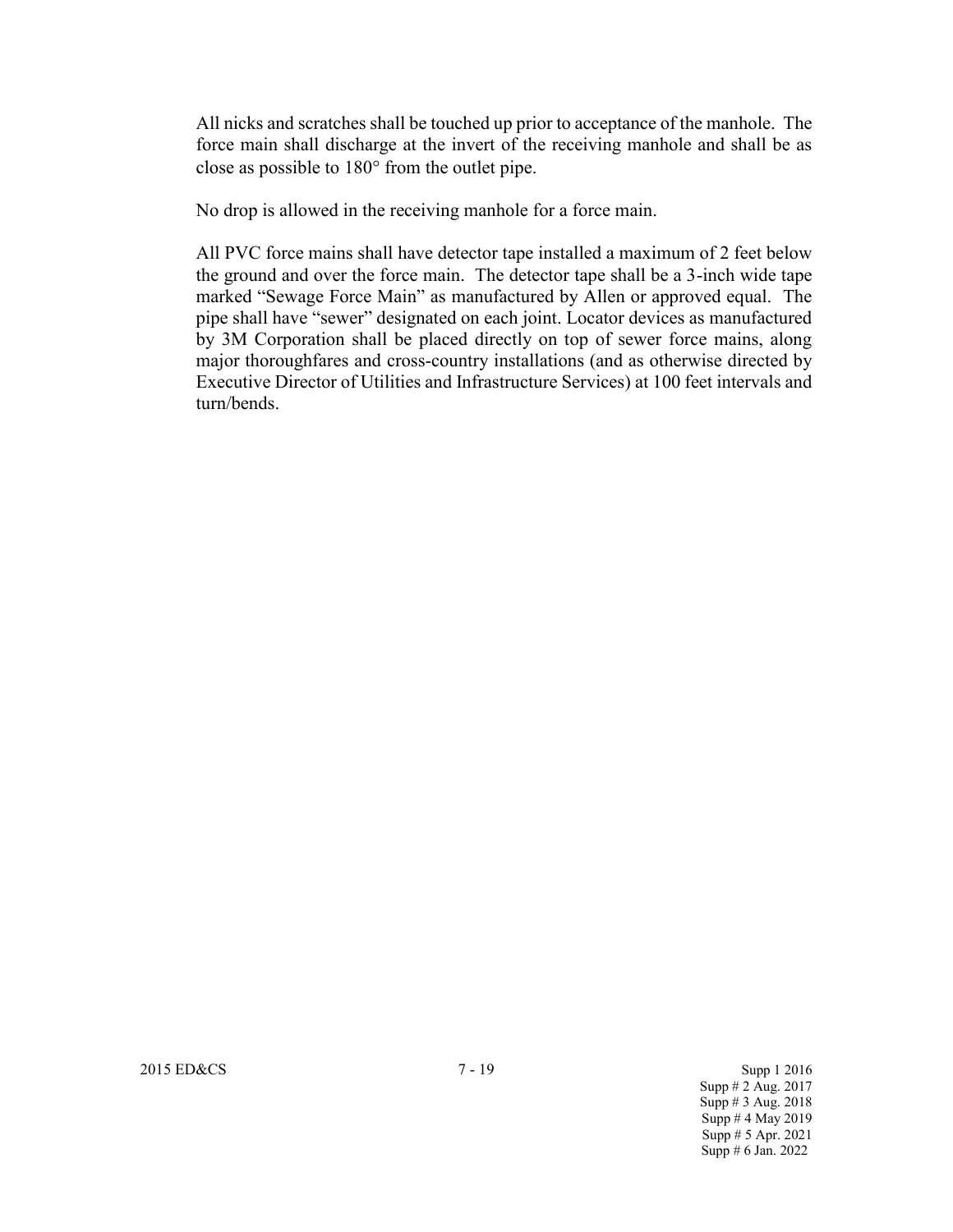All nicks and scratches shall be touched up prior to acceptance of the manhole. The force main shall discharge at the invert of the receiving manhole and shall be as close as possible to 180° from the outlet pipe.

No drop is allowed in the receiving manhole for a force main.

All PVC force mains shall have detector tape installed a maximum of 2 feet below the ground and over the force main. The detector tape shall be a 3-inch wide tape marked "Sewage Force Main" as manufactured by Allen or approved equal. The pipe shall have "sewer" designated on each joint. Locator devices as manufactured by 3M Corporation shall be placed directly on top of sewer force mains, along major thoroughfares and cross-country installations (and as otherwise directed by Executive Director of Utilities and Infrastructure Services) at 100 feet intervals and turn/bends.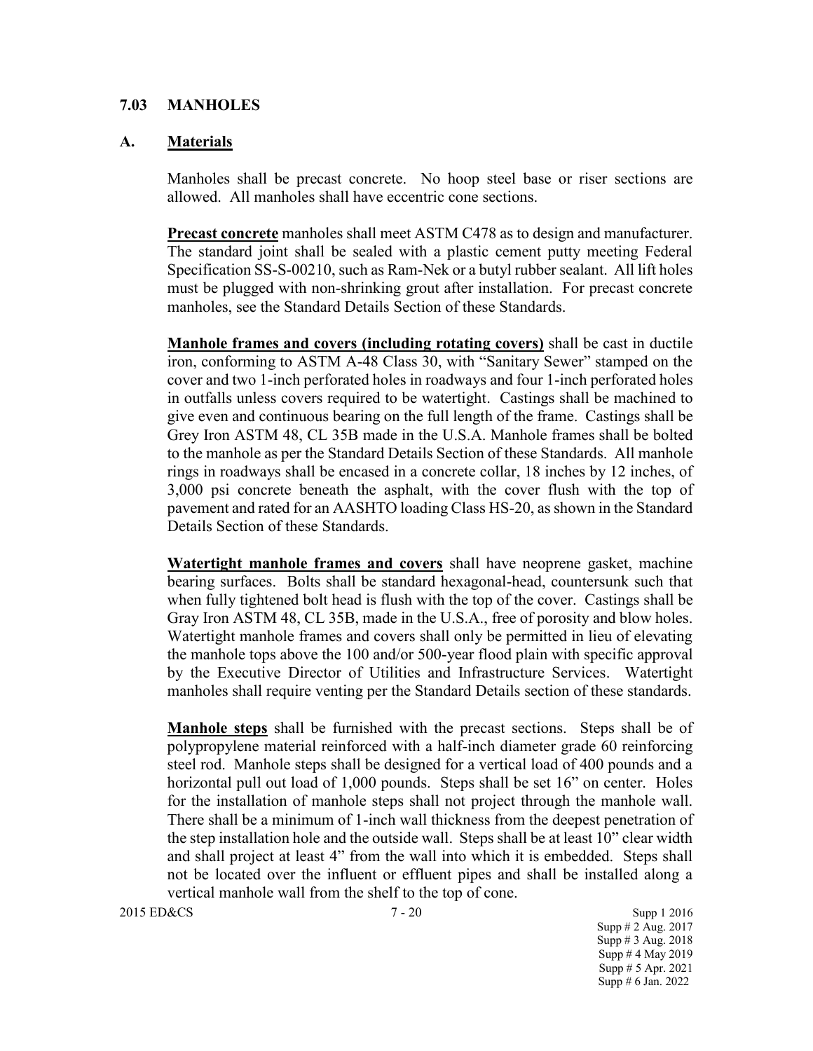## 7.03 MANHOLES

### A. Materials

Manholes shall be precast concrete. No hoop steel base or riser sections are allowed. All manholes shall have eccentric cone sections.

**Precast concrete** manholes shall meet ASTM C478 as to design and manufacturer. The standard joint shall be sealed with a plastic cement putty meeting Federal Specification SS-S-00210, such as Ram-Nek or a butyl rubber sealant. All lift holes must be plugged with non-shrinking grout after installation. For precast concrete manholes, see the Standard Details Section of these Standards.

**Manhole frames and covers (including rotating covers)** shall be cast in ductile iron, conforming to ASTM A-48 Class 30, with "Sanitary Sewer" stamped on the cover and two 1-inch perforated holes in roadways and four 1-inch perforated holes in outfalls unless covers required to be watertight. Castings shall be machined to give even and continuous bearing on the full length of the frame. Castings shall be Grey Iron ASTM 48, CL 35B made in the U.S.A. Manhole frames shall be bolted to the manhole as per the Standard Details Section of these Standards. All manhole rings in roadways shall be encased in a concrete collar, 18 inches by 12 inches, of 3,000 psi concrete beneath the asphalt, with the cover flush with the top of pavement and rated for an AASHTO loading Class HS-20, as shown in the Standard Details Section of these Standards.

**Watertight manhole frames and covers** shall have neoprene gasket, machine bearing surfaces. Bolts shall be standard hexagonal-head, countersunk such that when fully tightened bolt head is flush with the top of the cover. Castings shall be Gray Iron ASTM 48, CL 35B, made in the U.S.A., free of porosity and blow holes. Watertight manhole frames and covers shall only be permitted in lieu of elevating the manhole tops above the 100 and/or 500-year flood plain with specific approval by the Executive Director of Utilities and Infrastructure Services. Watertight manholes shall require venting per the Standard Details section of these standards.

**Manhole steps** shall be furnished with the precast sections. Steps shall be of polypropylene material reinforced with a half-inch diameter grade 60 reinforcing steel rod. Manhole steps shall be designed for a vertical load of 400 pounds and a horizontal pull out load of 1,000 pounds. Steps shall be set 16" on center. Holes for the installation of manhole steps shall not project through the manhole wall. There shall be a minimum of 1-inch wall thickness from the deepest penetration of the step installation hole and the outside wall. Steps shall be at least 10" clear width and shall project at least 4" from the wall into which it is embedded. Steps shall not be located over the influent or effluent pipes and shall be installed along a vertical manhole wall from the shelf to the top of cone.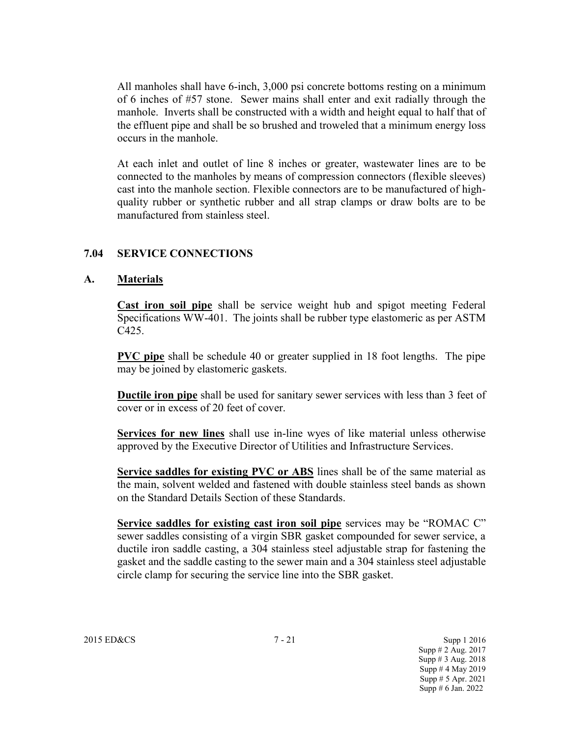All manholes shall have 6-inch, 3,000 psi concrete bottoms resting on a minimum of 6 inches of #57 stone. Sewer mains shall enter and exit radially through the manhole. Inverts shall be constructed with a width and height equal to half that of the effluent pipe and shall be so brushed and troweled that a minimum energy loss occurs in the manhole.

At each inlet and outlet of line 8 inches or greater, wastewater lines are to be connected to the manholes by means of compression connectors (flexible sleeves) cast into the manhole section. Flexible connectors are to be manufactured of high-quality rubber or synthetic rubber and all strap clamps or draw bolts are to be manufactured from stainless steel.

## 7.04 SERVICE CONNECTIONS

### A. Materials

**Cast iron soil pipe** shall be service weight hub and spigot meeting Federal Specifications WW-401. The joints shall be rubber type elastomeric as per ASTM C425.

**PVC pipe** shall be schedule 40 or greater supplied in 18 foot lengths. The pipe may be joined by elastomeric gaskets.

**Ductile iron pipe** shall be used for sanitary sewer services with less than 3 feet of cover or in excess of 20 feet of cover.

**Services for new lines** shall use in-line wyes of like material unless otherwise approved by the Executive Director of Utilities and Infrastructure Services.

**Service saddles for existing PVC or ABS** lines shall be of the same material as the main, solvent welded and fastened with double stainless steel bands as shown on the Standard Details Section of these Standards.

**Service saddles for existing cast iron soil pipe** services may be "ROMAC C" sewer saddles consisting of a virgin SBR gasket compounded for sewer service, a ductile iron saddle casting, a 304 stainless steel adjustable strap for fastening the gasket and the saddle casting to the sewer main and a 304 stainless steel adjustable circle clamp for securing the service line into the SBR gasket.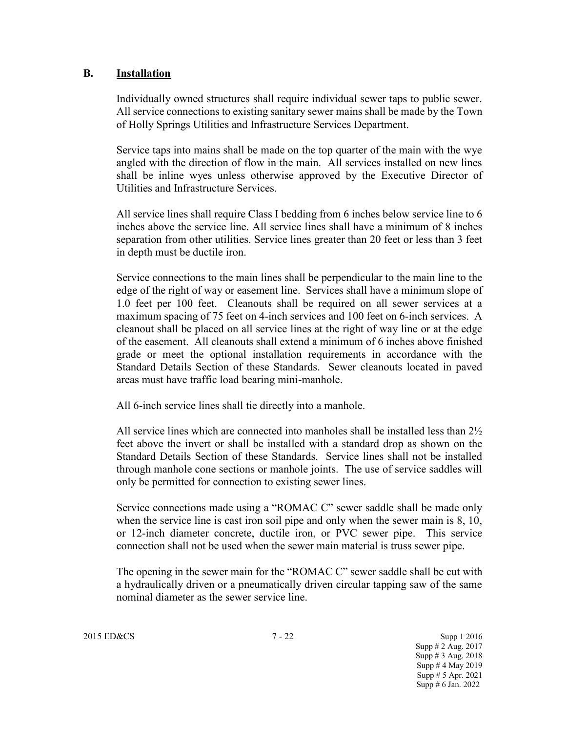### B. Installation

Individually owned structures shall require individual sewer taps to public sewer. All service connections to existing sanitary sewer mains shall be made by the Town of Holly Springs Utilities and Infrastructure Services Department.

Service taps into mains shall be made on the top quarter of the main with the wye angled with the direction of flow in the main. All services installed on new lines shall be inline wyes unless otherwise approved by the Executive Director of Utilities and Infrastructure Services.

All service lines shall require Class I bedding from 6 inches below service line to 6 inches above the service line. All service lines shall have a minimum of 8 inches separation from other utilities. Service lines greater than 20 feet or less than 3 feet in depth must be ductile iron.

Service connections to the main lines shall be perpendicular to the main line to the edge of the right of way or easement line. Services shall have a minimum slope of 1.0 feet per 100 feet. Cleanouts shall be required on all sewer services at a maximum spacing of 75 feet on 4-inch services and 100 feet on 6-inch services. A cleanout shall be placed on all service lines at the right of way line or at the edge of the easement. All cleanouts shall extend a minimum of 6 inches above finished grade or meet the optional installation requirements in accordance with the Standard Details Section of these Standards. Sewer cleanouts located in paved areas must have traffic load bearing mini-manhole.

All 6-inch service lines shall tie directly into a manhole.

All service lines which are connected into manholes shall be installed less than 2½ feet above the invert or shall be installed with a standard drop as shown on the Standard Details Section of these Standards. Service lines shall not be installed through manhole cone sections or manhole joints. The use of service saddles will only be permitted for connection to existing sewer lines.

Service connections made using a "ROMAC C" sewer saddle shall be made only when the service line is cast iron soil pipe and only when the sewer main is 8, 10, or 12-inch diameter concrete, ductile iron, or PVC sewer pipe. This service connection shall not be used when the sewer main material is truss sewer pipe.

The opening in the sewer main for the "ROMAC C" sewer saddle shall be cut with a hydraulically driven or a pneumatically driven circular tapping saw of the same nominal diameter as the sewer service line.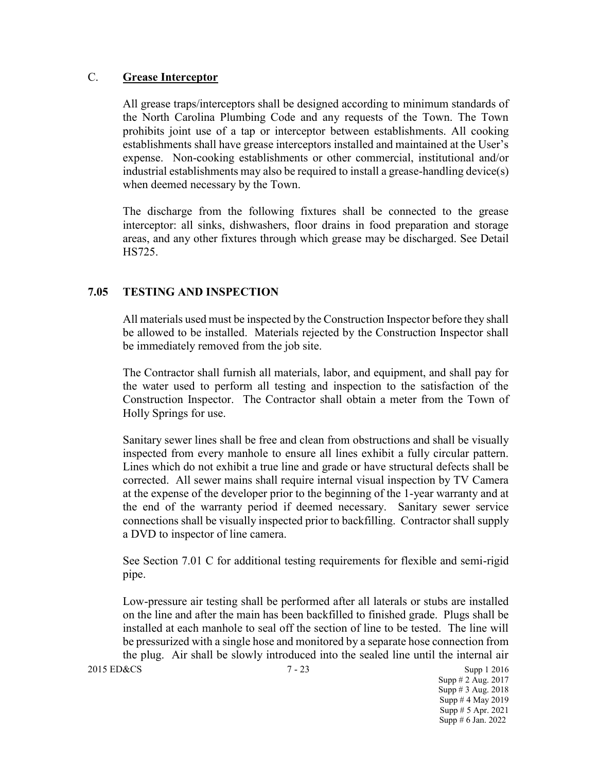C. **Grease Interceptor**

All grease traps/interceptors shall be designed according to minimum standards of the North Carolina Plumbing Code and any requests of the Town. The Town prohibits joint use of a tap or interceptor between establishments. All cooking establishments shall have grease interceptors installed and maintained at the User's expense. Non-cooking establishments or other commercial, institutional and/or industrial establishments may also be required to install a grease-handling device(s) when deemed necessary by the Town.

The discharge from the following fixtures shall be connected to the grease interceptor: all sinks, dishwashers, floor drains in food preparation and storage areas, and any other fixtures through which grease may be discharged. See Detail HS725.

## 7.05 TESTING AND INSPECTION

All materials used must be inspected by the Construction Inspector before they shall be allowed to be installed. Materials rejected by the Construction Inspector shall be immediately removed from the job site.

The Contractor shall furnish all materials, labor, and equipment, and shall pay for the water used to perform all testing and inspection to the satisfaction of the Construction Inspector. The Contractor shall obtain a meter from the Town of Holly Springs for use.

Sanitary sewer lines shall be free and clean from obstructions and shall be visually inspected from every manhole to ensure all lines exhibit a fully circular pattern. Lines which do not exhibit a true line and grade or have structural defects shall be corrected. All sewer mains shall require internal visual inspection by TV Camera at the expense of the developer prior to the beginning of the 1-year warranty and at the end of the warranty period if deemed necessary. Sanitary sewer service connections shall be visually inspected prior to backfilling. Contractor shall supply a DVD to inspector of line camera.

See Section 7.01 C for additional testing requirements for flexible and semi-rigid pipe.

Low-pressure air testing shall be performed after all laterals or stubs are installed on the line and after the main has been backfilled to finished grade. Plugs shall be installed at each manhole to seal off the section of line to be tested. The line will be pressurized with a single hose and monitored by a separate hose connection from the plug. Air shall be slowly introduced into the sealed line until the internal air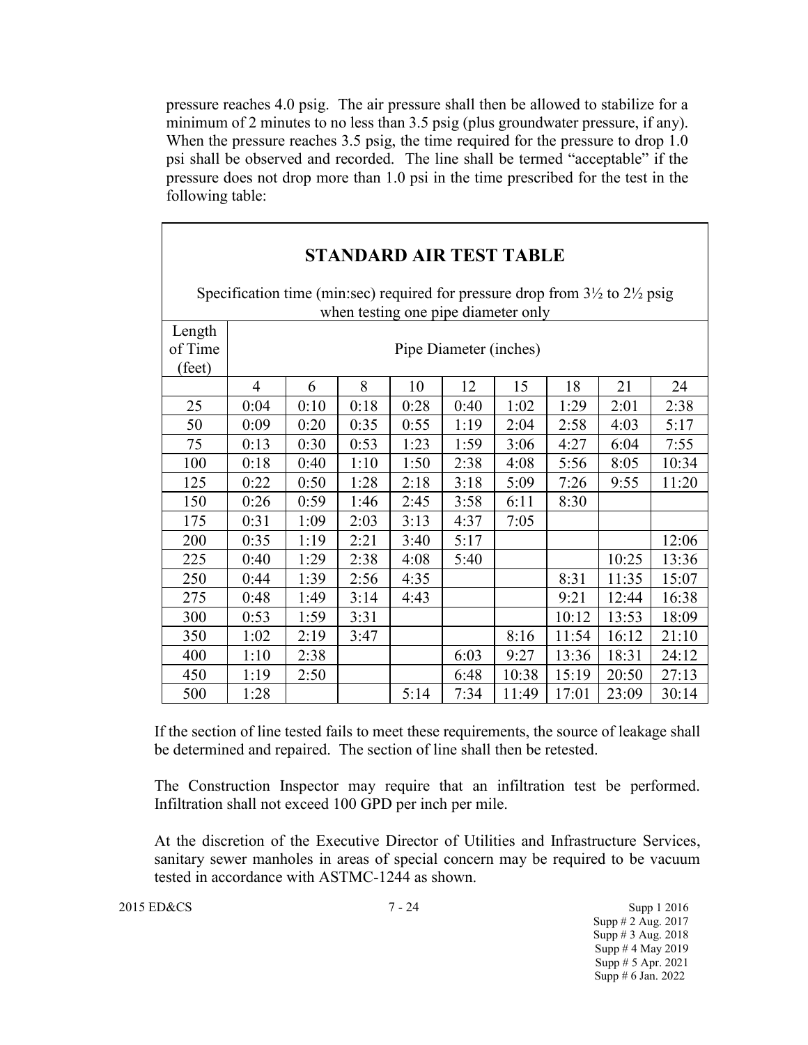pressure reaches 4.0 psig. The air pressure shall then be allowed to stabilize for a minimum of 2 minutes to no less than 3.5 psig (plus groundwater pressure, if any). When the pressure reaches 3.5 psig, the time required for the pressure to drop 1.0 psi shall be observed and recorded. The line shall be termed "acceptable" if the pressure does not drop more than 1.0 psi in the time prescribed for the test in the following table:

## STANDARD AIR TEST TABLE

Specification time (min:sec) required for pressure drop from 3½ to 2½ psig when testing one pipe diameter only

| Length of Time (feet) | Pipe Diameter (inches) | | | | | | | | |
|---|---|---|---|---|---|---|---|---|---|
| | 4 | 6 | 8 | 10 | 12 | 15 | 18 | 21 | 24 |
| 25 | 0:04 | 0:10 | 0:18 | 0:28 | 0:40 | 1:02 | 1:29 | 2:01 | 2:38 |
| 50 | 0:09 | 0:20 | 0:35 | 0:55 | 1:19 | 2:04 | 2:58 | 4:03 | 5:17 |
| 75 | 0:13 | 0:30 | 0:53 | 1:23 | 1:59 | 3:06 | 4:27 | 6:04 | 7:55 |
| 100 | 0:18 | 0:40 | 1:10 | 1:50 | 2:38 | 4:08 | 5:56 | 8:05 | 10:34 |
| 125 | 0:22 | 0:50 | 1:28 | 2:18 | 3:18 | 5:09 | 7:26 | 9:55 | 11:20 |
| 150 | 0:26 | 0:59 | 1:46 | 2:45 | 3:58 | 6:11 | 8:30 | | |
| 175 | 0:31 | 1:09 | 2:03 | 3:13 | 4:37 | 7:05 | | | |
| 200 | 0:35 | 1:19 | 2:21 | 3:40 | 5:17 | | | | 12:06 |
| 225 | 0:40 | 1:29 | 2:38 | 4:08 | 5:40 | | | 10:25 | 13:36 |
| 250 | 0:44 | 1:39 | 2:56 | 4:35 | | | 8:31 | 11:35 | 15:07 |
| 275 | 0:48 | 1:49 | 3:14 | 4:43 | | | 9:21 | 12:44 | 16:38 |
| 300 | 0:53 | 1:59 | 3:31 | | | | 10:12 | 13:53 | 18:09 |
| 350 | 1:02 | 2:19 | 3:47 | | | 8:16 | 11:54 | 16:12 | 21:10 |
| 400 | 1:10 | 2:38 | | | 6:03 | 9:27 | 13:36 | 18:31 | 24:12 |
| 450 | 1:19 | 2:50 | | | 6:48 | 10:38 | 15:19 | 20:50 | 27:13 |
| 500 | 1:28 | | | 5:14 | 7:34 | 11:49 | 17:01 | 23:09 | 30:14 |

If the section of line tested fails to meet these requirements, the source of leakage shall be determined and repaired. The section of line shall then be retested.

The Construction Inspector may require that an infiltration test be performed. Infiltration shall not exceed 100 GPD per inch per mile.

At the discretion of the Executive Director of Utilities and Infrastructure Services, sanitary sewer manholes in areas of special concern may be required to be vacuum tested in accordance with ASTMC-1244 as shown.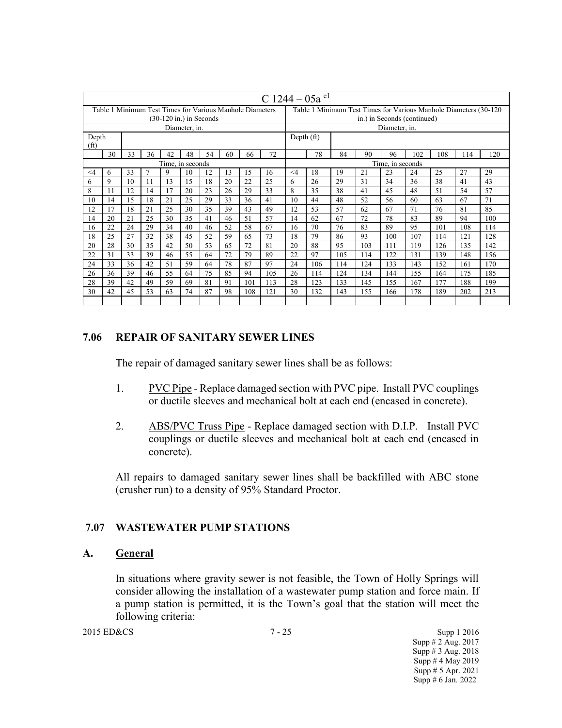| C 1244 – 05a $^{e1}$ | | | | | | | | | | | | | | | | | | | |
|---|---|---|---|---|---|---|---|---|---|---|---|---|---|---|---|---|---|---|---|
| Table 1 Minimum Test Times for Various Manhole Diameters (30-120 in.) in Seconds | | | | | | | | | | Table 1 Minimum Test Times for Various Manhole Diameters (30-120 in.) in Seconds (continued) | | | | | | | | | |
| Diameter, in. | | | | | | | | | | Diameter, in. | | | | | | | | | |
| Depth (ft) | | | | | | | | | | Depth (ft) | | | | | | | | | |
| | 30 | 33 | 36 | 42 | 48 | 54 | 60 | 66 | 72 | | 78 | 84 | 90 | 96 | 102 | 108 | 114 | 120 | |
| Time, in seconds | | | | | | | | | | Time, in seconds | | | | | | | | | |
| <4 | 6 | 33 | 7 | 9 | 10 | 12 | 13 | 15 | 16 | <4 | 18 | 19 | 21 | 23 | 24 | 25 | 27 | 29 | |
| 6 | 9 | 10 | 11 | 13 | 15 | 18 | 20 | 22 | 25 | 6 | 26 | 29 | 31 | 34 | 36 | 38 | 41 | 43 | |
| 8 | 11 | 12 | 14 | 17 | 20 | 23 | 26 | 29 | 33 | 8 | 35 | 38 | 41 | 45 | 48 | 51 | 54 | 57 | |
| 10 | 14 | 15 | 18 | 21 | 25 | 29 | 33 | 36 | 41 | 10 | 44 | 48 | 52 | 56 | 60 | 63 | 67 | 71 | |
| 12 | 17 | 18 | 21 | 25 | 30 | 35 | 39 | 43 | 49 | 12 | 53 | 57 | 62 | 67 | 71 | 76 | 81 | 85 | |
| 14 | 20 | 21 | 25 | 30 | 35 | 41 | 46 | 51 | 57 | 14 | 62 | 67 | 72 | 78 | 83 | 89 | 94 | 100 | |
| 16 | 22 | 24 | 29 | 34 | 40 | 46 | 52 | 58 | 67 | 16 | 70 | 76 | 83 | 89 | 95 | 101 | 108 | 114 | |
| 18 | 25 | 27 | 32 | 38 | 45 | 52 | 59 | 65 | 73 | 18 | 79 | 86 | 93 | 100 | 107 | 114 | 121 | 128 | |
| 20 | 28 | 30 | 35 | 42 | 50 | 53 | 65 | 72 | 81 | 20 | 88 | 95 | 103 | 111 | 119 | 126 | 135 | 142 | |
| 22 | 31 | 33 | 39 | 46 | 55 | 64 | 72 | 79 | 89 | 22 | 97 | 105 | 114 | 122 | 131 | 139 | 148 | 156 | |
| 24 | 33 | 36 | 42 | 51 | 59 | 64 | 78 | 87 | 97 | 24 | 106 | 114 | 124 | 133 | 143 | 152 | 161 | 170 | |
| 26 | 36 | 39 | 46 | 55 | 64 | 75 | 85 | 94 | 105 | 26 | 114 | 124 | 134 | 144 | 155 | 164 | 175 | 185 | |
| 28 | 39 | 42 | 49 | 59 | 69 | 81 | 91 | 101 | 113 | 28 | 123 | 133 | 145 | 155 | 167 | 177 | 188 | 199 | |
| 30 | 42 | 45 | 53 | 63 | 74 | 87 | 98 | 108 | 121 | 30 | 132 | 143 | 155 | 166 | 178 | 189 | 202 | 213 | |

## 7.06 REPAIR OF SANITARY SEWER LINES

The repair of damaged sanitary sewer lines shall be as follows:

1. PVC Pipe - Replace damaged section with PVC pipe. Install PVC couplings or ductile sleeves and mechanical bolt at each end (encased in concrete).

2. ABS/PVC Truss Pipe - Replace damaged section with D.I.P. Install PVC couplings or ductile sleeves and mechanical bolt at each end (encased in concrete).

All repairs to damaged sanitary sewer lines shall be backfilled with ABC stone (crusher run) to a density of 95% Standard Proctor.

## 7.07 WASTEWATER PUMP STATIONS

### A. General

In situations where gravity sewer is not feasible, the Town of Holly Springs will consider allowing the installation of a wastewater pump station and force main. If a pump station is permitted, it is the Town's goal that the station will meet the following criteria: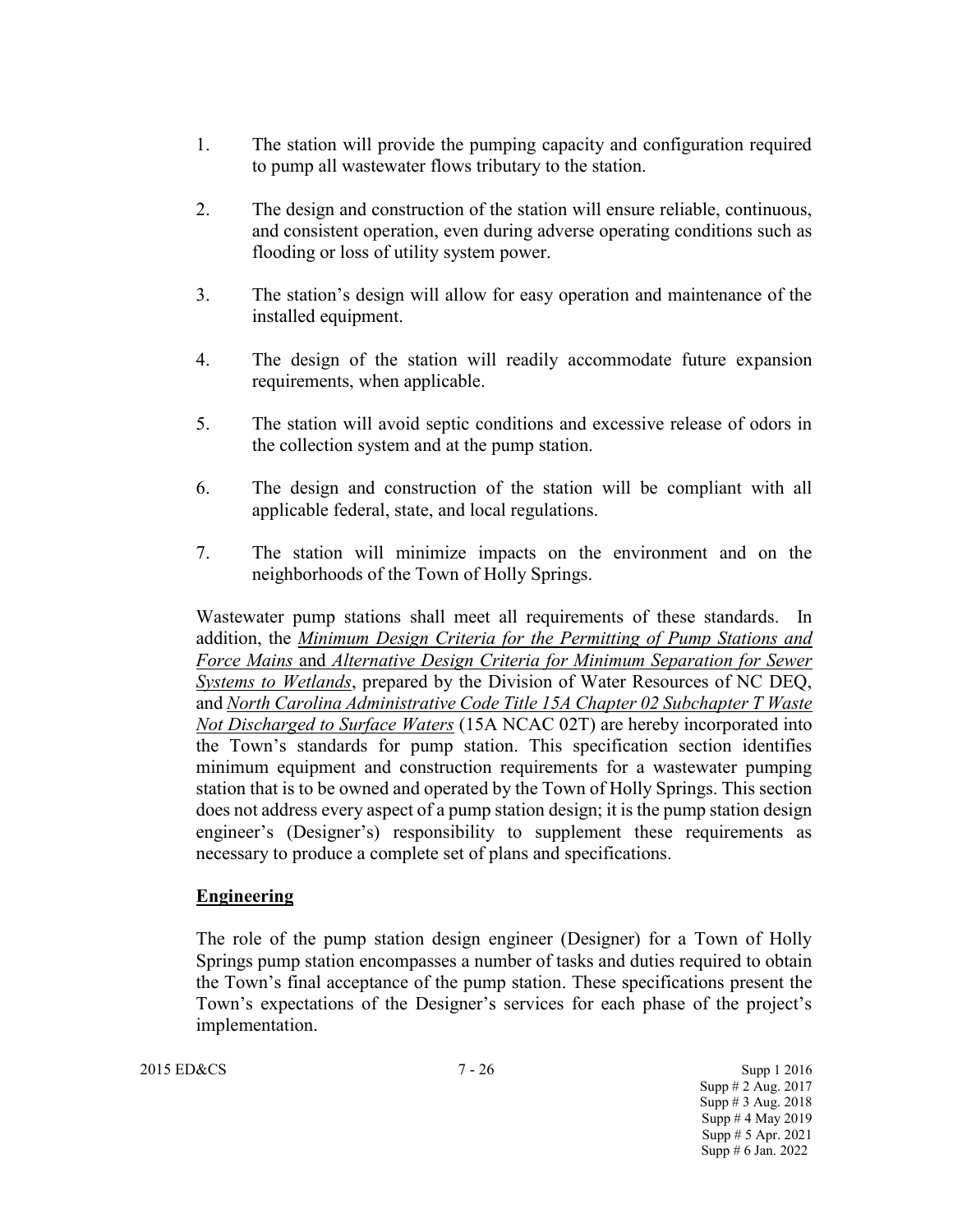1. The station will provide the pumping capacity and configuration required to pump all wastewater flows tributary to the station.

2. The design and construction of the station will ensure reliable, continuous, and consistent operation, even during adverse operating conditions such as flooding or loss of utility system power.

3. The station's design will allow for easy operation and maintenance of the installed equipment.

4. The design of the station will readily accommodate future expansion requirements, when applicable.

5. The station will avoid septic conditions and excessive release of odors in the collection system and at the pump station.

6. The design and construction of the station will be compliant with all applicable federal, state, and local regulations.

7. The station will minimize impacts on the environment and on the neighborhoods of the Town of Holly Springs.

Wastewater pump stations shall meet all requirements of these standards. In addition, the *Minimum Design Criteria for the Permitting of Pump Stations and Force Mains* and *Alternative Design Criteria for Minimum Separation for Sewer Systems to Wetlands*, prepared by the Division of Water Resources of NC DEQ, and *North Carolina Administrative Code Title 15A Chapter 02 Subchapter T Waste Not Discharged to Surface Waters* (15A NCAC 02T) are hereby incorporated into the Town's standards for pump station. This specification section identifies minimum equipment and construction requirements for a wastewater pumping station that is to be owned and operated by the Town of Holly Springs. This section does not address every aspect of a pump station design; it is the pump station design engineer's (Designer's) responsibility to supplement these requirements as necessary to produce a complete set of plans and specifications.

**Engineering**

The role of the pump station design engineer (Designer) for a Town of Holly Springs pump station encompasses a number of tasks and duties required to obtain the Town's final acceptance of the pump station. These specifications present the Town's expectations of the Designer's services for each phase of the project's implementation.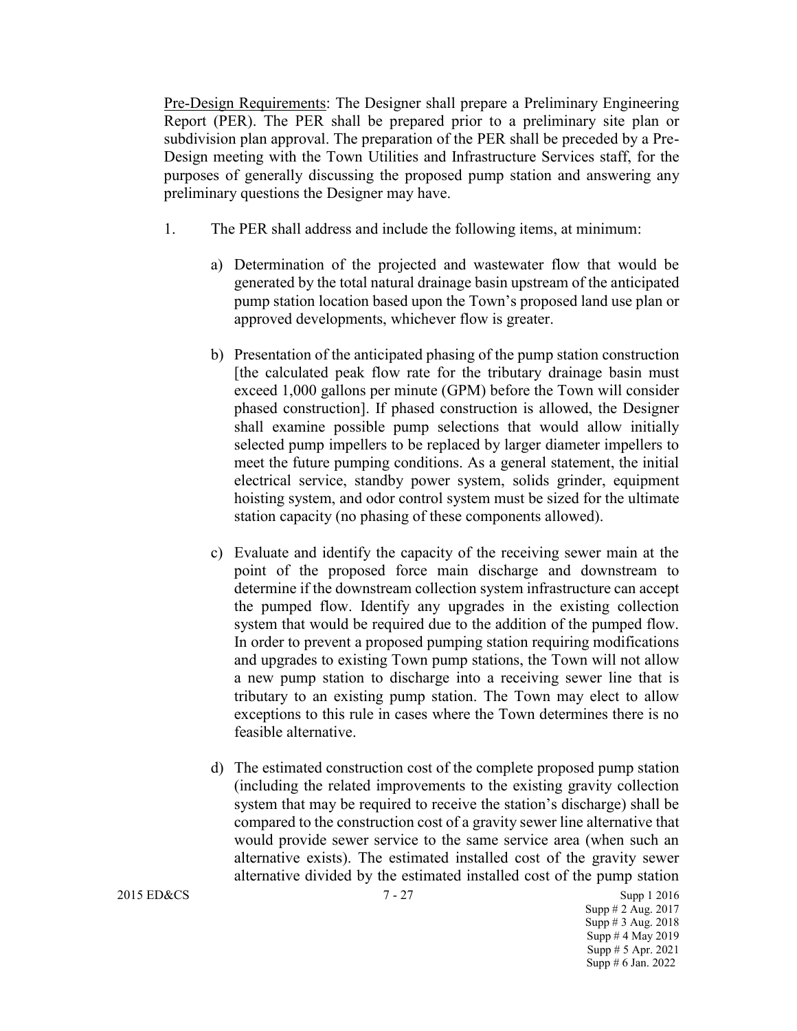Pre-Design Requirements: The Designer shall prepare a Preliminary Engineering Report (PER). The PER shall be prepared prior to a preliminary site plan or subdivision plan approval. The preparation of the PER shall be preceded by a Pre-Design meeting with the Town Utilities and Infrastructure Services staff, for the purposes of generally discussing the proposed pump station and answering any preliminary questions the Designer may have.

1. The PER shall address and include the following items, at minimum:

   a) Determination of the projected and wastewater flow that would be generated by the total natural drainage basin upstream of the anticipated pump station location based upon the Town's proposed land use plan or approved developments, whichever flow is greater.

   b) Presentation of the anticipated phasing of the pump station construction [the calculated peak flow rate for the tributary drainage basin must exceed 1,000 gallons per minute (GPM) before the Town will consider phased construction]. If phased construction is allowed, the Designer shall examine possible pump selections that would allow initially selected pump impellers to be replaced by larger diameter impellers to meet the future pumping conditions. As a general statement, the initial electrical service, standby power system, solids grinder, equipment hoisting system, and odor control system must be sized for the ultimate station capacity (no phasing of these components allowed).

   c) Evaluate and identify the capacity of the receiving sewer main at the point of the proposed force main discharge and downstream to determine if the downstream collection system infrastructure can accept the pumped flow. Identify any upgrades in the existing collection system that would be required due to the addition of the pumped flow. In order to prevent a proposed pumping station requiring modifications and upgrades to existing Town pump stations, the Town will not allow a new pump station to discharge into a receiving sewer line that is tributary to an existing pump station. The Town may elect to allow exceptions to this rule in cases where the Town determines there is no feasible alternative.

   d) The estimated construction cost of the complete proposed pump station (including the related improvements to the existing gravity collection system that may be required to receive the station's discharge) shall be compared to the construction cost of a gravity sewer line alternative that would provide sewer service to the same service area (when such an alternative exists). The estimated installed cost of the gravity sewer alternative divided by the estimated installed cost of the pump station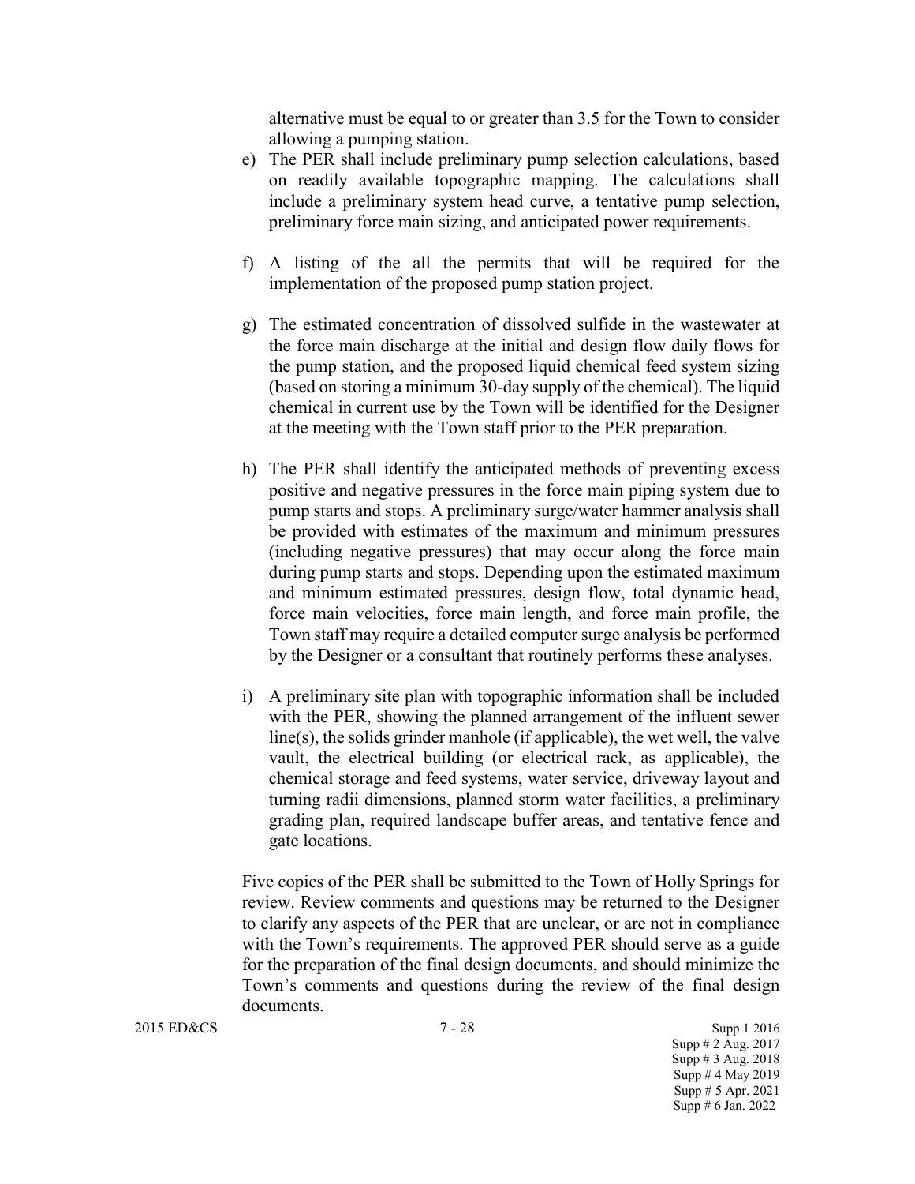alternative must be equal to or greater than 3.5 for the Town to consider allowing a pumping station.

e) The PER shall include preliminary pump selection calculations, based on readily available topographic mapping. The calculations shall include a preliminary system head curve, a tentative pump selection, preliminary force main sizing, and anticipated power requirements.

f) A listing of the all the permits that will be required for the implementation of the proposed pump station project.

g) The estimated concentration of dissolved sulfide in the wastewater at the force main discharge at the initial and design flow daily flows for the pump station, and the proposed liquid chemical feed system sizing (based on storing a minimum 30-day supply of the chemical). The liquid chemical in current use by the Town will be identified for the Designer at the meeting with the Town staff prior to the PER preparation.

h) The PER shall identify the anticipated methods of preventing excess positive and negative pressures in the force main piping system due to pump starts and stops. A preliminary surge/water hammer analysis shall be provided with estimates of the maximum and minimum pressures (including negative pressures) that may occur along the force main during pump starts and stops. Depending upon the estimated maximum and minimum estimated pressures, design flow, total dynamic head, force main velocities, force main length, and force main profile, the Town staff may require a detailed computer surge analysis be performed by the Designer or a consultant that routinely performs these analyses.

i) A preliminary site plan with topographic information shall be included with the PER, showing the planned arrangement of the influent sewer line(s), the solids grinder manhole (if applicable), the wet well, the valve vault, the electrical building (or electrical rack, as applicable), the chemical storage and feed systems, water service, driveway layout and turning radii dimensions, planned storm water facilities, a preliminary grading plan, required landscape buffer areas, and tentative fence and gate locations.

Five copies of the PER shall be submitted to the Town of Holly Springs for review. Review comments and questions may be returned to the Designer to clarify any aspects of the PER that are unclear, or are not in compliance with the Town's requirements. The approved PER should serve as a guide for the preparation of the final design documents, and should minimize the Town's comments and questions during the review of the final design documents.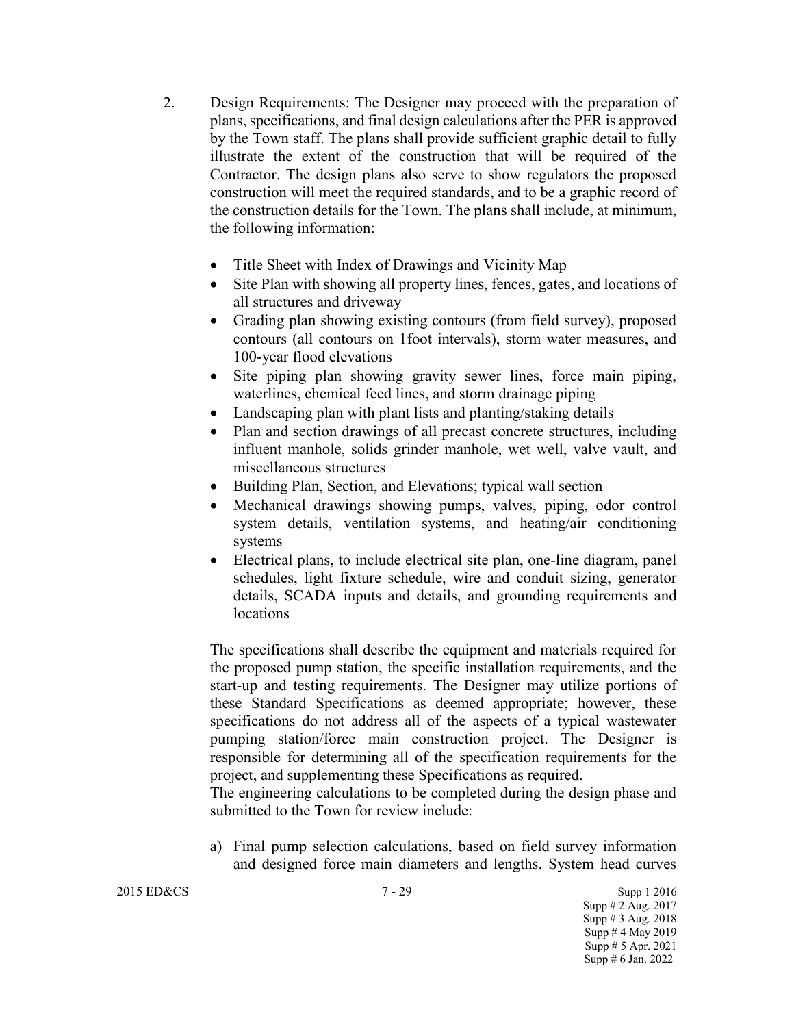2. <u>Design Requirements</u>: The Designer may proceed with the preparation of plans, specifications, and final design calculations after the PER is approved by the Town staff. The plans shall provide sufficient graphic detail to fully illustrate the extent of the construction that will be required of the Contractor. The design plans also serve to show regulators the proposed construction will meet the required standards, and to be a graphic record of the construction details for the Town. The plans shall include, at minimum, the following information:

   - Title Sheet with Index of Drawings and Vicinity Map
   - Site Plan with showing all property lines, fences, gates, and locations of all structures and driveway
   - Grading plan showing existing contours (from field survey), proposed contours (all contours on 1foot intervals), storm water measures, and 100-year flood elevations
   - Site piping plan showing gravity sewer lines, force main piping, waterlines, chemical feed lines, and storm drainage piping
   - Landscaping plan with plant lists and planting/staking details
   - Plan and section drawings of all precast concrete structures, including influent manhole, solids grinder manhole, wet well, valve vault, and miscellaneous structures
   - Building Plan, Section, and Elevations; typical wall section
   - Mechanical drawings showing pumps, valves, piping, odor control system details, ventilation systems, and heating/air conditioning systems
   - Electrical plans, to include electrical site plan, one-line diagram, panel schedules, light fixture schedule, wire and conduit sizing, generator details, SCADA inputs and details, and grounding requirements and locations

   The specifications shall describe the equipment and materials required for the proposed pump station, the specific installation requirements, and the start-up and testing requirements. The Designer may utilize portions of these Standard Specifications as deemed appropriate; however, these specifications do not address all of the aspects of a typical wastewater pumping station/force main construction project. The Designer is responsible for determining all of the specification requirements for the project, and supplementing these Specifications as required.
   The engineering calculations to be completed during the design phase and submitted to the Town for review include:

   a) Final pump selection calculations, based on field survey information and designed force main diameters and lengths. System head curves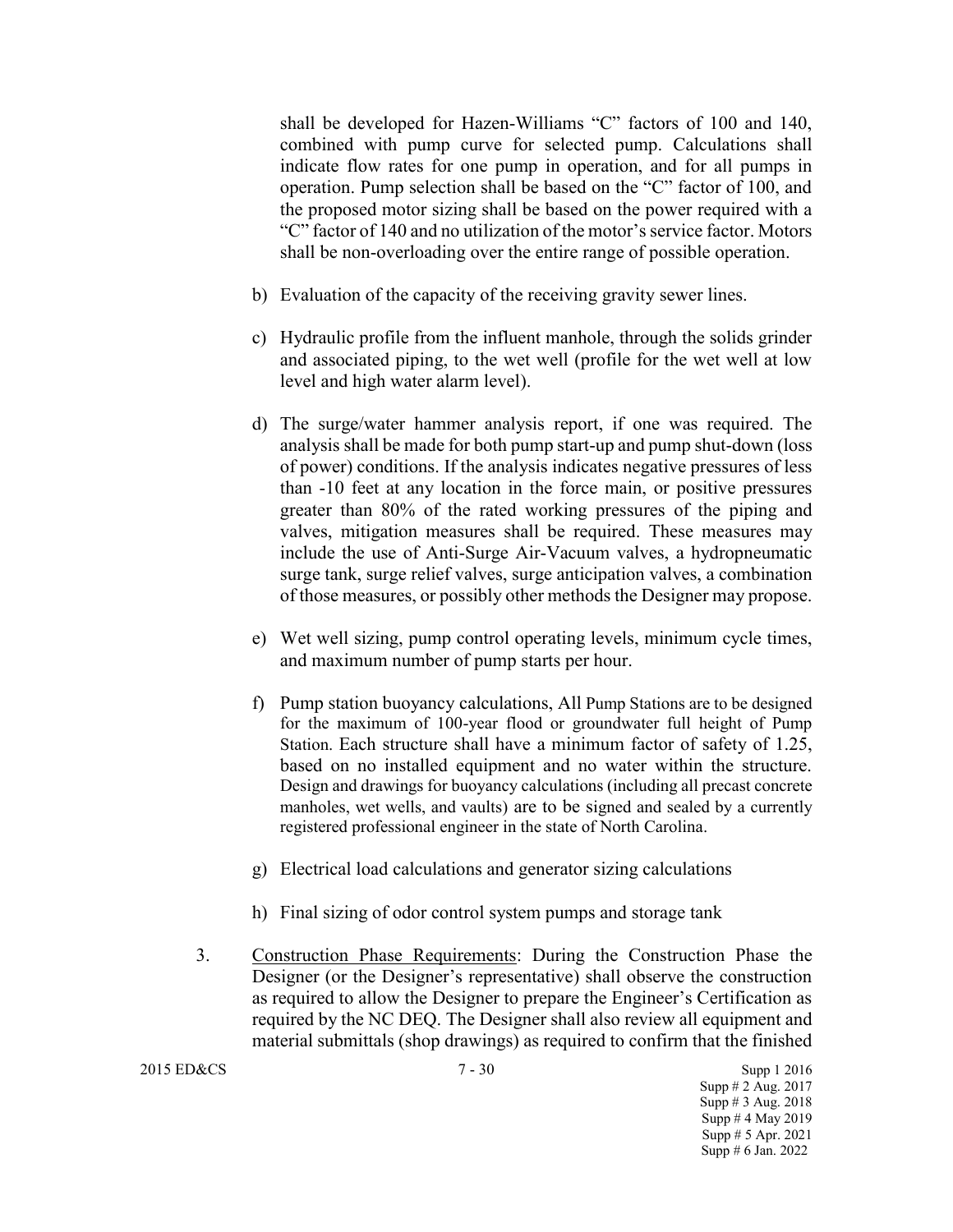shall be developed for Hazen-Williams "C" factors of 100 and 140, combined with pump curve for selected pump. Calculations shall indicate flow rates for one pump in operation, and for all pumps in operation. Pump selection shall be based on the "C" factor of 100, and the proposed motor sizing shall be based on the power required with a "C" factor of 140 and no utilization of the motor's service factor. Motors shall be non-overloading over the entire range of possible operation.

b) Evaluation of the capacity of the receiving gravity sewer lines.

c) Hydraulic profile from the influent manhole, through the solids grinder and associated piping, to the wet well (profile for the wet well at low level and high water alarm level).

d) The surge/water hammer analysis report, if one was required. The analysis shall be made for both pump start-up and pump shut-down (loss of power) conditions. If the analysis indicates negative pressures of less than -10 feet at any location in the force main, or positive pressures greater than 80% of the rated working pressures of the piping and valves, mitigation measures shall be required. These measures may include the use of Anti-Surge Air-Vacuum valves, a hydropneumatic surge tank, surge relief valves, surge anticipation valves, a combination of those measures, or possibly other methods the Designer may propose.

e) Wet well sizing, pump control operating levels, minimum cycle times, and maximum number of pump starts per hour.

f) Pump station buoyancy calculations, All Pump Stations are to be designed for the maximum of 100-year flood or groundwater full height of Pump Station. Each structure shall have a minimum factor of safety of 1.25, based on no installed equipment and no water within the structure. Design and drawings for buoyancy calculations (including all precast concrete manholes, wet wells, and vaults) are to be signed and sealed by a currently registered professional engineer in the state of North Carolina.

g) Electrical load calculations and generator sizing calculations

h) Final sizing of odor control system pumps and storage tank

3. Construction Phase Requirements: During the Construction Phase the Designer (or the Designer's representative) shall observe the construction as required to allow the Designer to prepare the Engineer's Certification as required by the NC DEQ. The Designer shall also review all equipment and material submittals (shop drawings) as required to confirm that the finished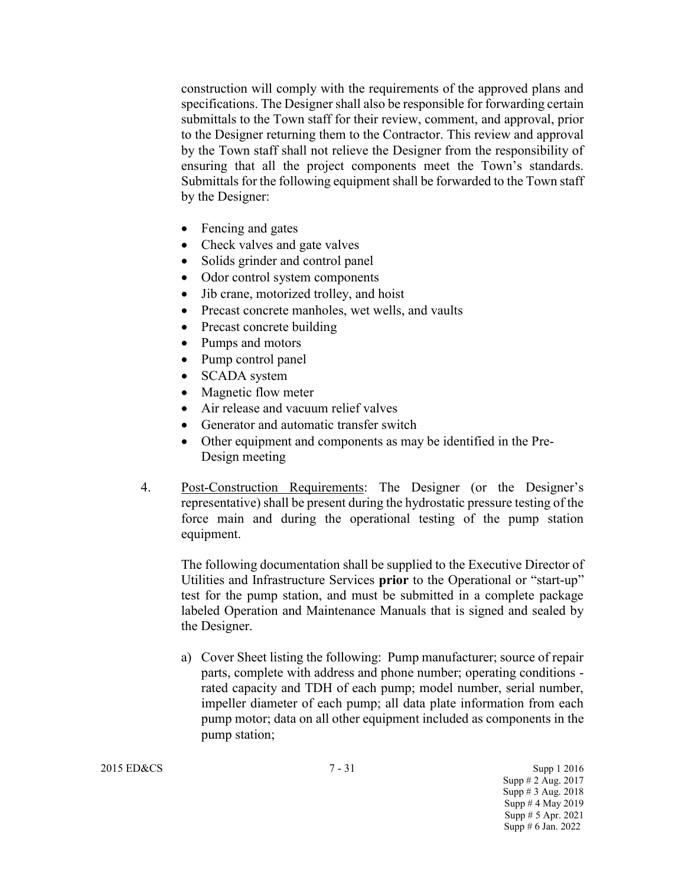construction will comply with the requirements of the approved plans and specifications. The Designer shall also be responsible for forwarding certain submittals to the Town staff for their review, comment, and approval, prior to the Designer returning them to the Contractor. This review and approval by the Town staff shall not relieve the Designer from the responsibility of ensuring that all the project components meet the Town's standards. Submittals for the following equipment shall be forwarded to the Town staff by the Designer:

- Fencing and gates
- Check valves and gate valves
- Solids grinder and control panel
- Odor control system components
- Jib crane, motorized trolley, and hoist
- Precast concrete manholes, wet wells, and vaults
- Precast concrete building
- Pumps and motors
- Pump control panel
- SCADA system
- Magnetic flow meter
- Air release and vacuum relief valves
- Generator and automatic transfer switch
- Other equipment and components as may be identified in the Pre-Design meeting

4. Post-Construction Requirements: The Designer (or the Designer's representative) shall be present during the hydrostatic pressure testing of the force main and during the operational testing of the pump station equipment.

   The following documentation shall be supplied to the Executive Director of Utilities and Infrastructure Services **prior** to the Operational or "start-up" test for the pump station, and must be submitted in a complete package labeled Operation and Maintenance Manuals that is signed and sealed by the Designer.

   a) Cover Sheet listing the following: Pump manufacturer; source of repair parts, complete with address and phone number; operating conditions - rated capacity and TDH of each pump; model number, serial number, impeller diameter of each pump; all data plate information from each pump motor; data on all other equipment included as components in the pump station;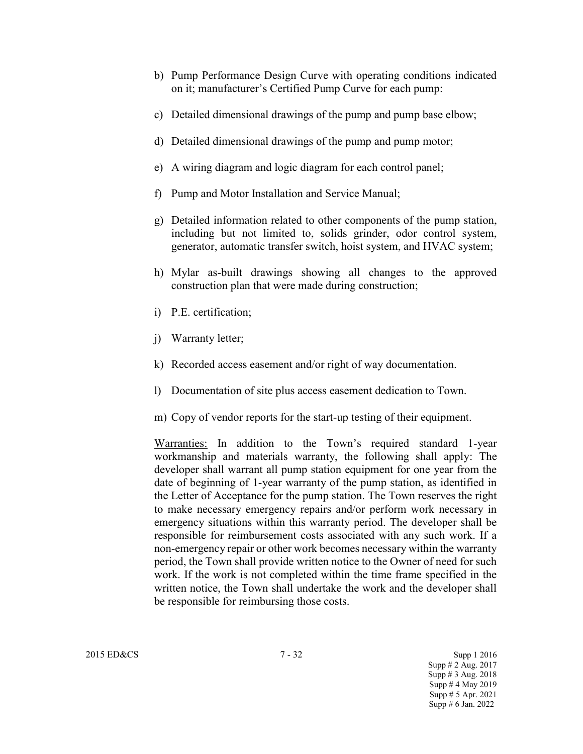b) Pump Performance Design Curve with operating conditions indicated on it; manufacturer's Certified Pump Curve for each pump:

c) Detailed dimensional drawings of the pump and pump base elbow;

d) Detailed dimensional drawings of the pump and pump motor;

e) A wiring diagram and logic diagram for each control panel;

f) Pump and Motor Installation and Service Manual;

g) Detailed information related to other components of the pump station, including but not limited to, solids grinder, odor control system, generator, automatic transfer switch, hoist system, and HVAC system;

h) Mylar as-built drawings showing all changes to the approved construction plan that were made during construction;

i) P.E. certification;

j) Warranty letter;

k) Recorded access easement and/or right of way documentation.

l) Documentation of site plus access easement dedication to Town.

m) Copy of vendor reports for the start-up testing of their equipment.

Warranties: In addition to the Town's required standard 1-year workmanship and materials warranty, the following shall apply: The developer shall warrant all pump station equipment for one year from the date of beginning of 1-year warranty of the pump station, as identified in the Letter of Acceptance for the pump station. The Town reserves the right to make necessary emergency repairs and/or perform work necessary in emergency situations within this warranty period. The developer shall be responsible for reimbursement costs associated with any such work. If a non-emergency repair or other work becomes necessary within the warranty period, the Town shall provide written notice to the Owner of need for such work. If the work is not completed within the time frame specified in the written notice, the Town shall undertake the work and the developer shall be responsible for reimbursing those costs.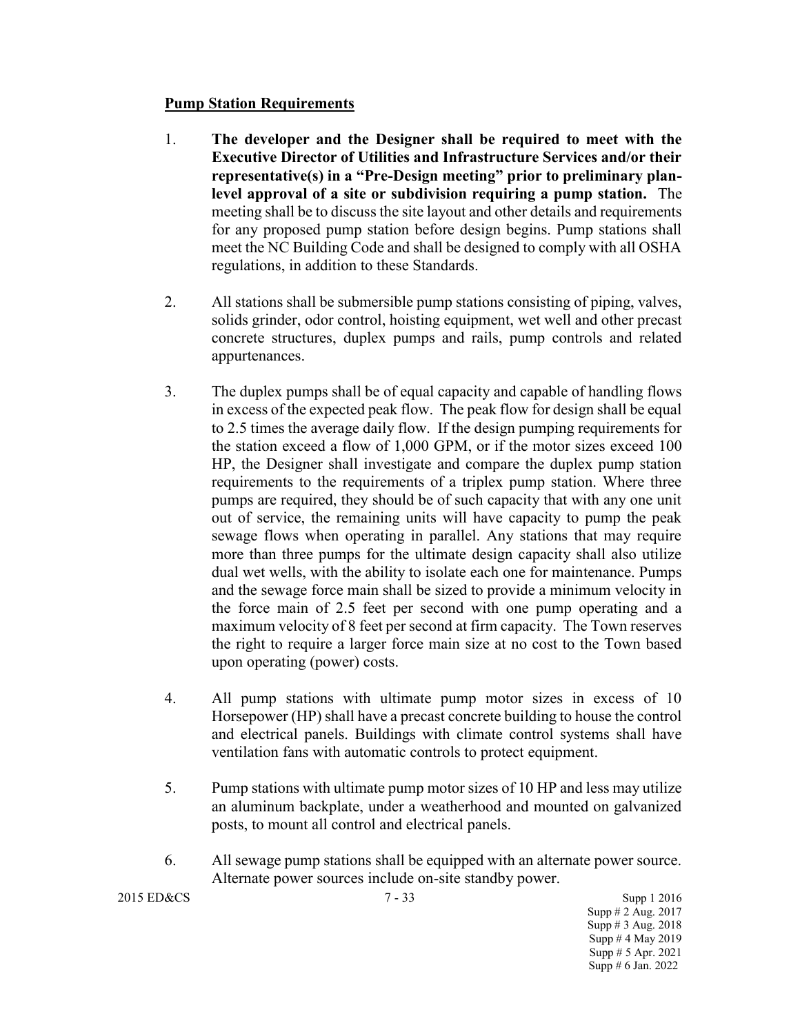**Pump Station Requirements**

1. **The developer and the Designer shall be required to meet with the Executive Director of Utilities and Infrastructure Services and/or their representative(s) in a "Pre-Design meeting" prior to preliminary plan-level approval of a site or subdivision requiring a pump station.** The meeting shall be to discuss the site layout and other details and requirements for any proposed pump station before design begins. Pump stations shall meet the NC Building Code and shall be designed to comply with all OSHA regulations, in addition to these Standards.

2. All stations shall be submersible pump stations consisting of piping, valves, solids grinder, odor control, hoisting equipment, wet well and other precast concrete structures, duplex pumps and rails, pump controls and related appurtenances.

3. The duplex pumps shall be of equal capacity and capable of handling flows in excess of the expected peak flow. The peak flow for design shall be equal to 2.5 times the average daily flow. If the design pumping requirements for the station exceed a flow of 1,000 GPM, or if the motor sizes exceed 100 HP, the Designer shall investigate and compare the duplex pump station requirements to the requirements of a triplex pump station. Where three pumps are required, they should be of such capacity that with any one unit out of service, the remaining units will have capacity to pump the peak sewage flows when operating in parallel. Any stations that may require more than three pumps for the ultimate design capacity shall also utilize dual wet wells, with the ability to isolate each one for maintenance. Pumps and the sewage force main shall be sized to provide a minimum velocity in the force main of 2.5 feet per second with one pump operating and a maximum velocity of 8 feet per second at firm capacity. The Town reserves the right to require a larger force main size at no cost to the Town based upon operating (power) costs.

4. All pump stations with ultimate pump motor sizes in excess of 10 Horsepower (HP) shall have a precast concrete building to house the control and electrical panels. Buildings with climate control systems shall have ventilation fans with automatic controls to protect equipment.

5. Pump stations with ultimate pump motor sizes of 10 HP and less may utilize an aluminum backplate, under a weatherhood and mounted on galvanized posts, to mount all control and electrical panels.

6. All sewage pump stations shall be equipped with an alternate power source. Alternate power sources include on-site standby power.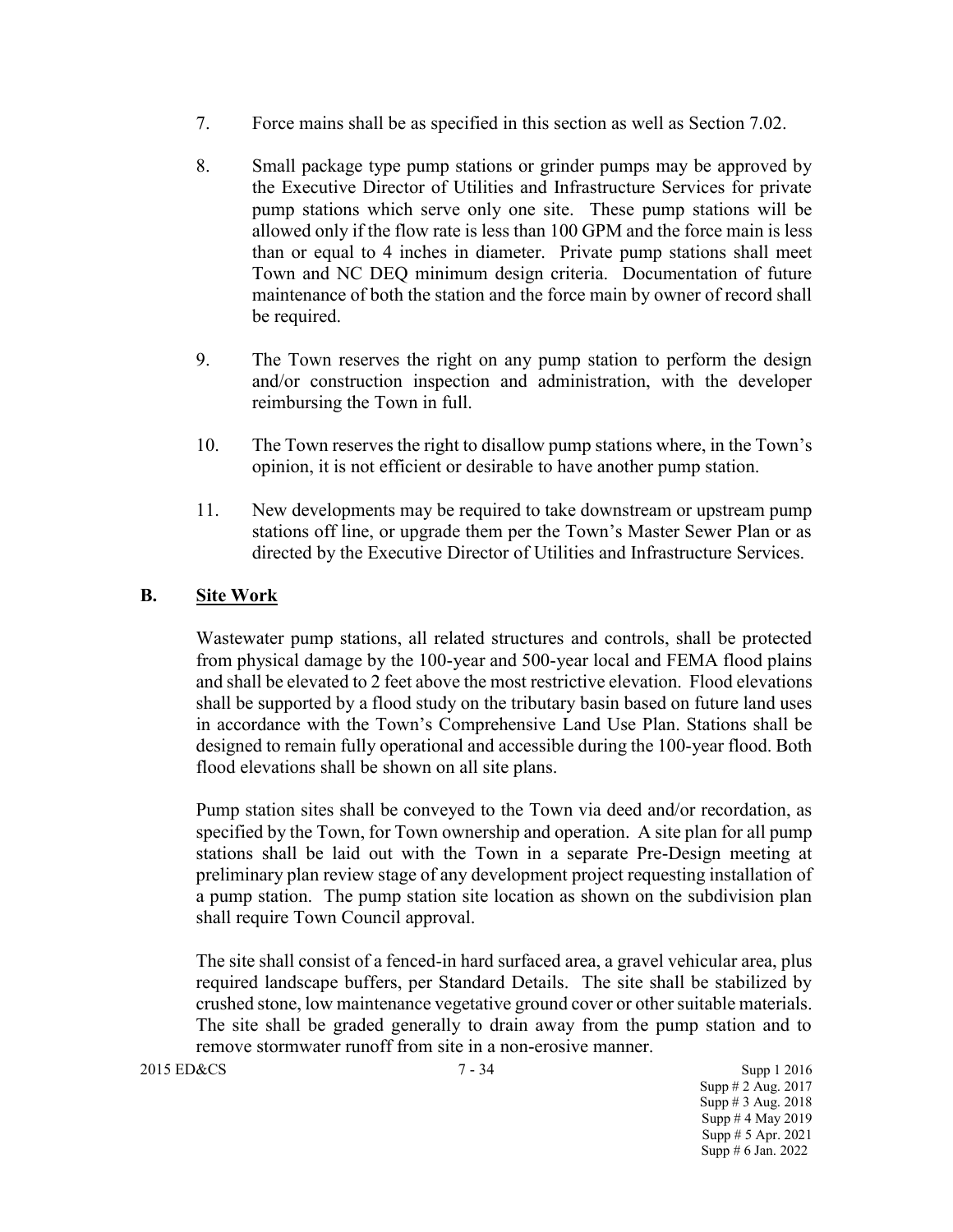7. Force mains shall be as specified in this section as well as Section 7.02.

8. Small package type pump stations or grinder pumps may be approved by the Executive Director of Utilities and Infrastructure Services for private pump stations which serve only one site. These pump stations will be allowed only if the flow rate is less than 100 GPM and the force main is less than or equal to 4 inches in diameter. Private pump stations shall meet Town and NC DEQ minimum design criteria. Documentation of future maintenance of both the station and the force main by owner of record shall be required.

9. The Town reserves the right on any pump station to perform the design and/or construction inspection and administration, with the developer reimbursing the Town in full.

10. The Town reserves the right to disallow pump stations where, in the Town's opinion, it is not efficient or desirable to have another pump station.

11. New developments may be required to take downstream or upstream pump stations off line, or upgrade them per the Town's Master Sewer Plan or as directed by the Executive Director of Utilities and Infrastructure Services.

## B. <u>Site Work</u>

Wastewater pump stations, all related structures and controls, shall be protected from physical damage by the 100-year and 500-year local and FEMA flood plains and shall be elevated to 2 feet above the most restrictive elevation. Flood elevations shall be supported by a flood study on the tributary basin based on future land uses in accordance with the Town's Comprehensive Land Use Plan. Stations shall be designed to remain fully operational and accessible during the 100-year flood. Both flood elevations shall be shown on all site plans.

Pump station sites shall be conveyed to the Town via deed and/or recordation, as specified by the Town, for Town ownership and operation. A site plan for all pump stations shall be laid out with the Town in a separate Pre-Design meeting at preliminary plan review stage of any development project requesting installation of a pump station. The pump station site location as shown on the subdivision plan shall require Town Council approval.

The site shall consist of a fenced-in hard surfaced area, a gravel vehicular area, plus required landscape buffers, per Standard Details. The site shall be stabilized by crushed stone, low maintenance vegetative ground cover or other suitable materials. The site shall be graded generally to drain away from the pump station and to remove stormwater runoff from site in a non-erosive manner.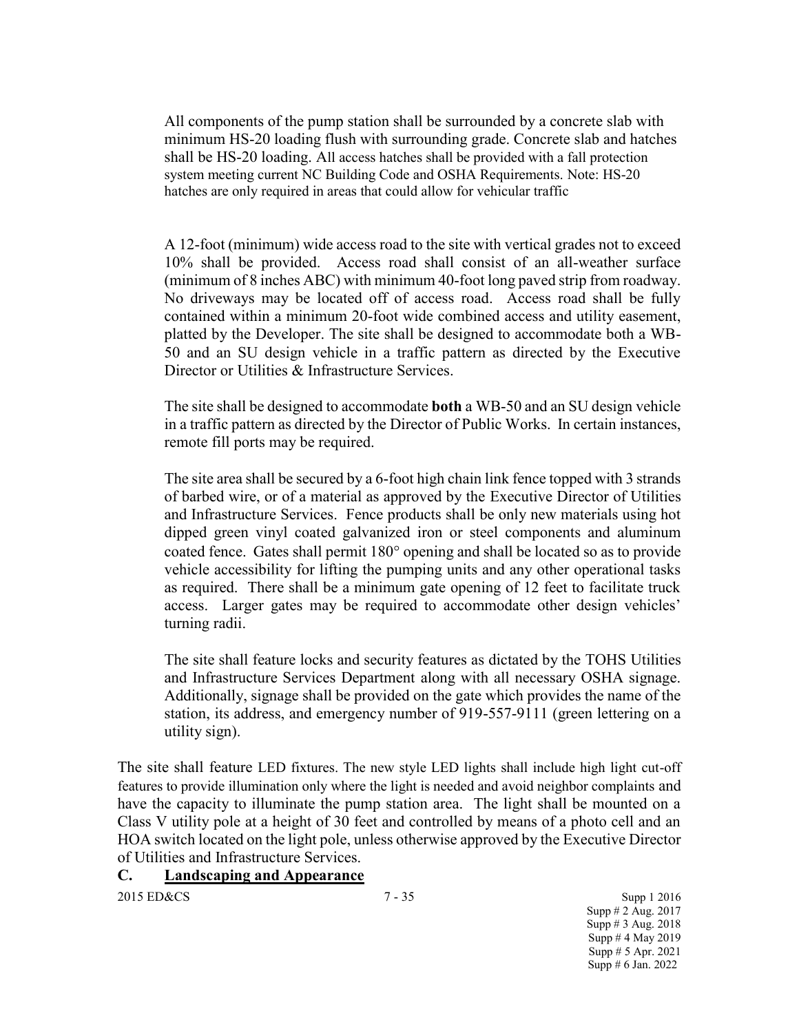All components of the pump station shall be surrounded by a concrete slab with minimum HS-20 loading flush with surrounding grade. Concrete slab and hatches shall be HS-20 loading. All access hatches shall be provided with a fall protection system meeting current NC Building Code and OSHA Requirements. Note: HS-20 hatches are only required in areas that could allow for vehicular traffic

A 12-foot (minimum) wide access road to the site with vertical grades not to exceed 10% shall be provided. Access road shall consist of an all-weather surface (minimum of 8 inches ABC) with minimum 40-foot long paved strip from roadway. No driveways may be located off of access road. Access road shall be fully contained within a minimum 20-foot wide combined access and utility easement, platted by the Developer. The site shall be designed to accommodate both a WB-50 and an SU design vehicle in a traffic pattern as directed by the Executive Director or Utilities & Infrastructure Services.

The site shall be designed to accommodate **both** a WB-50 and an SU design vehicle in a traffic pattern as directed by the Director of Public Works. In certain instances, remote fill ports may be required.

The site area shall be secured by a 6-foot high chain link fence topped with 3 strands of barbed wire, or of a material as approved by the Executive Director of Utilities and Infrastructure Services. Fence products shall be only new materials using hot dipped green vinyl coated galvanized iron or steel components and aluminum coated fence. Gates shall permit 180° opening and shall be located so as to provide vehicle accessibility for lifting the pumping units and any other operational tasks as required. There shall be a minimum gate opening of 12 feet to facilitate truck access. Larger gates may be required to accommodate other design vehicles' turning radii.

The site shall feature locks and security features as dictated by the TOHS Utilities and Infrastructure Services Department along with all necessary OSHA signage. Additionally, signage shall be provided on the gate which provides the name of the station, its address, and emergency number of 919-557-9111 (green lettering on a utility sign).

The site shall feature LED fixtures. The new style LED lights shall include high light cut-off features to provide illumination only where the light is needed and avoid neighbor complaints and have the capacity to illuminate the pump station area. The light shall be mounted on a Class V utility pole at a height of 30 feet and controlled by means of a photo cell and an HOA switch located on the light pole, unless otherwise approved by the Executive Director of Utilities and Infrastructure Services.

## C. Landscaping and Appearance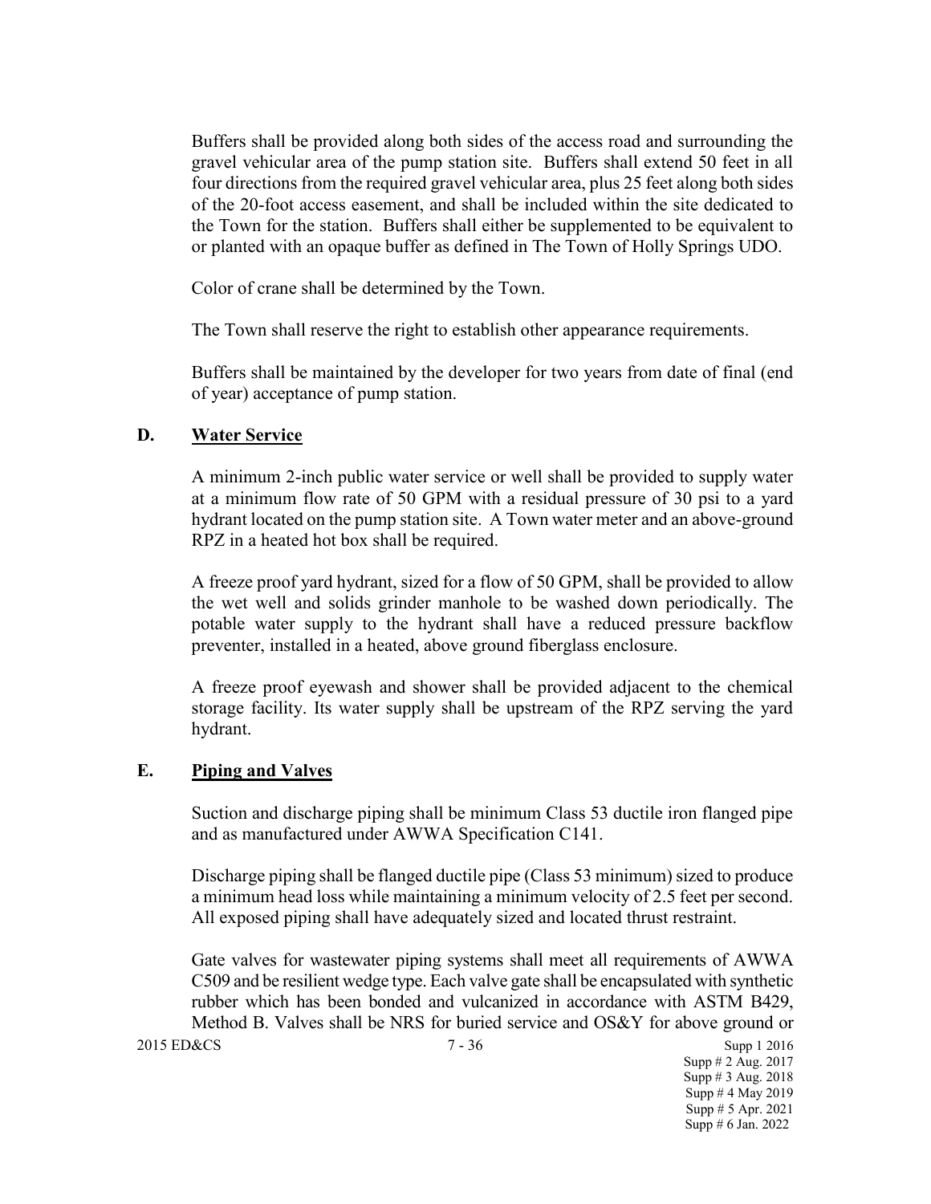Buffers shall be provided along both sides of the access road and surrounding the gravel vehicular area of the pump station site. Buffers shall extend 50 feet in all four directions from the required gravel vehicular area, plus 25 feet along both sides of the 20-foot access easement, and shall be included within the site dedicated to the Town for the station. Buffers shall either be supplemented to be equivalent to or planted with an opaque buffer as defined in The Town of Holly Springs UDO.

Color of crane shall be determined by the Town.

The Town shall reserve the right to establish other appearance requirements.

Buffers shall be maintained by the developer for two years from date of final (end of year) acceptance of pump station.

## D. <u>Water Service</u>

A minimum 2-inch public water service or well shall be provided to supply water at a minimum flow rate of 50 GPM with a residual pressure of 30 psi to a yard hydrant located on the pump station site. A Town water meter and an above-ground RPZ in a heated hot box shall be required.

A freeze proof yard hydrant, sized for a flow of 50 GPM, shall be provided to allow the wet well and solids grinder manhole to be washed down periodically. The potable water supply to the hydrant shall have a reduced pressure backflow preventer, installed in a heated, above ground fiberglass enclosure.

A freeze proof eyewash and shower shall be provided adjacent to the chemical storage facility. Its water supply shall be upstream of the RPZ serving the yard hydrant.

## E. <u>Piping and Valves</u>

Suction and discharge piping shall be minimum Class 53 ductile iron flanged pipe and as manufactured under AWWA Specification C141.

Discharge piping shall be flanged ductile pipe (Class 53 minimum) sized to produce a minimum head loss while maintaining a minimum velocity of 2.5 feet per second. All exposed piping shall have adequately sized and located thrust restraint.

Gate valves for wastewater piping systems shall meet all requirements of AWWA C509 and be resilient wedge type. Each valve gate shall be encapsulated with synthetic rubber which has been bonded and vulcanized in accordance with ASTM B429, Method B. Valves shall be NRS for buried service and OS&Y for above ground or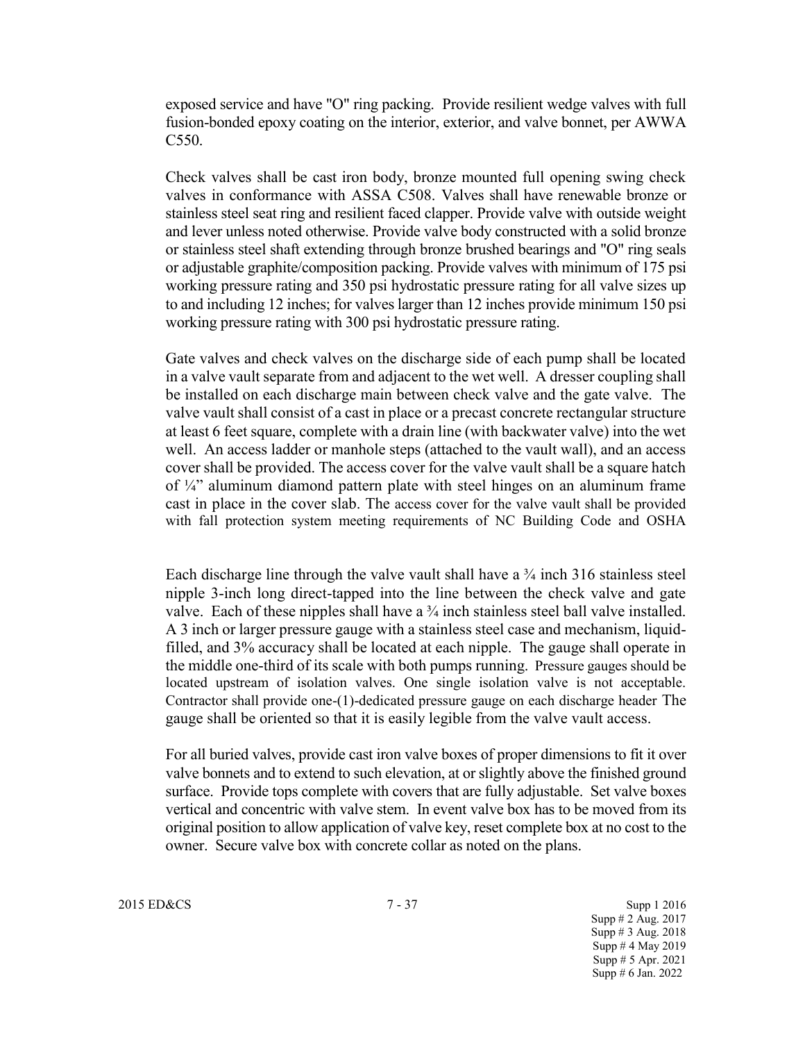exposed service and have "O" ring packing. Provide resilient wedge valves with full fusion-bonded epoxy coating on the interior, exterior, and valve bonnet, per AWWA C550.

Check valves shall be cast iron body, bronze mounted full opening swing check valves in conformance with ASSA C508. Valves shall have renewable bronze or stainless steel seat ring and resilient faced clapper. Provide valve with outside weight and lever unless noted otherwise. Provide valve body constructed with a solid bronze or stainless steel shaft extending through bronze brushed bearings and "O" ring seals or adjustable graphite/composition packing. Provide valves with minimum of 175 psi working pressure rating and 350 psi hydrostatic pressure rating for all valve sizes up to and including 12 inches; for valves larger than 12 inches provide minimum 150 psi working pressure rating with 300 psi hydrostatic pressure rating.

Gate valves and check valves on the discharge side of each pump shall be located in a valve vault separate from and adjacent to the wet well. A dresser coupling shall be installed on each discharge main between check valve and the gate valve. The valve vault shall consist of a cast in place or a precast concrete rectangular structure at least 6 feet square, complete with a drain line (with backwater valve) into the wet well. An access ladder or manhole steps (attached to the vault wall), and an access cover shall be provided. The access cover for the valve vault shall be a square hatch of ¼" aluminum diamond pattern plate with steel hinges on an aluminum frame cast in place in the cover slab. The access cover for the valve vault shall be provided with fall protection system meeting requirements of NC Building Code and OSHA

Each discharge line through the valve vault shall have a ¾ inch 316 stainless steel nipple 3-inch long direct-tapped into the line between the check valve and gate valve. Each of these nipples shall have a ¾ inch stainless steel ball valve installed. A 3 inch or larger pressure gauge with a stainless steel case and mechanism, liquid-filled, and 3% accuracy shall be located at each nipple. The gauge shall operate in the middle one-third of its scale with both pumps running. Pressure gauges should be located upstream of isolation valves. One single isolation valve is not acceptable. Contractor shall provide one-(1)-dedicated pressure gauge on each discharge header The gauge shall be oriented so that it is easily legible from the valve vault access.

For all buried valves, provide cast iron valve boxes of proper dimensions to fit it over valve bonnets and to extend to such elevation, at or slightly above the finished ground surface. Provide tops complete with covers that are fully adjustable. Set valve boxes vertical and concentric with valve stem. In event valve box has to be moved from its original position to allow application of valve key, reset complete box at no cost to the owner. Secure valve box with concrete collar as noted on the plans.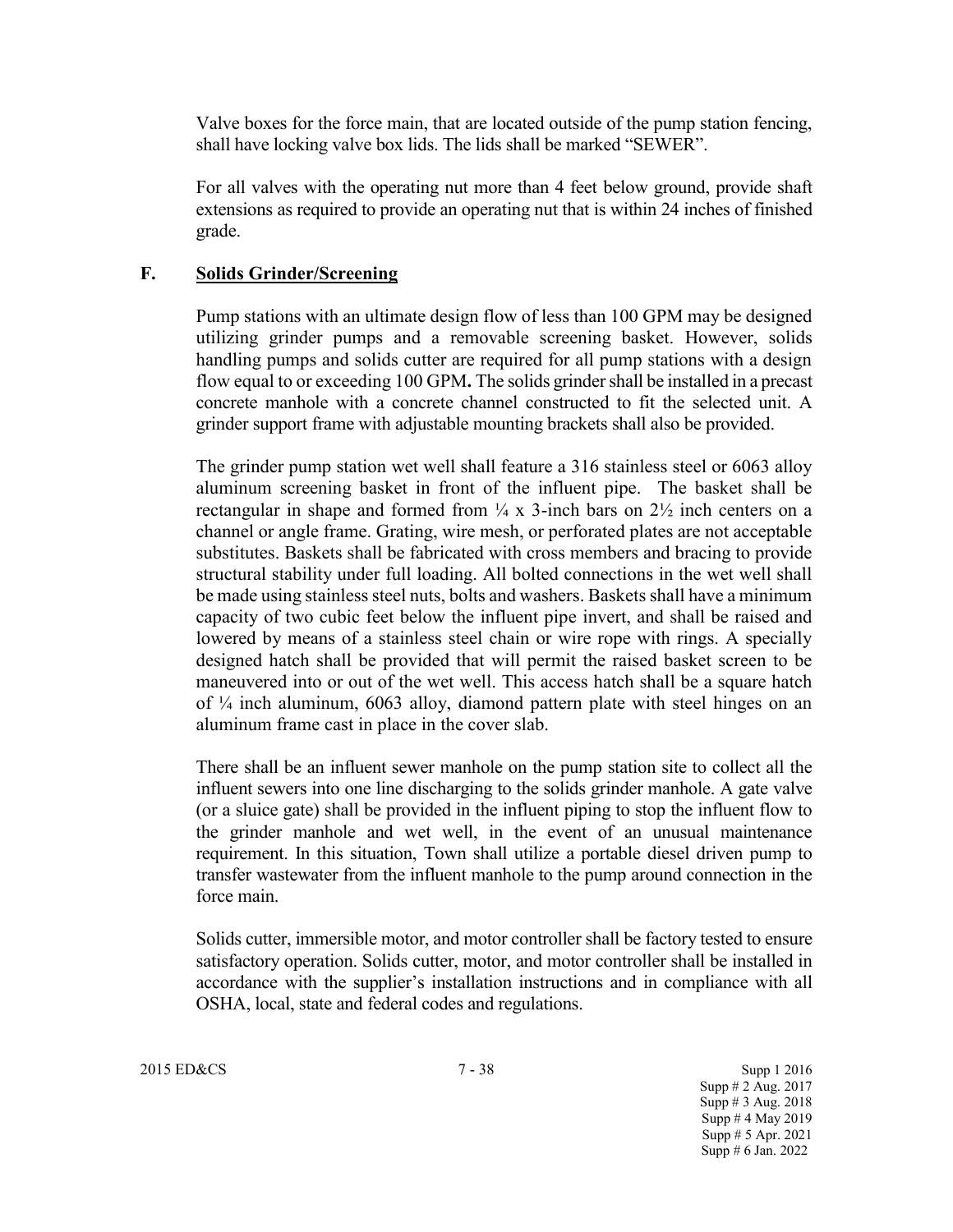Valve boxes for the force main, that are located outside of the pump station fencing, shall have locking valve box lids. The lids shall be marked "SEWER".

For all valves with the operating nut more than 4 feet below ground, provide shaft extensions as required to provide an operating nut that is within 24 inches of finished grade.

## F. Solids Grinder/Screening

Pump stations with an ultimate design flow of less than 100 GPM may be designed utilizing grinder pumps and a removable screening basket. However, solids handling pumps and solids cutter are required for all pump stations with a design flow equal to or exceeding 100 GPM**.** The solids grinder shall be installed in a precast concrete manhole with a concrete channel constructed to fit the selected unit. A grinder support frame with adjustable mounting brackets shall also be provided.

The grinder pump station wet well shall feature a 316 stainless steel or 6063 alloy aluminum screening basket in front of the influent pipe. The basket shall be rectangular in shape and formed from ¼ x 3-inch bars on 2½ inch centers on a channel or angle frame. Grating, wire mesh, or perforated plates are not acceptable substitutes. Baskets shall be fabricated with cross members and bracing to provide structural stability under full loading. All bolted connections in the wet well shall be made using stainless steel nuts, bolts and washers. Baskets shall have a minimum capacity of two cubic feet below the influent pipe invert, and shall be raised and lowered by means of a stainless steel chain or wire rope with rings. A specially designed hatch shall be provided that will permit the raised basket screen to be maneuvered into or out of the wet well. This access hatch shall be a square hatch of ¼ inch aluminum, 6063 alloy, diamond pattern plate with steel hinges on an aluminum frame cast in place in the cover slab.

There shall be an influent sewer manhole on the pump station site to collect all the influent sewers into one line discharging to the solids grinder manhole. A gate valve (or a sluice gate) shall be provided in the influent piping to stop the influent flow to the grinder manhole and wet well, in the event of an unusual maintenance requirement. In this situation, Town shall utilize a portable diesel driven pump to transfer wastewater from the influent manhole to the pump around connection in the force main.

Solids cutter, immersible motor, and motor controller shall be factory tested to ensure satisfactory operation. Solids cutter, motor, and motor controller shall be installed in accordance with the supplier's installation instructions and in compliance with all OSHA, local, state and federal codes and regulations.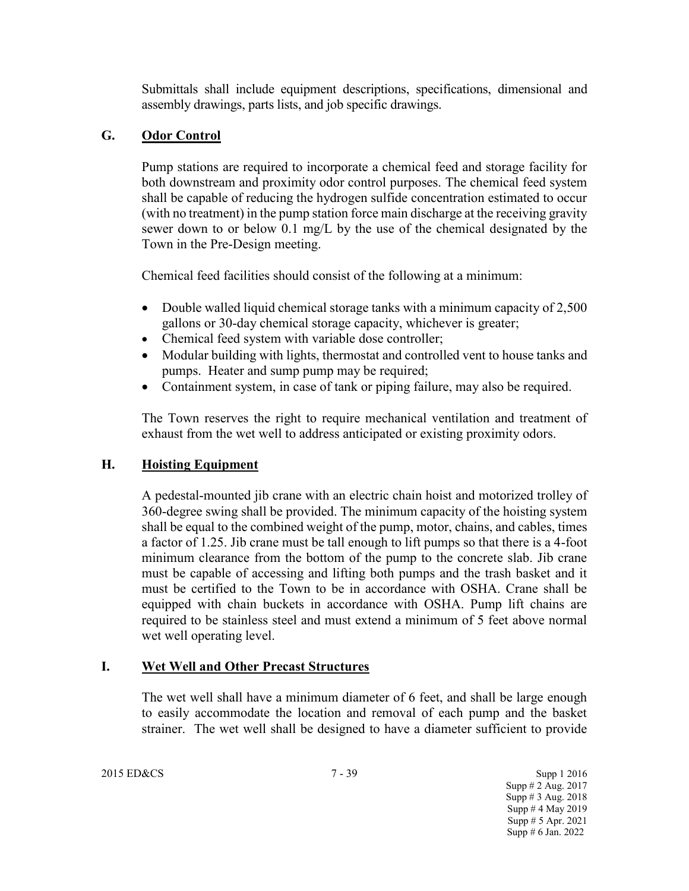Submittals shall include equipment descriptions, specifications, dimensional and assembly drawings, parts lists, and job specific drawings.

## G. Odor Control

Pump stations are required to incorporate a chemical feed and storage facility for both downstream and proximity odor control purposes. The chemical feed system shall be capable of reducing the hydrogen sulfide concentration estimated to occur (with no treatment) in the pump station force main discharge at the receiving gravity sewer down to or below 0.1 mg/L by the use of the chemical designated by the Town in the Pre-Design meeting.

Chemical feed facilities should consist of the following at a minimum:

- Double walled liquid chemical storage tanks with a minimum capacity of 2,500 gallons or 30-day chemical storage capacity, whichever is greater;
- Chemical feed system with variable dose controller;
- Modular building with lights, thermostat and controlled vent to house tanks and pumps. Heater and sump pump may be required;
- Containment system, in case of tank or piping failure, may also be required.

The Town reserves the right to require mechanical ventilation and treatment of exhaust from the wet well to address anticipated or existing proximity odors.

## H. Hoisting Equipment

A pedestal-mounted jib crane with an electric chain hoist and motorized trolley of 360-degree swing shall be provided. The minimum capacity of the hoisting system shall be equal to the combined weight of the pump, motor, chains, and cables, times a factor of 1.25. Jib crane must be tall enough to lift pumps so that there is a 4-foot minimum clearance from the bottom of the pump to the concrete slab. Jib crane must be capable of accessing and lifting both pumps and the trash basket and it must be certified to the Town to be in accordance with OSHA. Crane shall be equipped with chain buckets in accordance with OSHA. Pump lift chains are required to be stainless steel and must extend a minimum of 5 feet above normal wet well operating level.

## I. Wet Well and Other Precast Structures

The wet well shall have a minimum diameter of 6 feet, and shall be large enough to easily accommodate the location and removal of each pump and the basket strainer. The wet well shall be designed to have a diameter sufficient to provide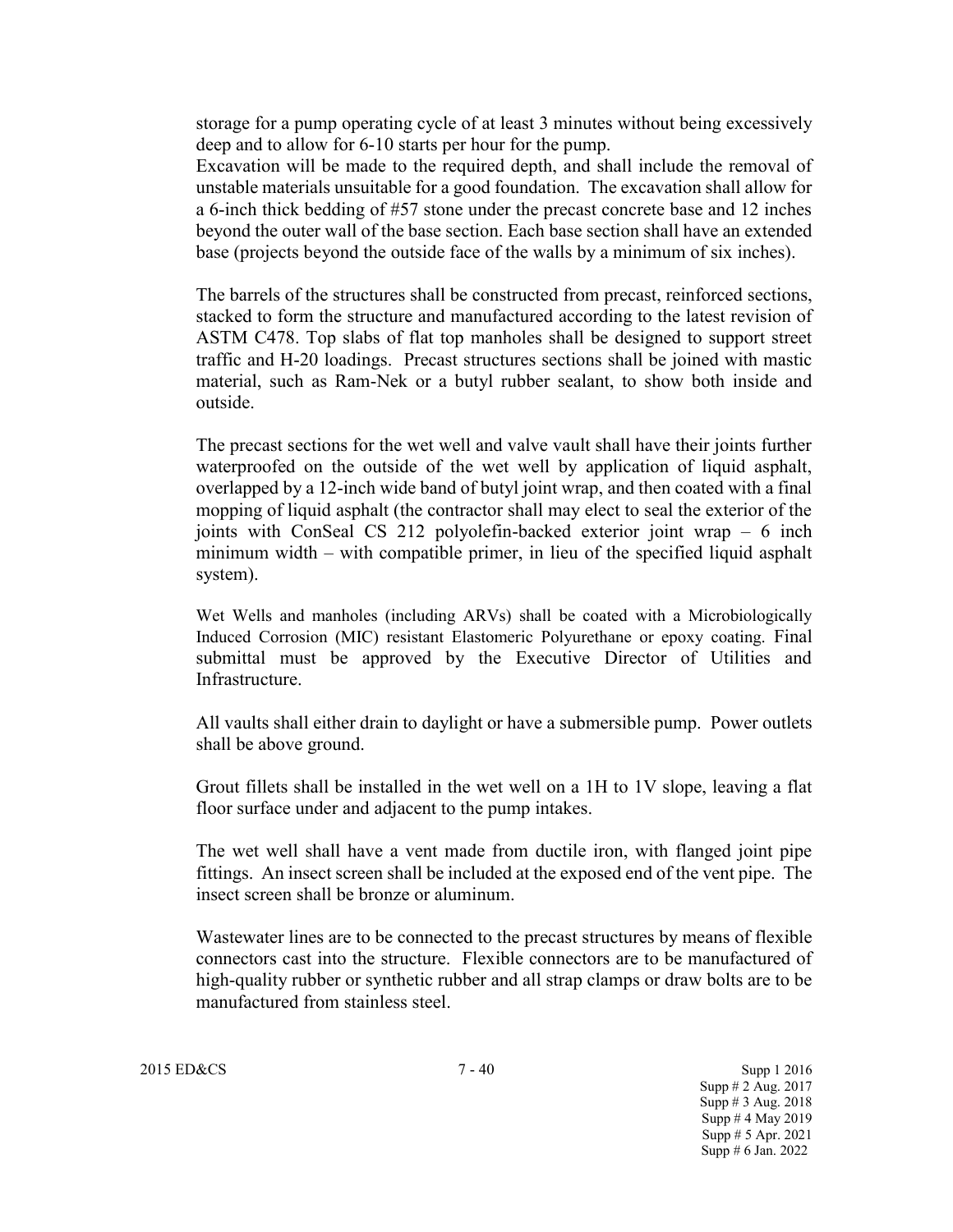storage for a pump operating cycle of at least 3 minutes without being excessively deep and to allow for 6-10 starts per hour for the pump.
Excavation will be made to the required depth, and shall include the removal of unstable materials unsuitable for a good foundation. The excavation shall allow for a 6-inch thick bedding of #57 stone under the precast concrete base and 12 inches beyond the outer wall of the base section. Each base section shall have an extended base (projects beyond the outside face of the walls by a minimum of six inches).

The barrels of the structures shall be constructed from precast, reinforced sections, stacked to form the structure and manufactured according to the latest revision of ASTM C478. Top slabs of flat top manholes shall be designed to support street traffic and H-20 loadings. Precast structures sections shall be joined with mastic material, such as Ram-Nek or a butyl rubber sealant, to show both inside and outside.

The precast sections for the wet well and valve vault shall have their joints further waterproofed on the outside of the wet well by application of liquid asphalt, overlapped by a 12-inch wide band of butyl joint wrap, and then coated with a final mopping of liquid asphalt (the contractor shall may elect to seal the exterior of the joints with ConSeal CS 212 polyolefin-backed exterior joint wrap – 6 inch minimum width – with compatible primer, in lieu of the specified liquid asphalt system).

Wet Wells and manholes (including ARVs) shall be coated with a Microbiologically Induced Corrosion (MIC) resistant Elastomeric Polyurethane or epoxy coating. Final submittal must be approved by the Executive Director of Utilities and Infrastructure.

All vaults shall either drain to daylight or have a submersible pump. Power outlets shall be above ground.

Grout fillets shall be installed in the wet well on a 1H to 1V slope, leaving a flat floor surface under and adjacent to the pump intakes.

The wet well shall have a vent made from ductile iron, with flanged joint pipe fittings. An insect screen shall be included at the exposed end of the vent pipe. The insect screen shall be bronze or aluminum.

Wastewater lines are to be connected to the precast structures by means of flexible connectors cast into the structure. Flexible connectors are to be manufactured of high-quality rubber or synthetic rubber and all strap clamps or draw bolts are to be manufactured from stainless steel.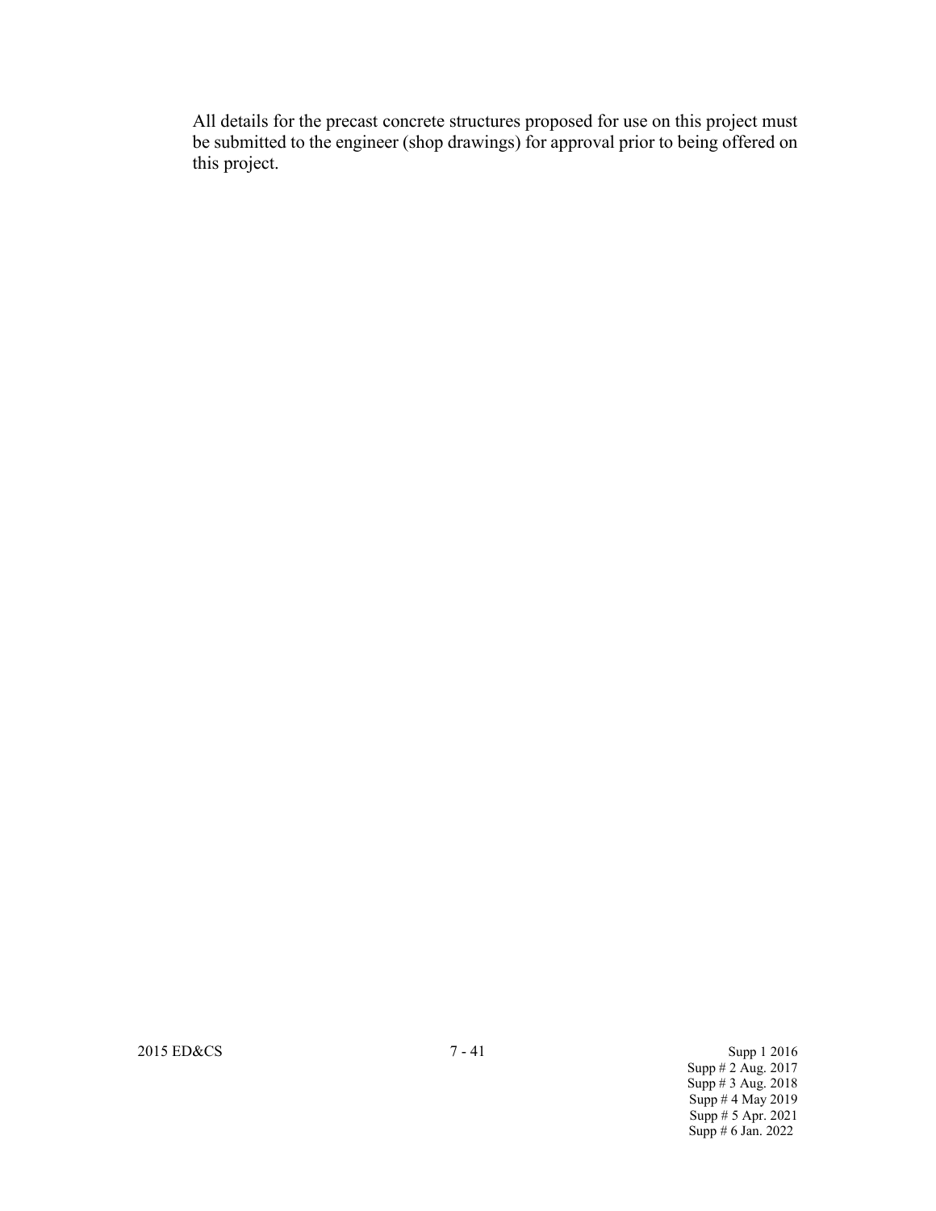All details for the precast concrete structures proposed for use on this project must be submitted to the engineer (shop drawings) for approval prior to being offered on this project.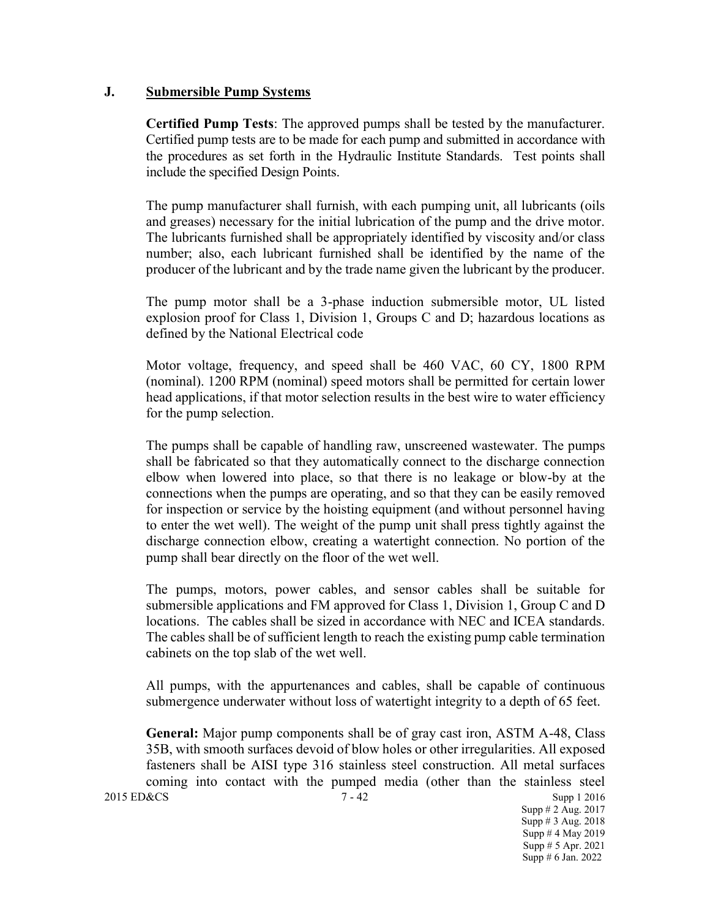## J. Submersible Pump Systems

**Certified Pump Tests**: The approved pumps shall be tested by the manufacturer. Certified pump tests are to be made for each pump and submitted in accordance with the procedures as set forth in the Hydraulic Institute Standards. Test points shall include the specified Design Points.

The pump manufacturer shall furnish, with each pumping unit, all lubricants (oils and greases) necessary for the initial lubrication of the pump and the drive motor. The lubricants furnished shall be appropriately identified by viscosity and/or class number; also, each lubricant furnished shall be identified by the name of the producer of the lubricant and by the trade name given the lubricant by the producer.

The pump motor shall be a 3-phase induction submersible motor, UL listed explosion proof for Class 1, Division 1, Groups C and D; hazardous locations as defined by the National Electrical code

Motor voltage, frequency, and speed shall be 460 VAC, 60 CY, 1800 RPM (nominal). 1200 RPM (nominal) speed motors shall be permitted for certain lower head applications, if that motor selection results in the best wire to water efficiency for the pump selection.

The pumps shall be capable of handling raw, unscreened wastewater. The pumps shall be fabricated so that they automatically connect to the discharge connection elbow when lowered into place, so that there is no leakage or blow-by at the connections when the pumps are operating, and so that they can be easily removed for inspection or service by the hoisting equipment (and without personnel having to enter the wet well). The weight of the pump unit shall press tightly against the discharge connection elbow, creating a watertight connection. No portion of the pump shall bear directly on the floor of the wet well.

The pumps, motors, power cables, and sensor cables shall be suitable for submersible applications and FM approved for Class 1, Division 1, Group C and D locations. The cables shall be sized in accordance with NEC and ICEA standards. The cables shall be of sufficient length to reach the existing pump cable termination cabinets on the top slab of the wet well.

All pumps, with the appurtenances and cables, shall be capable of continuous submergence underwater without loss of watertight integrity to a depth of 65 feet.

**General:** Major pump components shall be of gray cast iron, ASTM A-48, Class 35B, with smooth surfaces devoid of blow holes or other irregularities. All exposed fasteners shall be AISI type 316 stainless steel construction. All metal surfaces coming into contact with the pumped media (other than the stainless steel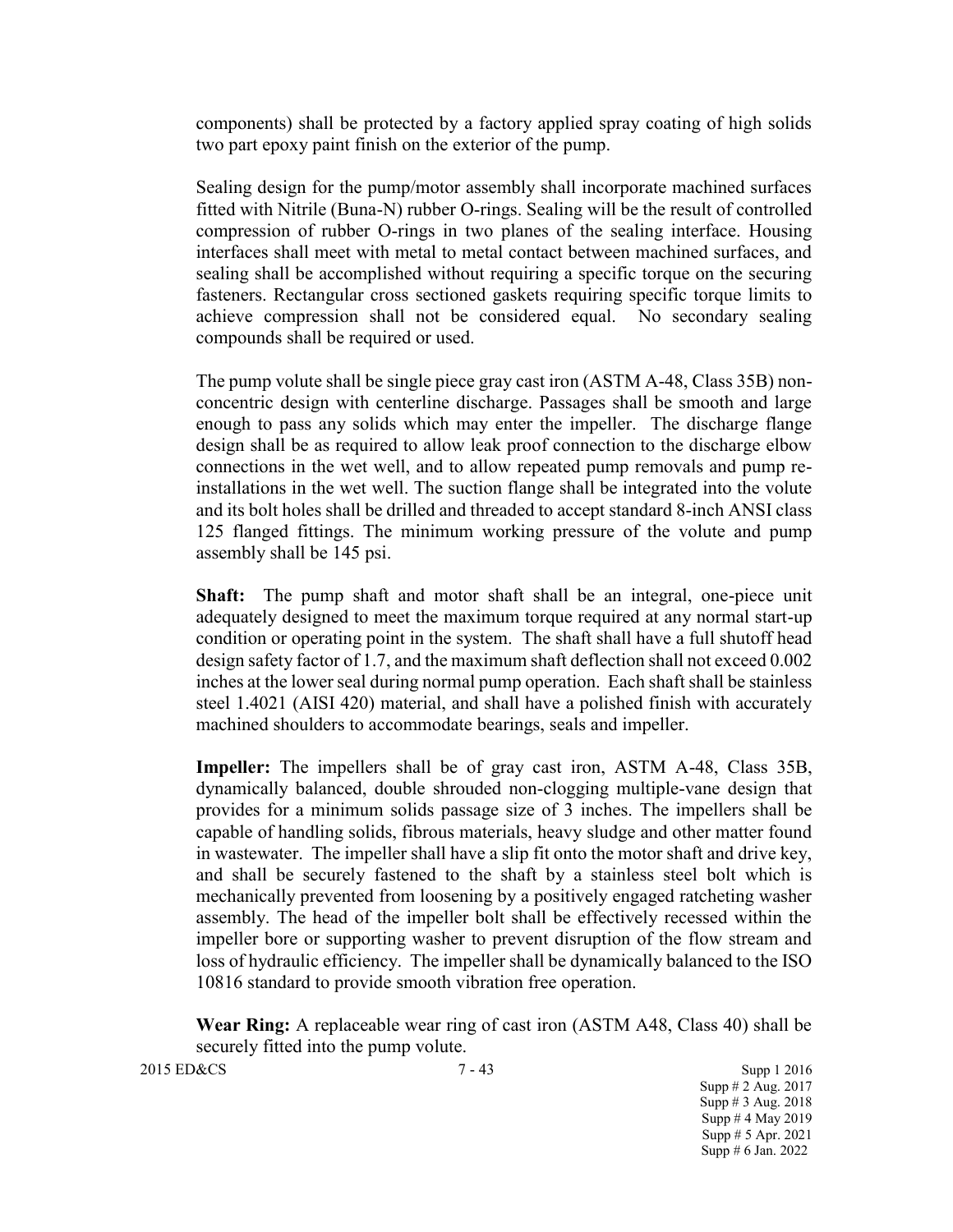components) shall be protected by a factory applied spray coating of high solids two part epoxy paint finish on the exterior of the pump.

Sealing design for the pump/motor assembly shall incorporate machined surfaces fitted with Nitrile (Buna-N) rubber O-rings. Sealing will be the result of controlled compression of rubber O-rings in two planes of the sealing interface. Housing interfaces shall meet with metal to metal contact between machined surfaces, and sealing shall be accomplished without requiring a specific torque on the securing fasteners. Rectangular cross sectioned gaskets requiring specific torque limits to achieve compression shall not be considered equal. No secondary sealing compounds shall be required or used.

The pump volute shall be single piece gray cast iron (ASTM A-48, Class 35B) non-concentric design with centerline discharge. Passages shall be smooth and large enough to pass any solids which may enter the impeller. The discharge flange design shall be as required to allow leak proof connection to the discharge elbow connections in the wet well, and to allow repeated pump removals and pump re-installations in the wet well. The suction flange shall be integrated into the volute and its bolt holes shall be drilled and threaded to accept standard 8-inch ANSI class 125 flanged fittings. The minimum working pressure of the volute and pump assembly shall be 145 psi.

**Shaft:** The pump shaft and motor shaft shall be an integral, one-piece unit adequately designed to meet the maximum torque required at any normal start-up condition or operating point in the system. The shaft shall have a full shutoff head design safety factor of 1.7, and the maximum shaft deflection shall not exceed 0.002 inches at the lower seal during normal pump operation. Each shaft shall be stainless steel 1.4021 (AISI 420) material, and shall have a polished finish with accurately machined shoulders to accommodate bearings, seals and impeller.

**Impeller:** The impellers shall be of gray cast iron, ASTM A-48, Class 35B, dynamically balanced, double shrouded non-clogging multiple-vane design that provides for a minimum solids passage size of 3 inches. The impellers shall be capable of handling solids, fibrous materials, heavy sludge and other matter found in wastewater. The impeller shall have a slip fit onto the motor shaft and drive key, and shall be securely fastened to the shaft by a stainless steel bolt which is mechanically prevented from loosening by a positively engaged ratcheting washer assembly. The head of the impeller bolt shall be effectively recessed within the impeller bore or supporting washer to prevent disruption of the flow stream and loss of hydraulic efficiency. The impeller shall be dynamically balanced to the ISO 10816 standard to provide smooth vibration free operation.

**Wear Ring:** A replaceable wear ring of cast iron (ASTM A48, Class 40) shall be securely fitted into the pump volute.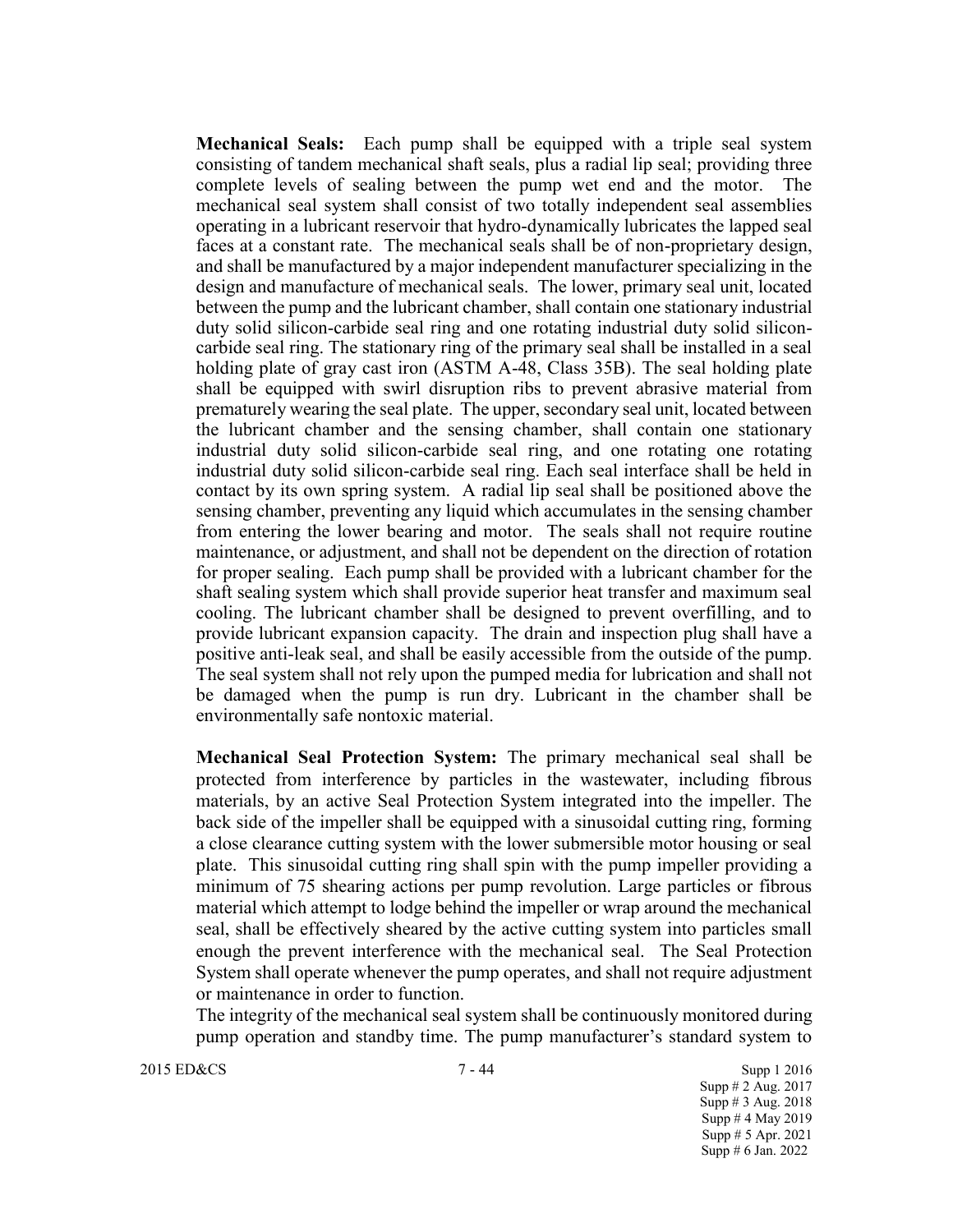**Mechanical Seals:** Each pump shall be equipped with a triple seal system consisting of tandem mechanical shaft seals, plus a radial lip seal; providing three complete levels of sealing between the pump wet end and the motor. The mechanical seal system shall consist of two totally independent seal assemblies operating in a lubricant reservoir that hydro-dynamically lubricates the lapped seal faces at a constant rate. The mechanical seals shall be of non-proprietary design, and shall be manufactured by a major independent manufacturer specializing in the design and manufacture of mechanical seals. The lower, primary seal unit, located between the pump and the lubricant chamber, shall contain one stationary industrial duty solid silicon-carbide seal ring and one rotating industrial duty solid silicon-carbide seal ring. The stationary ring of the primary seal shall be installed in a seal holding plate of gray cast iron (ASTM A-48, Class 35B). The seal holding plate shall be equipped with swirl disruption ribs to prevent abrasive material from prematurely wearing the seal plate. The upper, secondary seal unit, located between the lubricant chamber and the sensing chamber, shall contain one stationary industrial duty solid silicon-carbide seal ring, and one rotating one rotating industrial duty solid silicon-carbide seal ring. Each seal interface shall be held in contact by its own spring system. A radial lip seal shall be positioned above the sensing chamber, preventing any liquid which accumulates in the sensing chamber from entering the lower bearing and motor. The seals shall not require routine maintenance, or adjustment, and shall not be dependent on the direction of rotation for proper sealing. Each pump shall be provided with a lubricant chamber for the shaft sealing system which shall provide superior heat transfer and maximum seal cooling. The lubricant chamber shall be designed to prevent overfilling, and to provide lubricant expansion capacity. The drain and inspection plug shall have a positive anti-leak seal, and shall be easily accessible from the outside of the pump. The seal system shall not rely upon the pumped media for lubrication and shall not be damaged when the pump is run dry. Lubricant in the chamber shall be environmentally safe nontoxic material.

**Mechanical Seal Protection System:** The primary mechanical seal shall be protected from interference by particles in the wastewater, including fibrous materials, by an active Seal Protection System integrated into the impeller. The back side of the impeller shall be equipped with a sinusoidal cutting ring, forming a close clearance cutting system with the lower submersible motor housing or seal plate. This sinusoidal cutting ring shall spin with the pump impeller providing a minimum of 75 shearing actions per pump revolution. Large particles or fibrous material which attempt to lodge behind the impeller or wrap around the mechanical seal, shall be effectively sheared by the active cutting system into particles small enough the prevent interference with the mechanical seal. The Seal Protection System shall operate whenever the pump operates, and shall not require adjustment or maintenance in order to function.

The integrity of the mechanical seal system shall be continuously monitored during pump operation and standby time. The pump manufacturer's standard system to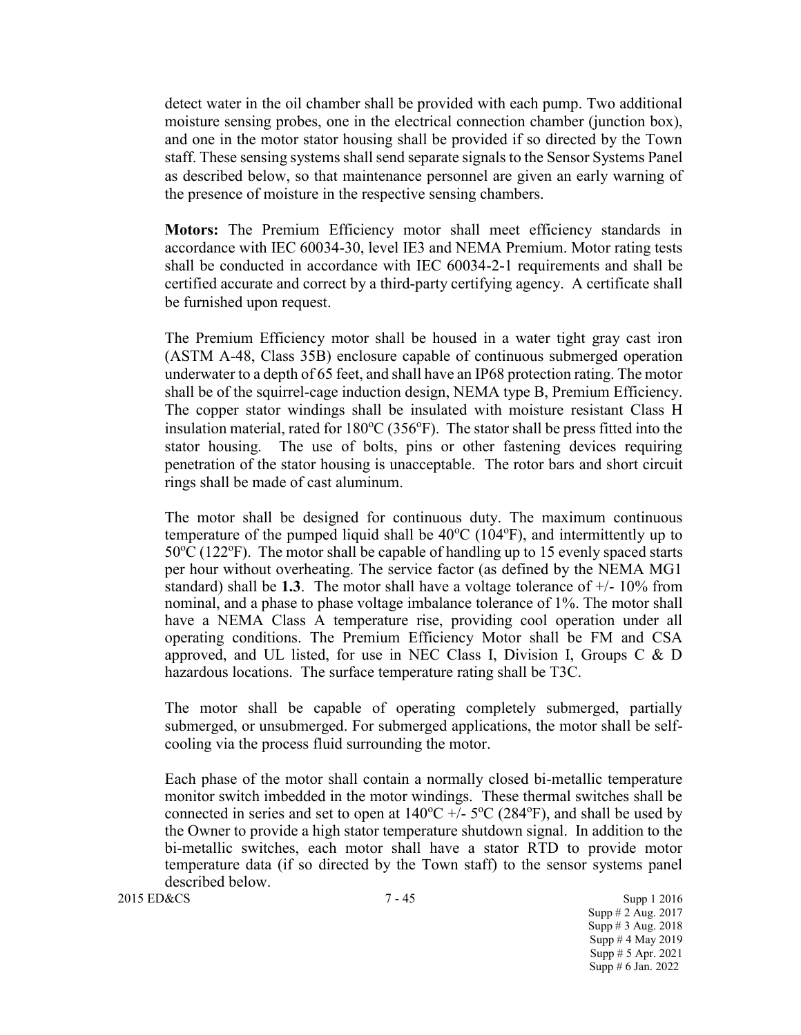detect water in the oil chamber shall be provided with each pump. Two additional moisture sensing probes, one in the electrical connection chamber (junction box), and one in the motor stator housing shall be provided if so directed by the Town staff. These sensing systems shall send separate signals to the Sensor Systems Panel as described below, so that maintenance personnel are given an early warning of the presence of moisture in the respective sensing chambers.

**Motors:** The Premium Efficiency motor shall meet efficiency standards in accordance with IEC 60034-30, level IE3 and NEMA Premium. Motor rating tests shall be conducted in accordance with IEC 60034-2-1 requirements and shall be certified accurate and correct by a third-party certifying agency. A certificate shall be furnished upon request.

The Premium Efficiency motor shall be housed in a water tight gray cast iron (ASTM A-48, Class 35B) enclosure capable of continuous submerged operation underwater to a depth of 65 feet, and shall have an IP68 protection rating. The motor shall be of the squirrel-cage induction design, NEMA type B, Premium Efficiency. The copper stator windings shall be insulated with moisture resistant Class H insulation material, rated for 180ºC (356ºF). The stator shall be press fitted into the stator housing. The use of bolts, pins or other fastening devices requiring penetration of the stator housing is unacceptable. The rotor bars and short circuit rings shall be made of cast aluminum.

The motor shall be designed for continuous duty. The maximum continuous temperature of the pumped liquid shall be 40ºC (104ºF), and intermittently up to 50ºC (122ºF). The motor shall be capable of handling up to 15 evenly spaced starts per hour without overheating. The service factor (as defined by the NEMA MG1 standard) shall be **1.3**. The motor shall have a voltage tolerance of +/- 10% from nominal, and a phase to phase voltage imbalance tolerance of 1%. The motor shall have a NEMA Class A temperature rise, providing cool operation under all operating conditions. The Premium Efficiency Motor shall be FM and CSA approved, and UL listed, for use in NEC Class I, Division I, Groups C & D hazardous locations. The surface temperature rating shall be T3C.

The motor shall be capable of operating completely submerged, partially submerged, or unsubmerged. For submerged applications, the motor shall be self-cooling via the process fluid surrounding the motor.

Each phase of the motor shall contain a normally closed bi-metallic temperature monitor switch imbedded in the motor windings. These thermal switches shall be connected in series and set to open at 140ºC +/- 5ºC (284ºF), and shall be used by the Owner to provide a high stator temperature shutdown signal. In addition to the bi-metallic switches, each motor shall have a stator RTD to provide motor temperature data (if so directed by the Town staff) to the sensor systems panel described below.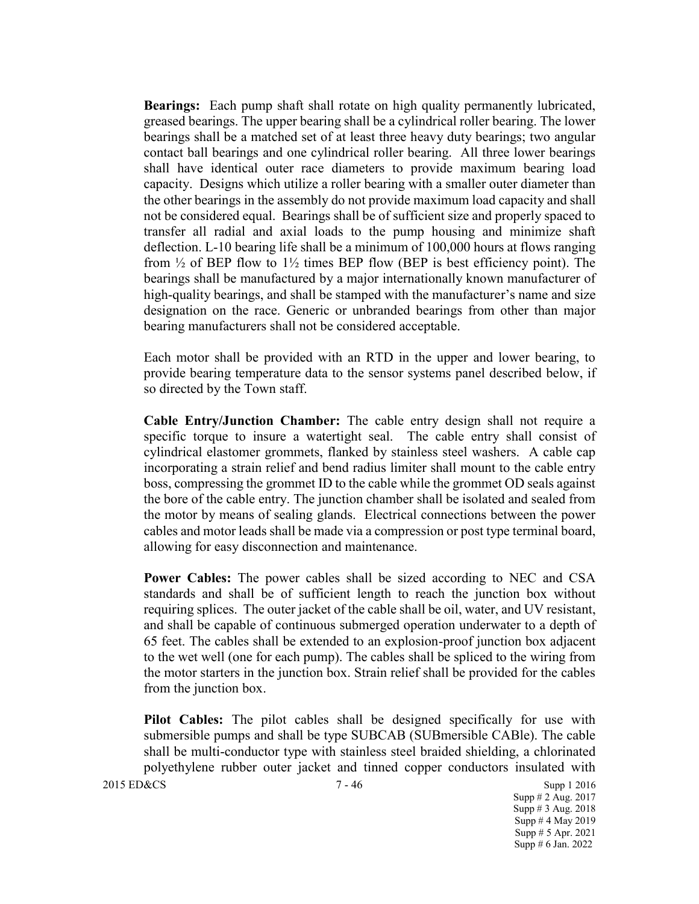**Bearings:** Each pump shaft shall rotate on high quality permanently lubricated, greased bearings. The upper bearing shall be a cylindrical roller bearing. The lower bearings shall be a matched set of at least three heavy duty bearings; two angular contact ball bearings and one cylindrical roller bearing. All three lower bearings shall have identical outer race diameters to provide maximum bearing load capacity. Designs which utilize a roller bearing with a smaller outer diameter than the other bearings in the assembly do not provide maximum load capacity and shall not be considered equal. Bearings shall be of sufficient size and properly spaced to transfer all radial and axial loads to the pump housing and minimize shaft deflection. L-10 bearing life shall be a minimum of 100,000 hours at flows ranging from ½ of BEP flow to 1½ times BEP flow (BEP is best efficiency point). The bearings shall be manufactured by a major internationally known manufacturer of high-quality bearings, and shall be stamped with the manufacturer's name and size designation on the race. Generic or unbranded bearings from other than major bearing manufacturers shall not be considered acceptable.

Each motor shall be provided with an RTD in the upper and lower bearing, to provide bearing temperature data to the sensor systems panel described below, if so directed by the Town staff.

**Cable Entry/Junction Chamber:** The cable entry design shall not require a specific torque to insure a watertight seal. The cable entry shall consist of cylindrical elastomer grommets, flanked by stainless steel washers. A cable cap incorporating a strain relief and bend radius limiter shall mount to the cable entry boss, compressing the grommet ID to the cable while the grommet OD seals against the bore of the cable entry. The junction chamber shall be isolated and sealed from the motor by means of sealing glands. Electrical connections between the power cables and motor leads shall be made via a compression or post type terminal board, allowing for easy disconnection and maintenance.

**Power Cables:** The power cables shall be sized according to NEC and CSA standards and shall be of sufficient length to reach the junction box without requiring splices. The outer jacket of the cable shall be oil, water, and UV resistant, and shall be capable of continuous submerged operation underwater to a depth of 65 feet. The cables shall be extended to an explosion-proof junction box adjacent to the wet well (one for each pump). The cables shall be spliced to the wiring from the motor starters in the junction box. Strain relief shall be provided for the cables from the junction box.

**Pilot Cables:** The pilot cables shall be designed specifically for use with submersible pumps and shall be type SUBCAB (SUBmersible CABle). The cable shall be multi-conductor type with stainless steel braided shielding, a chlorinated polyethylene rubber outer jacket and tinned copper conductors insulated with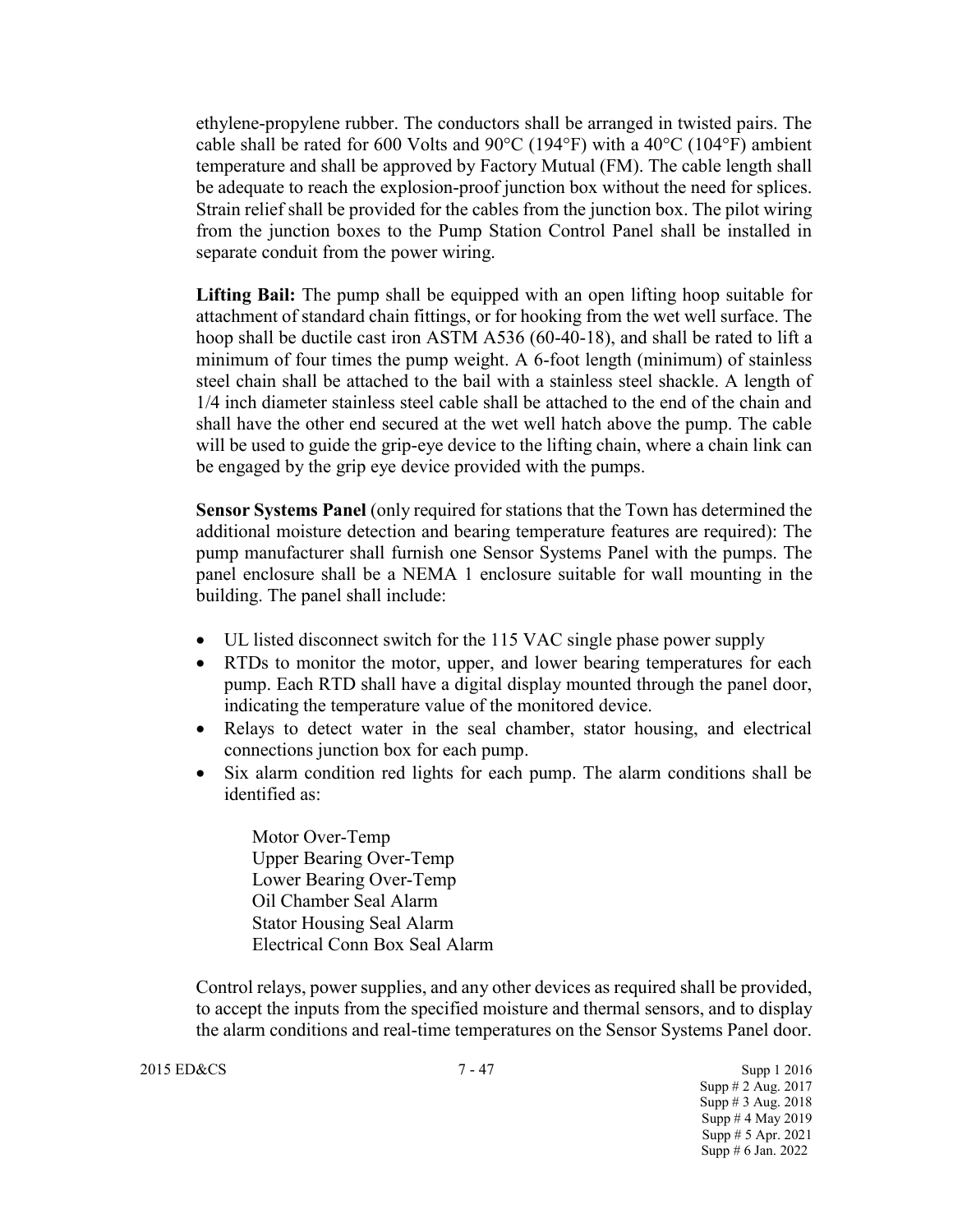ethylene-propylene rubber. The conductors shall be arranged in twisted pairs. The cable shall be rated for 600 Volts and 90°C (194°F) with a 40°C (104°F) ambient temperature and shall be approved by Factory Mutual (FM). The cable length shall be adequate to reach the explosion-proof junction box without the need for splices. Strain relief shall be provided for the cables from the junction box. The pilot wiring from the junction boxes to the Pump Station Control Panel shall be installed in separate conduit from the power wiring.

**Lifting Bail:** The pump shall be equipped with an open lifting hoop suitable for attachment of standard chain fittings, or for hooking from the wet well surface. The hoop shall be ductile cast iron ASTM A536 (60-40-18), and shall be rated to lift a minimum of four times the pump weight. A 6-foot length (minimum) of stainless steel chain shall be attached to the bail with a stainless steel shackle. A length of 1/4 inch diameter stainless steel cable shall be attached to the end of the chain and shall have the other end secured at the wet well hatch above the pump. The cable will be used to guide the grip-eye device to the lifting chain, where a chain link can be engaged by the grip eye device provided with the pumps.

**Sensor Systems Panel** (only required for stations that the Town has determined the additional moisture detection and bearing temperature features are required): The pump manufacturer shall furnish one Sensor Systems Panel with the pumps. The panel enclosure shall be a NEMA 1 enclosure suitable for wall mounting in the building. The panel shall include:

- UL listed disconnect switch for the 115 VAC single phase power supply
- RTDs to monitor the motor, upper, and lower bearing temperatures for each pump. Each RTD shall have a digital display mounted through the panel door, indicating the temperature value of the monitored device.
- Relays to detect water in the seal chamber, stator housing, and electrical connections junction box for each pump.
- Six alarm condition red lights for each pump. The alarm conditions shall be identified as:

  Motor Over-Temp
  Upper Bearing Over-Temp
  Lower Bearing Over-Temp
  Oil Chamber Seal Alarm
  Stator Housing Seal Alarm
  Electrical Conn Box Seal Alarm

Control relays, power supplies, and any other devices as required shall be provided, to accept the inputs from the specified moisture and thermal sensors, and to display the alarm conditions and real-time temperatures on the Sensor Systems Panel door.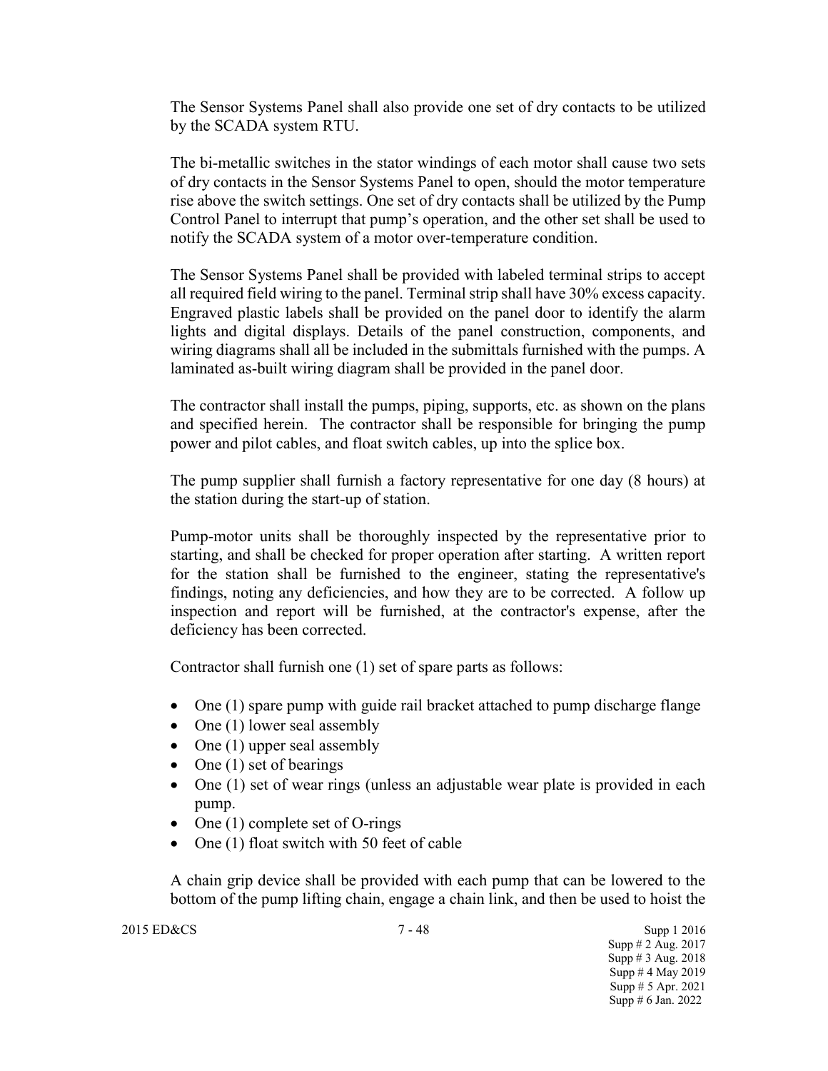The Sensor Systems Panel shall also provide one set of dry contacts to be utilized by the SCADA system RTU.

The bi-metallic switches in the stator windings of each motor shall cause two sets of dry contacts in the Sensor Systems Panel to open, should the motor temperature rise above the switch settings. One set of dry contacts shall be utilized by the Pump Control Panel to interrupt that pump's operation, and the other set shall be used to notify the SCADA system of a motor over-temperature condition.

The Sensor Systems Panel shall be provided with labeled terminal strips to accept all required field wiring to the panel. Terminal strip shall have 30% excess capacity. Engraved plastic labels shall be provided on the panel door to identify the alarm lights and digital displays. Details of the panel construction, components, and wiring diagrams shall all be included in the submittals furnished with the pumps. A laminated as-built wiring diagram shall be provided in the panel door.

The contractor shall install the pumps, piping, supports, etc. as shown on the plans and specified herein. The contractor shall be responsible for bringing the pump power and pilot cables, and float switch cables, up into the splice box.

The pump supplier shall furnish a factory representative for one day (8 hours) at the station during the start-up of station.

Pump-motor units shall be thoroughly inspected by the representative prior to starting, and shall be checked for proper operation after starting. A written report for the station shall be furnished to the engineer, stating the representative's findings, noting any deficiencies, and how they are to be corrected. A follow up inspection and report will be furnished, at the contractor's expense, after the deficiency has been corrected.

Contractor shall furnish one (1) set of spare parts as follows:

- One (1) spare pump with guide rail bracket attached to pump discharge flange
- One (1) lower seal assembly
- One (1) upper seal assembly
- One (1) set of bearings
- One (1) set of wear rings (unless an adjustable wear plate is provided in each pump.
- One (1) complete set of O-rings
- One (1) float switch with 50 feet of cable

A chain grip device shall be provided with each pump that can be lowered to the bottom of the pump lifting chain, engage a chain link, and then be used to hoist the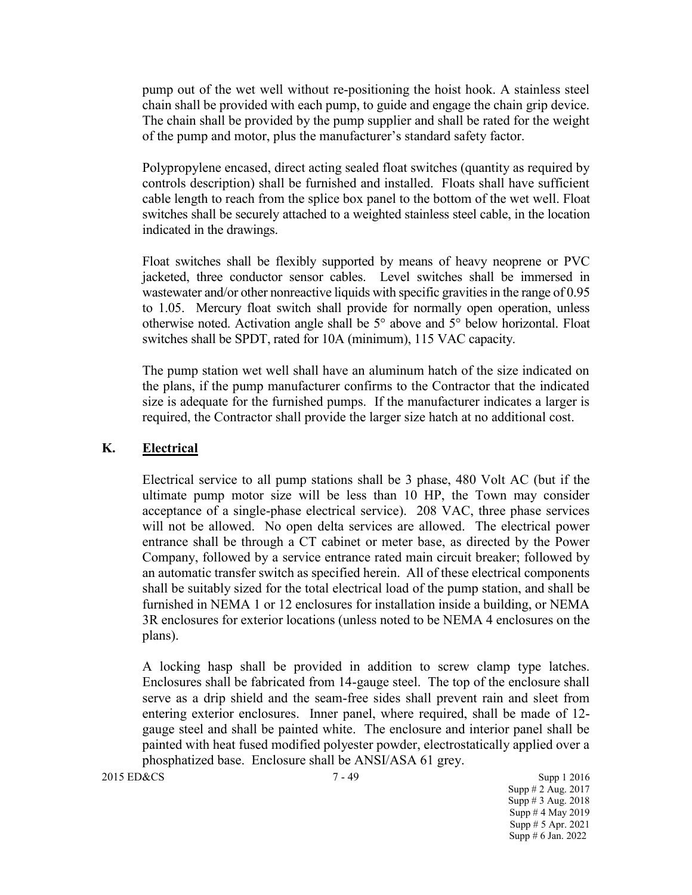pump out of the wet well without re-positioning the hoist hook. A stainless steel chain shall be provided with each pump, to guide and engage the chain grip device. The chain shall be provided by the pump supplier and shall be rated for the weight of the pump and motor, plus the manufacturer's standard safety factor.

Polypropylene encased, direct acting sealed float switches (quantity as required by controls description) shall be furnished and installed. Floats shall have sufficient cable length to reach from the splice box panel to the bottom of the wet well. Float switches shall be securely attached to a weighted stainless steel cable, in the location indicated in the drawings.

Float switches shall be flexibly supported by means of heavy neoprene or PVC jacketed, three conductor sensor cables. Level switches shall be immersed in wastewater and/or other nonreactive liquids with specific gravities in the range of 0.95 to 1.05. Mercury float switch shall provide for normally open operation, unless otherwise noted. Activation angle shall be 5° above and 5° below horizontal. Float switches shall be SPDT, rated for 10A (minimum), 115 VAC capacity.

The pump station wet well shall have an aluminum hatch of the size indicated on the plans, if the pump manufacturer confirms to the Contractor that the indicated size is adequate for the furnished pumps. If the manufacturer indicates a larger is required, the Contractor shall provide the larger size hatch at no additional cost.

## K. Electrical

Electrical service to all pump stations shall be 3 phase, 480 Volt AC (but if the ultimate pump motor size will be less than 10 HP, the Town may consider acceptance of a single-phase electrical service). 208 VAC, three phase services will not be allowed. No open delta services are allowed. The electrical power entrance shall be through a CT cabinet or meter base, as directed by the Power Company, followed by a service entrance rated main circuit breaker; followed by an automatic transfer switch as specified herein. All of these electrical components shall be suitably sized for the total electrical load of the pump station, and shall be furnished in NEMA 1 or 12 enclosures for installation inside a building, or NEMA 3R enclosures for exterior locations (unless noted to be NEMA 4 enclosures on the plans).

A locking hasp shall be provided in addition to screw clamp type latches. Enclosures shall be fabricated from 14-gauge steel. The top of the enclosure shall serve as a drip shield and the seam-free sides shall prevent rain and sleet from entering exterior enclosures. Inner panel, where required, shall be made of 12-gauge steel and shall be painted white. The enclosure and interior panel shall be painted with heat fused modified polyester powder, electrostatically applied over a phosphatized base. Enclosure shall be ANSI/ASA 61 grey.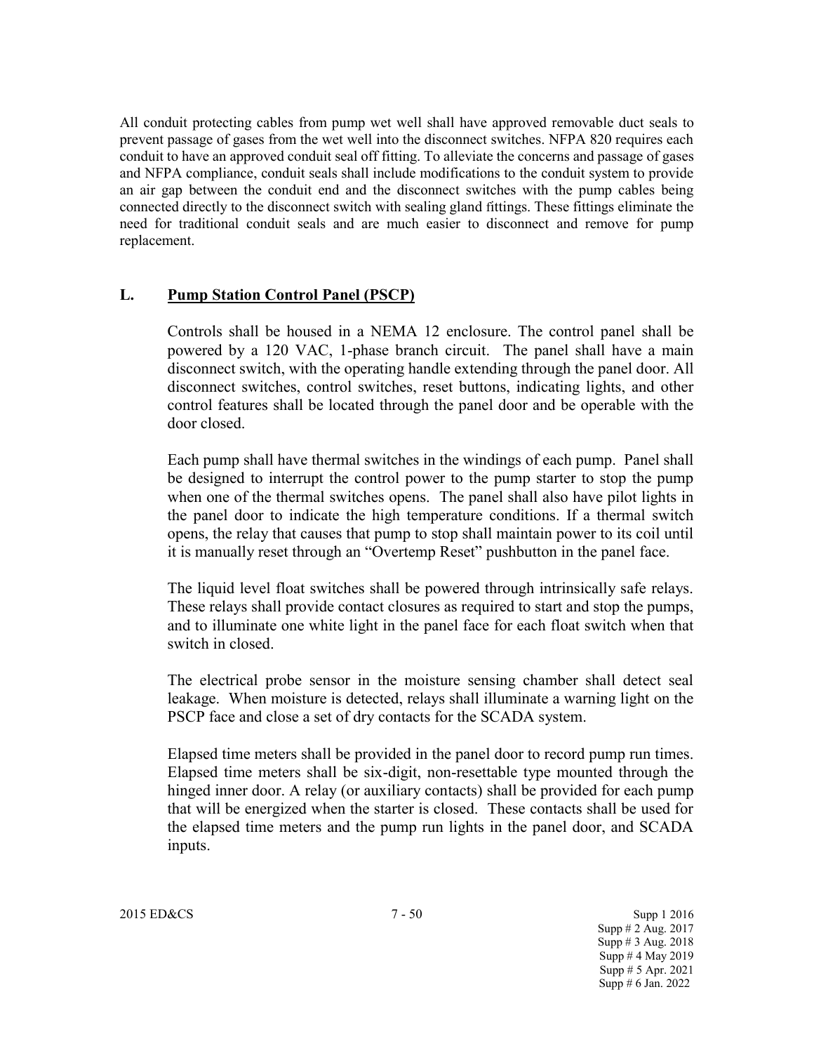All conduit protecting cables from pump wet well shall have approved removable duct seals to prevent passage of gases from the wet well into the disconnect switches. NFPA 820 requires each conduit to have an approved conduit seal off fitting. To alleviate the concerns and passage of gases and NFPA compliance, conduit seals shall include modifications to the conduit system to provide an air gap between the conduit end and the disconnect switches with the pump cables being connected directly to the disconnect switch with sealing gland fittings. These fittings eliminate the need for traditional conduit seals and are much easier to disconnect and remove for pump replacement.

## L. <u>Pump Station Control Panel (PSCP)</u>

Controls shall be housed in a NEMA 12 enclosure. The control panel shall be powered by a 120 VAC, 1-phase branch circuit. The panel shall have a main disconnect switch, with the operating handle extending through the panel door. All disconnect switches, control switches, reset buttons, indicating lights, and other control features shall be located through the panel door and be operable with the door closed.

Each pump shall have thermal switches in the windings of each pump. Panel shall be designed to interrupt the control power to the pump starter to stop the pump when one of the thermal switches opens. The panel shall also have pilot lights in the panel door to indicate the high temperature conditions. If a thermal switch opens, the relay that causes that pump to stop shall maintain power to its coil until it is manually reset through an "Overtemp Reset" pushbutton in the panel face.

The liquid level float switches shall be powered through intrinsically safe relays. These relays shall provide contact closures as required to start and stop the pumps, and to illuminate one white light in the panel face for each float switch when that switch in closed.

The electrical probe sensor in the moisture sensing chamber shall detect seal leakage. When moisture is detected, relays shall illuminate a warning light on the PSCP face and close a set of dry contacts for the SCADA system.

Elapsed time meters shall be provided in the panel door to record pump run times. Elapsed time meters shall be six-digit, non-resettable type mounted through the hinged inner door. A relay (or auxiliary contacts) shall be provided for each pump that will be energized when the starter is closed. These contacts shall be used for the elapsed time meters and the pump run lights in the panel door, and SCADA inputs.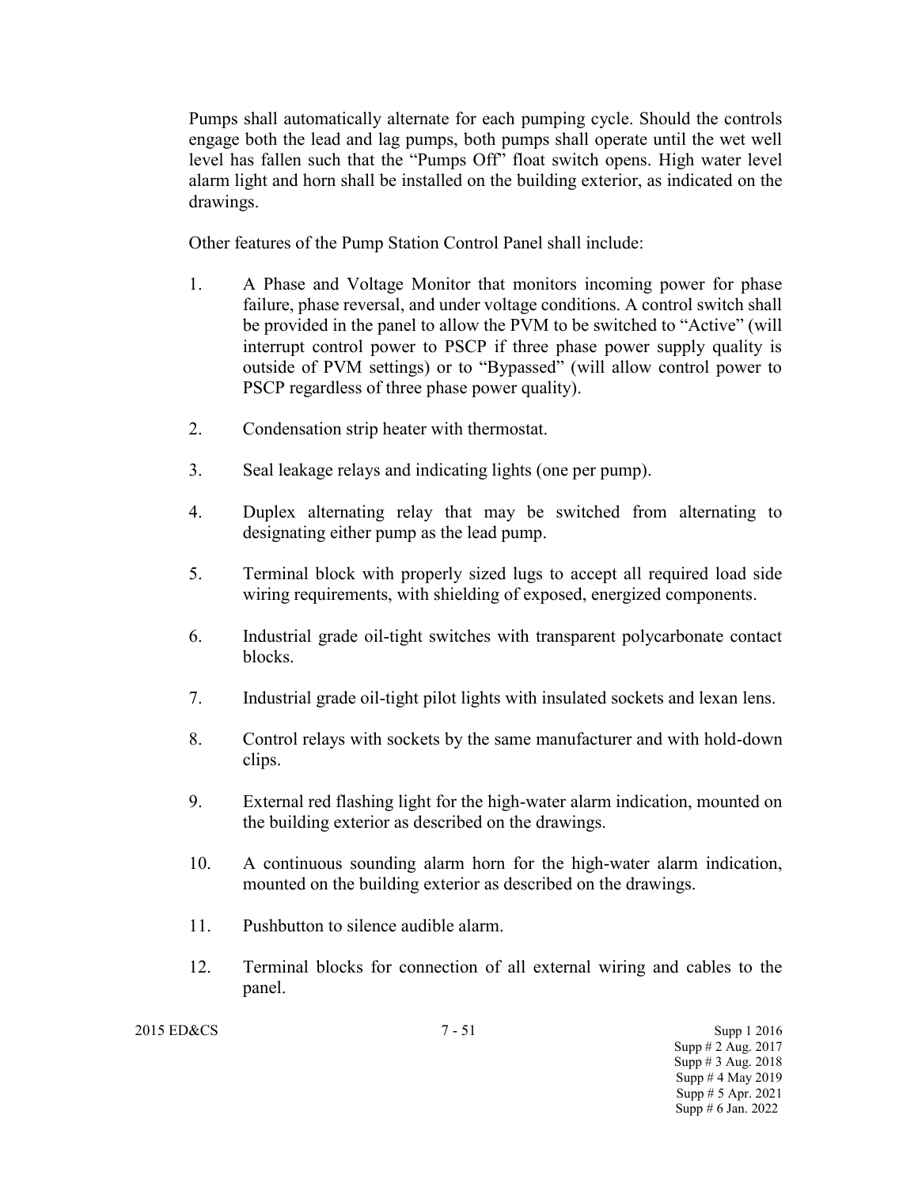Pumps shall automatically alternate for each pumping cycle. Should the controls engage both the lead and lag pumps, both pumps shall operate until the wet well level has fallen such that the “Pumps Off” float switch opens. High water level alarm light and horn shall be installed on the building exterior, as indicated on the drawings.

Other features of the Pump Station Control Panel shall include:

1. A Phase and Voltage Monitor that monitors incoming power for phase failure, phase reversal, and under voltage conditions. A control switch shall be provided in the panel to allow the PVM to be switched to “Active” (will interrupt control power to PSCP if three phase power supply quality is outside of PVM settings) or to “Bypassed” (will allow control power to PSCP regardless of three phase power quality).

2. Condensation strip heater with thermostat.

3. Seal leakage relays and indicating lights (one per pump).

4. Duplex alternating relay that may be switched from alternating to designating either pump as the lead pump.

5. Terminal block with properly sized lugs to accept all required load side wiring requirements, with shielding of exposed, energized components.

6. Industrial grade oil-tight switches with transparent polycarbonate contact blocks.

7. Industrial grade oil-tight pilot lights with insulated sockets and lexan lens.

8. Control relays with sockets by the same manufacturer and with hold-down clips.

9. External red flashing light for the high-water alarm indication, mounted on the building exterior as described on the drawings.

10. A continuous sounding alarm horn for the high-water alarm indication, mounted on the building exterior as described on the drawings.

11. Pushbutton to silence audible alarm.

12. Terminal blocks for connection of all external wiring and cables to the panel.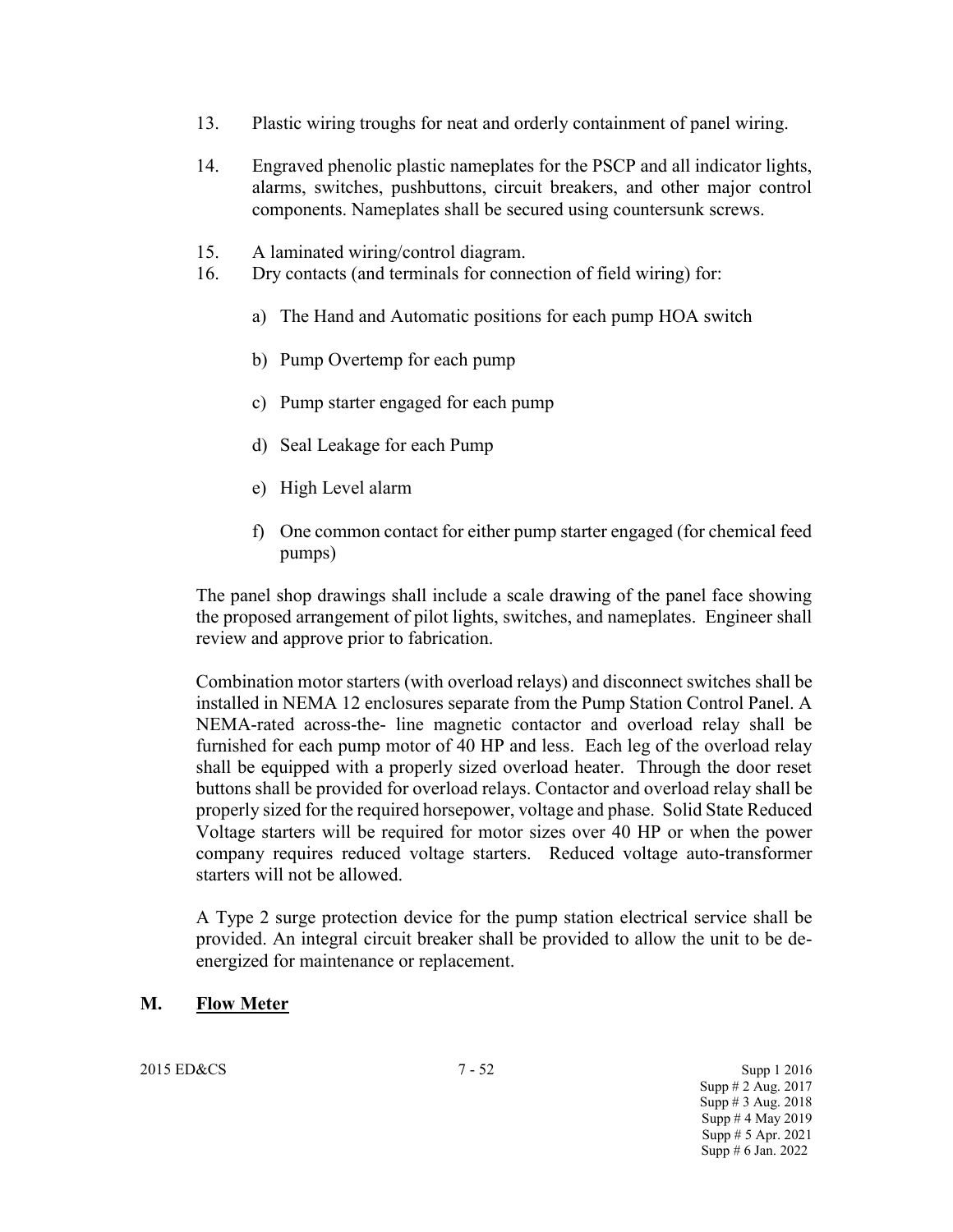13. Plastic wiring troughs for neat and orderly containment of panel wiring.

14. Engraved phenolic plastic nameplates for the PSCP and all indicator lights, alarms, switches, pushbuttons, circuit breakers, and other major control components. Nameplates shall be secured using countersunk screws.

15. A laminated wiring/control diagram.

16. Dry contacts (and terminals for connection of field wiring) for:

    a) The Hand and Automatic positions for each pump HOA switch

    b) Pump Overtemp for each pump

    c) Pump starter engaged for each pump

    d) Seal Leakage for each Pump

    e) High Level alarm

    f) One common contact for either pump starter engaged (for chemical feed pumps)

The panel shop drawings shall include a scale drawing of the panel face showing the proposed arrangement of pilot lights, switches, and nameplates. Engineer shall review and approve prior to fabrication.

Combination motor starters (with overload relays) and disconnect switches shall be installed in NEMA 12 enclosures separate from the Pump Station Control Panel. A NEMA-rated across-the- line magnetic contactor and overload relay shall be furnished for each pump motor of 40 HP and less. Each leg of the overload relay shall be equipped with a properly sized overload heater. Through the door reset buttons shall be provided for overload relays. Contactor and overload relay shall be properly sized for the required horsepower, voltage and phase. Solid State Reduced Voltage starters will be required for motor sizes over 40 HP or when the power company requires reduced voltage starters. Reduced voltage auto-transformer starters will not be allowed.

A Type 2 surge protection device for the pump station electrical service shall be provided. An integral circuit breaker shall be provided to allow the unit to be de-energized for maintenance or replacement.

## M. Flow Meter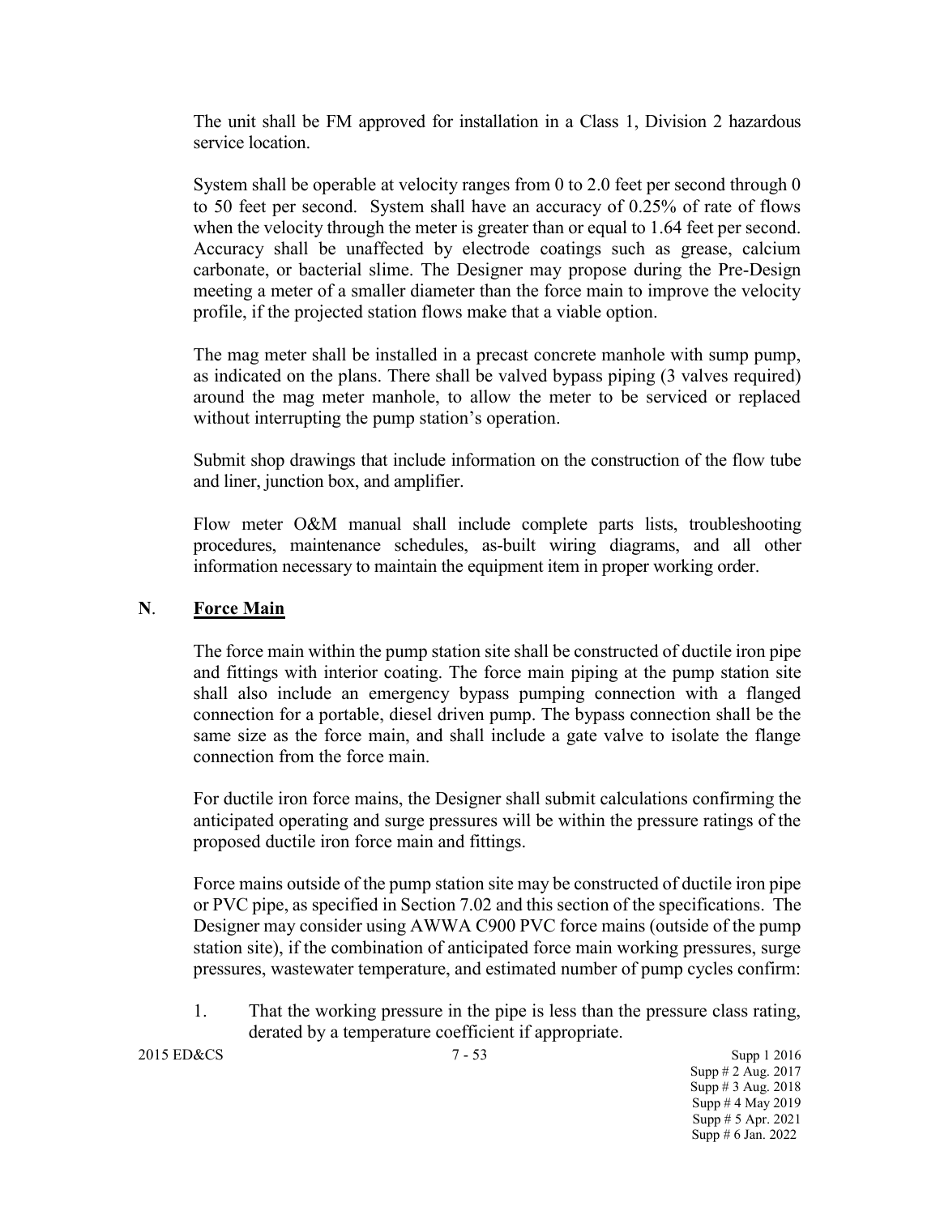The unit shall be FM approved for installation in a Class 1, Division 2 hazardous service location.

System shall be operable at velocity ranges from 0 to 2.0 feet per second through 0 to 50 feet per second. System shall have an accuracy of 0.25% of rate of flows when the velocity through the meter is greater than or equal to 1.64 feet per second. Accuracy shall be unaffected by electrode coatings such as grease, calcium carbonate, or bacterial slime. The Designer may propose during the Pre-Design meeting a meter of a smaller diameter than the force main to improve the velocity profile, if the projected station flows make that a viable option.

The mag meter shall be installed in a precast concrete manhole with sump pump, as indicated on the plans. There shall be valved bypass piping (3 valves required) around the mag meter manhole, to allow the meter to be serviced or replaced without interrupting the pump station's operation.

Submit shop drawings that include information on the construction of the flow tube and liner, junction box, and amplifier.

Flow meter O&M manual shall include complete parts lists, troubleshooting procedures, maintenance schedules, as-built wiring diagrams, and all other information necessary to maintain the equipment item in proper working order.

## N. Force Main

The force main within the pump station site shall be constructed of ductile iron pipe and fittings with interior coating. The force main piping at the pump station site shall also include an emergency bypass pumping connection with a flanged connection for a portable, diesel driven pump. The bypass connection shall be the same size as the force main, and shall include a gate valve to isolate the flange connection from the force main.

For ductile iron force mains, the Designer shall submit calculations confirming the anticipated operating and surge pressures will be within the pressure ratings of the proposed ductile iron force main and fittings.

Force mains outside of the pump station site may be constructed of ductile iron pipe or PVC pipe, as specified in Section 7.02 and this section of the specifications. The Designer may consider using AWWA C900 PVC force mains (outside of the pump station site), if the combination of anticipated force main working pressures, surge pressures, wastewater temperature, and estimated number of pump cycles confirm:

1. That the working pressure in the pipe is less than the pressure class rating, derated by a temperature coefficient if appropriate.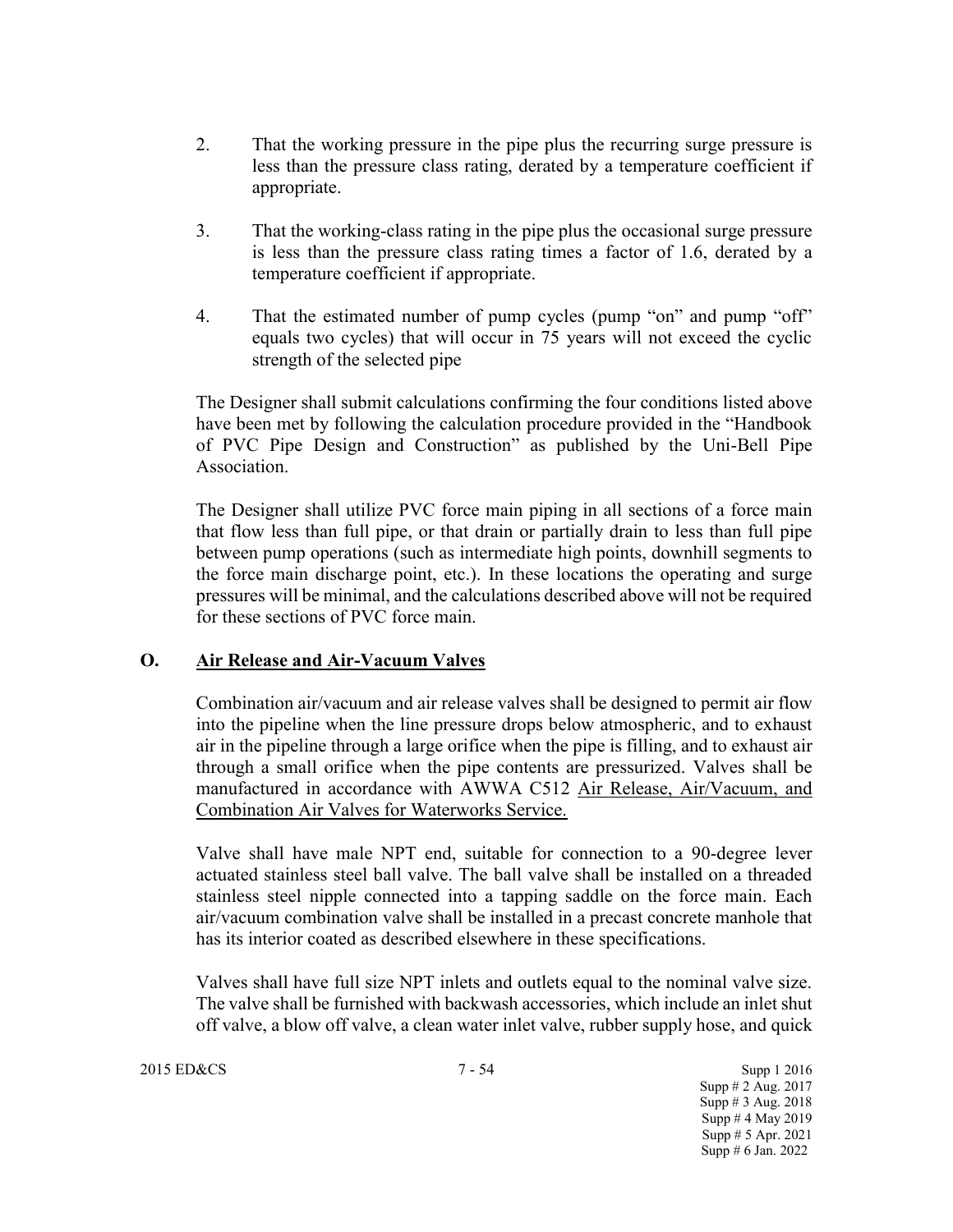2. That the working pressure in the pipe plus the recurring surge pressure is less than the pressure class rating, derated by a temperature coefficient if appropriate.

3. That the working-class rating in the pipe plus the occasional surge pressure is less than the pressure class rating times a factor of 1.6, derated by a temperature coefficient if appropriate.

4. That the estimated number of pump cycles (pump "on" and pump "off" equals two cycles) that will occur in 75 years will not exceed the cyclic strength of the selected pipe

The Designer shall submit calculations confirming the four conditions listed above have been met by following the calculation procedure provided in the "Handbook of PVC Pipe Design and Construction" as published by the Uni-Bell Pipe Association.

The Designer shall utilize PVC force main piping in all sections of a force main that flow less than full pipe, or that drain or partially drain to less than full pipe between pump operations (such as intermediate high points, downhill segments to the force main discharge point, etc.). In these locations the operating and surge pressures will be minimal, and the calculations described above will not be required for these sections of PVC force main.

## O. Air Release and Air-Vacuum Valves

Combination air/vacuum and air release valves shall be designed to permit air flow into the pipeline when the line pressure drops below atmospheric, and to exhaust air in the pipeline through a large orifice when the pipe is filling, and to exhaust air through a small orifice when the pipe contents are pressurized. Valves shall be manufactured in accordance with AWWA C512 Air Release, Air/Vacuum, and Combination Air Valves for Waterworks Service.

Valve shall have male NPT end, suitable for connection to a 90-degree lever actuated stainless steel ball valve. The ball valve shall be installed on a threaded stainless steel nipple connected into a tapping saddle on the force main. Each air/vacuum combination valve shall be installed in a precast concrete manhole that has its interior coated as described elsewhere in these specifications.

Valves shall have full size NPT inlets and outlets equal to the nominal valve size. The valve shall be furnished with backwash accessories, which include an inlet shut off valve, a blow off valve, a clean water inlet valve, rubber supply hose, and quick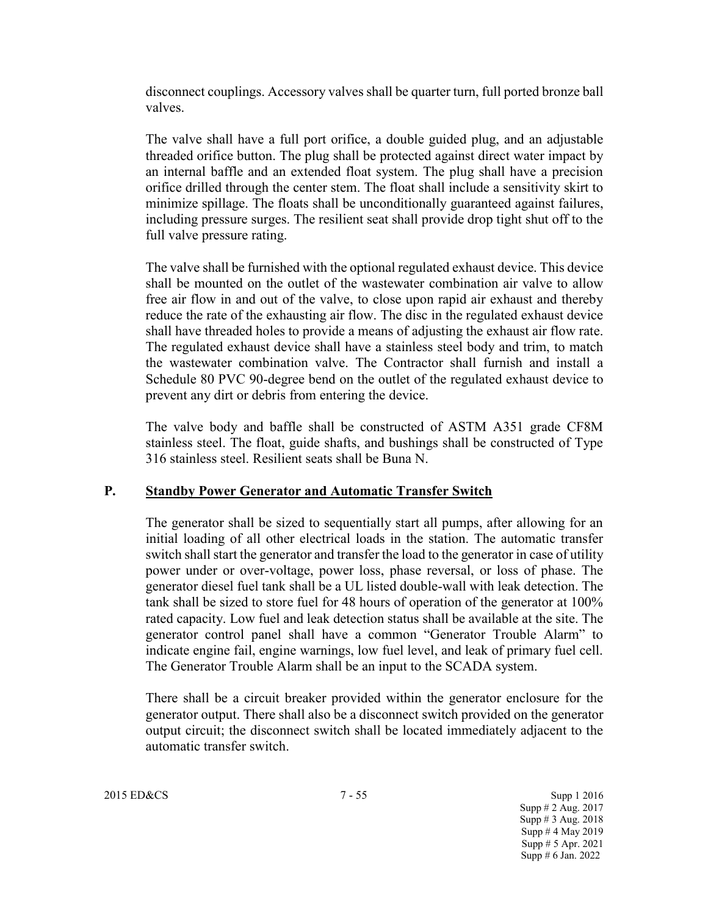disconnect couplings. Accessory valves shall be quarter turn, full ported bronze ball valves.

The valve shall have a full port orifice, a double guided plug, and an adjustable threaded orifice button. The plug shall be protected against direct water impact by an internal baffle and an extended float system. The plug shall have a precision orifice drilled through the center stem. The float shall include a sensitivity skirt to minimize spillage. The floats shall be unconditionally guaranteed against failures, including pressure surges. The resilient seat shall provide drop tight shut off to the full valve pressure rating.

The valve shall be furnished with the optional regulated exhaust device. This device shall be mounted on the outlet of the wastewater combination air valve to allow free air flow in and out of the valve, to close upon rapid air exhaust and thereby reduce the rate of the exhausting air flow. The disc in the regulated exhaust device shall have threaded holes to provide a means of adjusting the exhaust air flow rate. The regulated exhaust device shall have a stainless steel body and trim, to match the wastewater combination valve. The Contractor shall furnish and install a Schedule 80 PVC 90-degree bend on the outlet of the regulated exhaust device to prevent any dirt or debris from entering the device.

The valve body and baffle shall be constructed of ASTM A351 grade CF8M stainless steel. The float, guide shafts, and bushings shall be constructed of Type 316 stainless steel. Resilient seats shall be Buna N.

## P. Standby Power Generator and Automatic Transfer Switch

The generator shall be sized to sequentially start all pumps, after allowing for an initial loading of all other electrical loads in the station. The automatic transfer switch shall start the generator and transfer the load to the generator in case of utility power under or over-voltage, power loss, phase reversal, or loss of phase. The generator diesel fuel tank shall be a UL listed double-wall with leak detection. The tank shall be sized to store fuel for 48 hours of operation of the generator at 100% rated capacity. Low fuel and leak detection status shall be available at the site. The generator control panel shall have a common "Generator Trouble Alarm" to indicate engine fail, engine warnings, low fuel level, and leak of primary fuel cell. The Generator Trouble Alarm shall be an input to the SCADA system.

There shall be a circuit breaker provided within the generator enclosure for the generator output. There shall also be a disconnect switch provided on the generator output circuit; the disconnect switch shall be located immediately adjacent to the automatic transfer switch.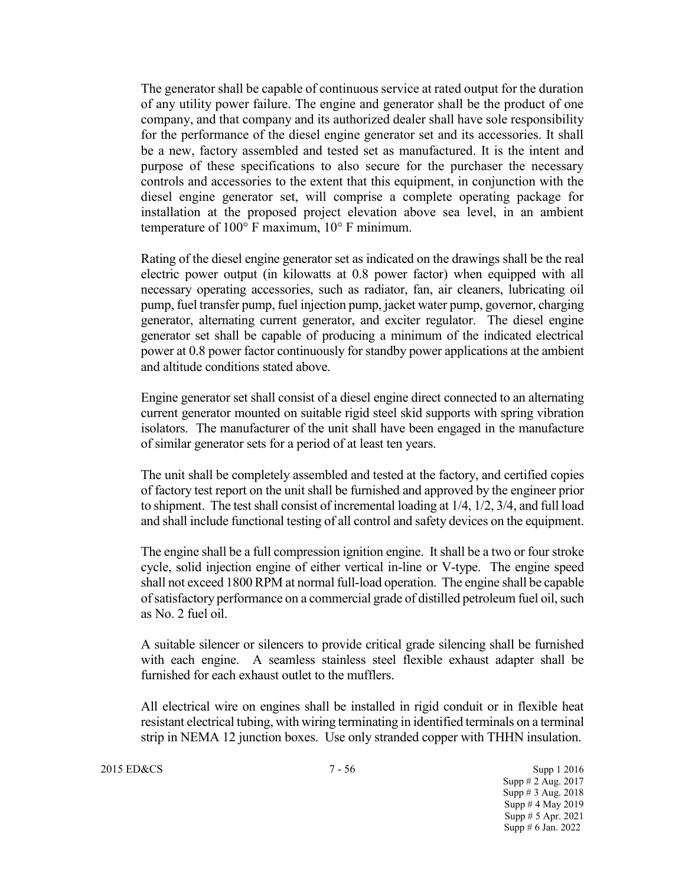The generator shall be capable of continuous service at rated output for the duration of any utility power failure. The engine and generator shall be the product of one company, and that company and its authorized dealer shall have sole responsibility for the performance of the diesel engine generator set and its accessories. It shall be a new, factory assembled and tested set as manufactured. It is the intent and purpose of these specifications to also secure for the purchaser the necessary controls and accessories to the extent that this equipment, in conjunction with the diesel engine generator set, will comprise a complete operating package for installation at the proposed project elevation above sea level, in an ambient temperature of 100° F maximum, 10° F minimum.

Rating of the diesel engine generator set as indicated on the drawings shall be the real electric power output (in kilowatts at 0.8 power factor) when equipped with all necessary operating accessories, such as radiator, fan, air cleaners, lubricating oil pump, fuel transfer pump, fuel injection pump, jacket water pump, governor, charging generator, alternating current generator, and exciter regulator. The diesel engine generator set shall be capable of producing a minimum of the indicated electrical power at 0.8 power factor continuously for standby power applications at the ambient and altitude conditions stated above.

Engine generator set shall consist of a diesel engine direct connected to an alternating current generator mounted on suitable rigid steel skid supports with spring vibration isolators. The manufacturer of the unit shall have been engaged in the manufacture of similar generator sets for a period of at least ten years.

The unit shall be completely assembled and tested at the factory, and certified copies of factory test report on the unit shall be furnished and approved by the engineer prior to shipment. The test shall consist of incremental loading at 1/4, 1/2, 3/4, and full load and shall include functional testing of all control and safety devices on the equipment.

The engine shall be a full compression ignition engine. It shall be a two or four stroke cycle, solid injection engine of either vertical in-line or V-type. The engine speed shall not exceed 1800 RPM at normal full-load operation. The engine shall be capable of satisfactory performance on a commercial grade of distilled petroleum fuel oil, such as No. 2 fuel oil.

A suitable silencer or silencers to provide critical grade silencing shall be furnished with each engine. A seamless stainless steel flexible exhaust adapter shall be furnished for each exhaust outlet to the mufflers.

All electrical wire on engines shall be installed in rigid conduit or in flexible heat resistant electrical tubing, with wiring terminating in identified terminals on a terminal strip in NEMA 12 junction boxes. Use only stranded copper with THHN insulation.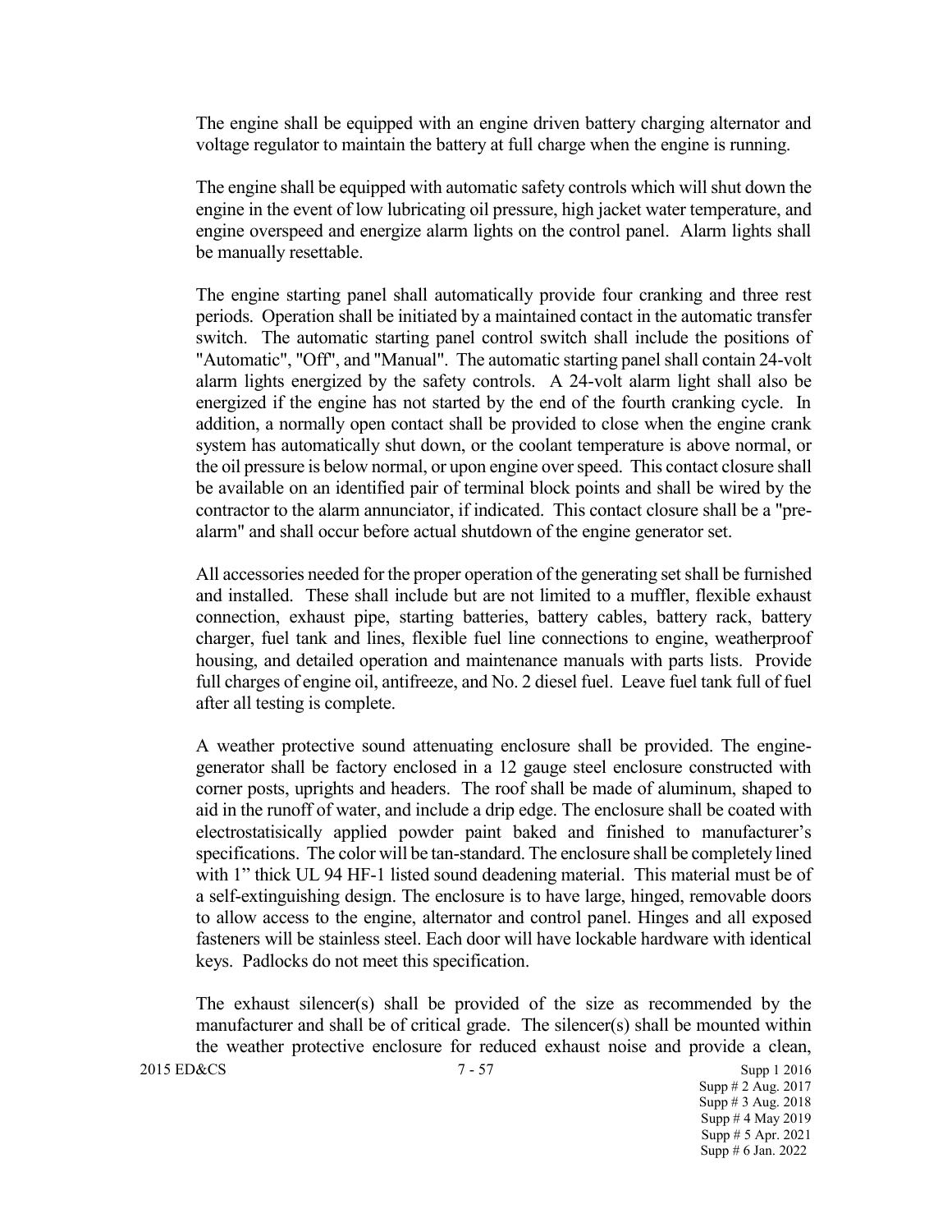The engine shall be equipped with an engine driven battery charging alternator and voltage regulator to maintain the battery at full charge when the engine is running.

The engine shall be equipped with automatic safety controls which will shut down the engine in the event of low lubricating oil pressure, high jacket water temperature, and engine overspeed and energize alarm lights on the control panel. Alarm lights shall be manually resettable.

The engine starting panel shall automatically provide four cranking and three rest periods. Operation shall be initiated by a maintained contact in the automatic transfer switch. The automatic starting panel control switch shall include the positions of "Automatic", "Off", and "Manual". The automatic starting panel shall contain 24-volt alarm lights energized by the safety controls. A 24-volt alarm light shall also be energized if the engine has not started by the end of the fourth cranking cycle. In addition, a normally open contact shall be provided to close when the engine crank system has automatically shut down, or the coolant temperature is above normal, or the oil pressure is below normal, or upon engine over speed. This contact closure shall be available on an identified pair of terminal block points and shall be wired by the contractor to the alarm annunciator, if indicated. This contact closure shall be a "pre-alarm" and shall occur before actual shutdown of the engine generator set.

All accessories needed for the proper operation of the generating set shall be furnished and installed. These shall include but are not limited to a muffler, flexible exhaust connection, exhaust pipe, starting batteries, battery cables, battery rack, battery charger, fuel tank and lines, flexible fuel line connections to engine, weatherproof housing, and detailed operation and maintenance manuals with parts lists. Provide full charges of engine oil, antifreeze, and No. 2 diesel fuel. Leave fuel tank full of fuel after all testing is complete.

A weather protective sound attenuating enclosure shall be provided. The engine-generator shall be factory enclosed in a 12 gauge steel enclosure constructed with corner posts, uprights and headers. The roof shall be made of aluminum, shaped to aid in the runoff of water, and include a drip edge. The enclosure shall be coated with electrostatisically applied powder paint baked and finished to manufacturer's specifications. The color will be tan-standard. The enclosure shall be completely lined with 1" thick UL 94 HF-1 listed sound deadening material. This material must be of a self-extinguishing design. The enclosure is to have large, hinged, removable doors to allow access to the engine, alternator and control panel. Hinges and all exposed fasteners will be stainless steel. Each door will have lockable hardware with identical keys. Padlocks do not meet this specification.

The exhaust silencer(s) shall be provided of the size as recommended by the manufacturer and shall be of critical grade. The silencer(s) shall be mounted within the weather protective enclosure for reduced exhaust noise and provide a clean,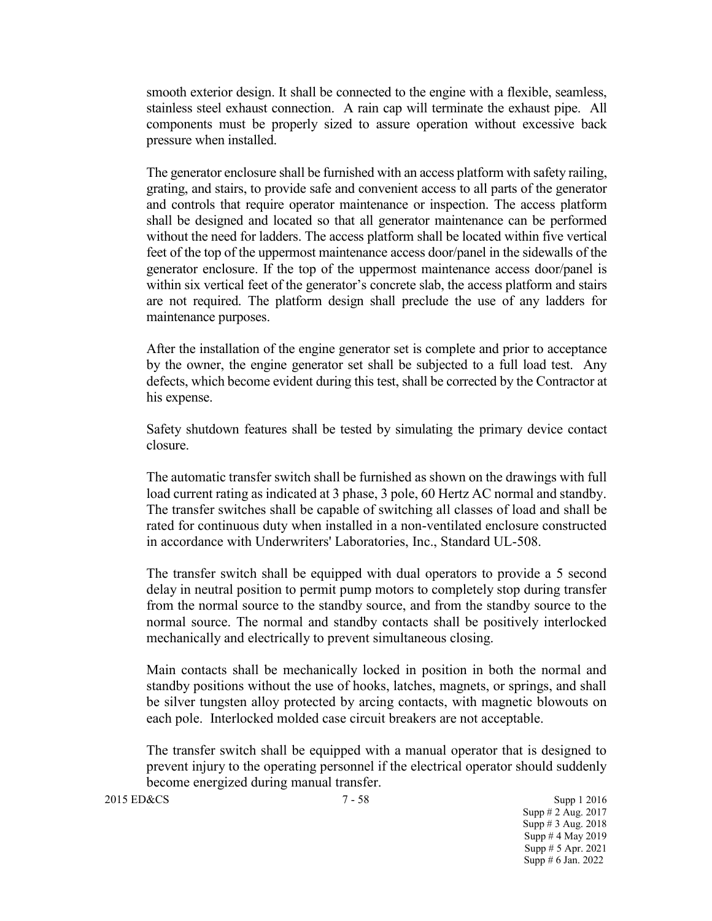smooth exterior design. It shall be connected to the engine with a flexible, seamless, stainless steel exhaust connection. A rain cap will terminate the exhaust pipe. All components must be properly sized to assure operation without excessive back pressure when installed.

The generator enclosure shall be furnished with an access platform with safety railing, grating, and stairs, to provide safe and convenient access to all parts of the generator and controls that require operator maintenance or inspection. The access platform shall be designed and located so that all generator maintenance can be performed without the need for ladders. The access platform shall be located within five vertical feet of the top of the uppermost maintenance access door/panel in the sidewalls of the generator enclosure. If the top of the uppermost maintenance access door/panel is within six vertical feet of the generator's concrete slab, the access platform and stairs are not required. The platform design shall preclude the use of any ladders for maintenance purposes.

After the installation of the engine generator set is complete and prior to acceptance by the owner, the engine generator set shall be subjected to a full load test. Any defects, which become evident during this test, shall be corrected by the Contractor at his expense.

Safety shutdown features shall be tested by simulating the primary device contact closure.

The automatic transfer switch shall be furnished as shown on the drawings with full load current rating as indicated at 3 phase, 3 pole, 60 Hertz AC normal and standby. The transfer switches shall be capable of switching all classes of load and shall be rated for continuous duty when installed in a non-ventilated enclosure constructed in accordance with Underwriters' Laboratories, Inc., Standard UL-508.

The transfer switch shall be equipped with dual operators to provide a 5 second delay in neutral position to permit pump motors to completely stop during transfer from the normal source to the standby source, and from the standby source to the normal source. The normal and standby contacts shall be positively interlocked mechanically and electrically to prevent simultaneous closing.

Main contacts shall be mechanically locked in position in both the normal and standby positions without the use of hooks, latches, magnets, or springs, and shall be silver tungsten alloy protected by arcing contacts, with magnetic blowouts on each pole. Interlocked molded case circuit breakers are not acceptable.

The transfer switch shall be equipped with a manual operator that is designed to prevent injury to the operating personnel if the electrical operator should suddenly become energized during manual transfer.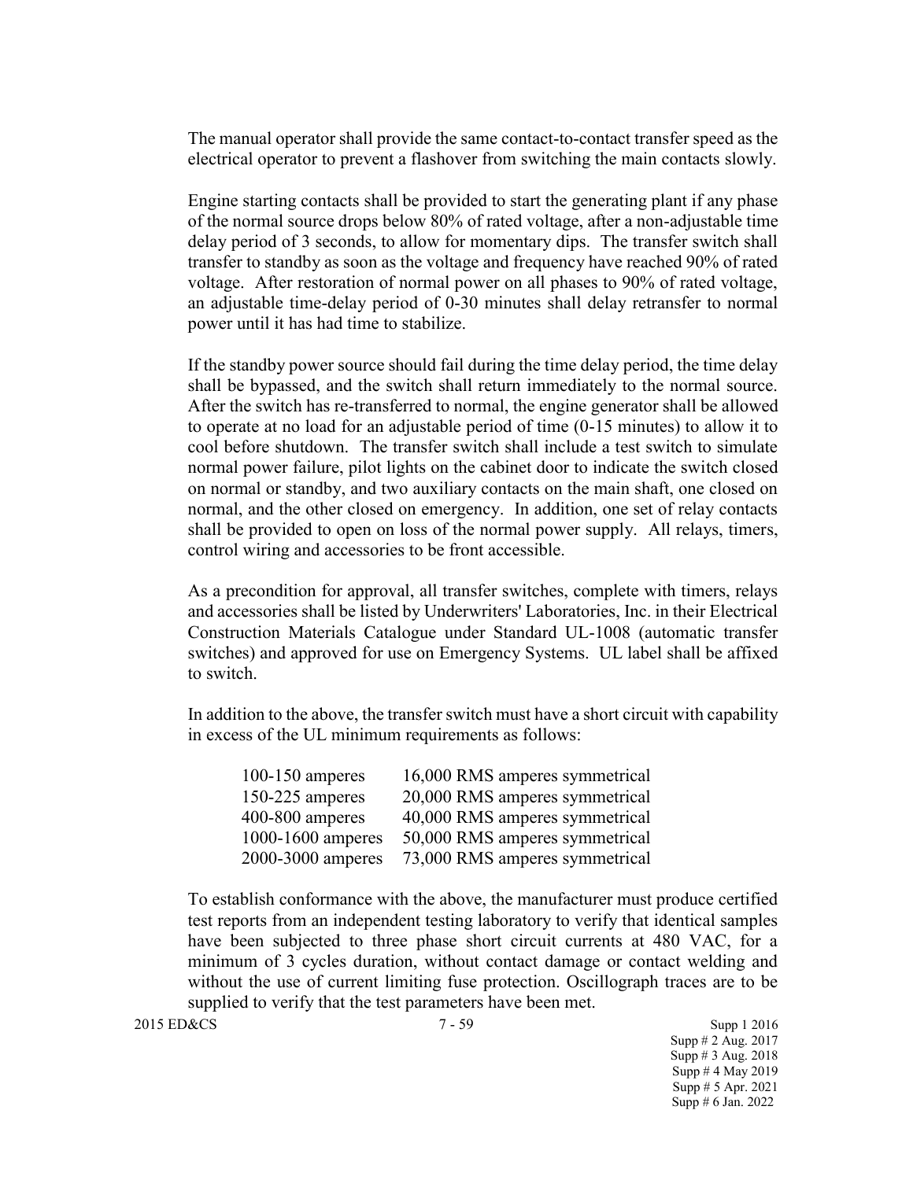The manual operator shall provide the same contact-to-contact transfer speed as the electrical operator to prevent a flashover from switching the main contacts slowly.

Engine starting contacts shall be provided to start the generating plant if any phase of the normal source drops below 80% of rated voltage, after a non-adjustable time delay period of 3 seconds, to allow for momentary dips. The transfer switch shall transfer to standby as soon as the voltage and frequency have reached 90% of rated voltage. After restoration of normal power on all phases to 90% of rated voltage, an adjustable time-delay period of 0-30 minutes shall delay retransfer to normal power until it has had time to stabilize.

If the standby power source should fail during the time delay period, the time delay shall be bypassed, and the switch shall return immediately to the normal source. After the switch has re-transferred to normal, the engine generator shall be allowed to operate at no load for an adjustable period of time (0-15 minutes) to allow it to cool before shutdown. The transfer switch shall include a test switch to simulate normal power failure, pilot lights on the cabinet door to indicate the switch closed on normal or standby, and two auxiliary contacts on the main shaft, one closed on normal, and the other closed on emergency. In addition, one set of relay contacts shall be provided to open on loss of the normal power supply. All relays, timers, control wiring and accessories to be front accessible.

As a precondition for approval, all transfer switches, complete with timers, relays and accessories shall be listed by Underwriters' Laboratories, Inc. in their Electrical Construction Materials Catalogue under Standard UL-1008 (automatic transfer switches) and approved for use on Emergency Systems. UL label shall be affixed to switch.

In addition to the above, the transfer switch must have a short circuit with capability in excess of the UL minimum requirements as follows:

| | |
|---|---|
| 100-150 amperes | 16,000 RMS amperes symmetrical |
| 150-225 amperes | 20,000 RMS amperes symmetrical |
| 400-800 amperes | 40,000 RMS amperes symmetrical |
| 1000-1600 amperes | 50,000 RMS amperes symmetrical |
| 2000-3000 amperes | 73,000 RMS amperes symmetrical |

To establish conformance with the above, the manufacturer must produce certified test reports from an independent testing laboratory to verify that identical samples have been subjected to three phase short circuit currents at 480 VAC, for a minimum of 3 cycles duration, without contact damage or contact welding and without the use of current limiting fuse protection. Oscillograph traces are to be supplied to verify that the test parameters have been met.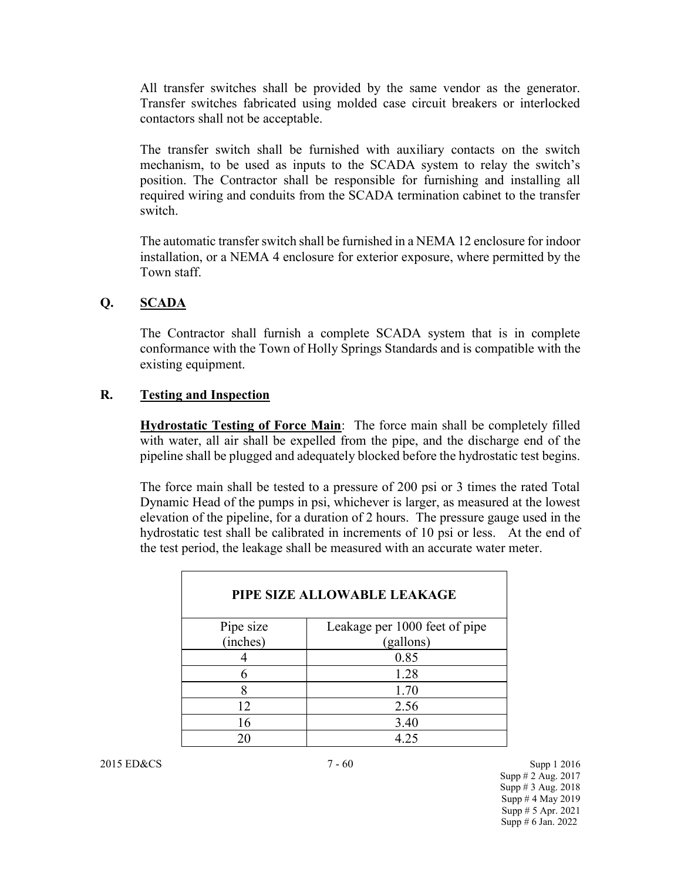All transfer switches shall be provided by the same vendor as the generator. Transfer switches fabricated using molded case circuit breakers or interlocked contactors shall not be acceptable.

The transfer switch shall be furnished with auxiliary contacts on the switch mechanism, to be used as inputs to the SCADA system to relay the switch's position. The Contractor shall be responsible for furnishing and installing all required wiring and conduits from the SCADA termination cabinet to the transfer switch.

The automatic transfer switch shall be furnished in a NEMA 12 enclosure for indoor installation, or a NEMA 4 enclosure for exterior exposure, where permitted by the Town staff.

## Q. SCADA

The Contractor shall furnish a complete SCADA system that is in complete conformance with the Town of Holly Springs Standards and is compatible with the existing equipment.

## R. Testing and Inspection

**Hydrostatic Testing of Force Main**: The force main shall be completely filled with water, all air shall be expelled from the pipe, and the discharge end of the pipeline shall be plugged and adequately blocked before the hydrostatic test begins.

The force main shall be tested to a pressure of 200 psi or 3 times the rated Total Dynamic Head of the pumps in psi, whichever is larger, as measured at the lowest elevation of the pipeline, for a duration of 2 hours. The pressure gauge used in the hydrostatic test shall be calibrated in increments of 10 psi or less. At the end of the test period, the leakage shall be measured with an accurate water meter.

| PIPE SIZE ALLOWABLE LEAKAGE | |
|---|---|
| Pipe size (inches) | Leakage per 1000 feet of pipe (gallons) |
| 4 | 0.85 |
| 6 | 1.28 |
| 8 | 1.70 |
| 12 | 2.56 |
| 16 | 3.40 |
| 20 | 4.25 |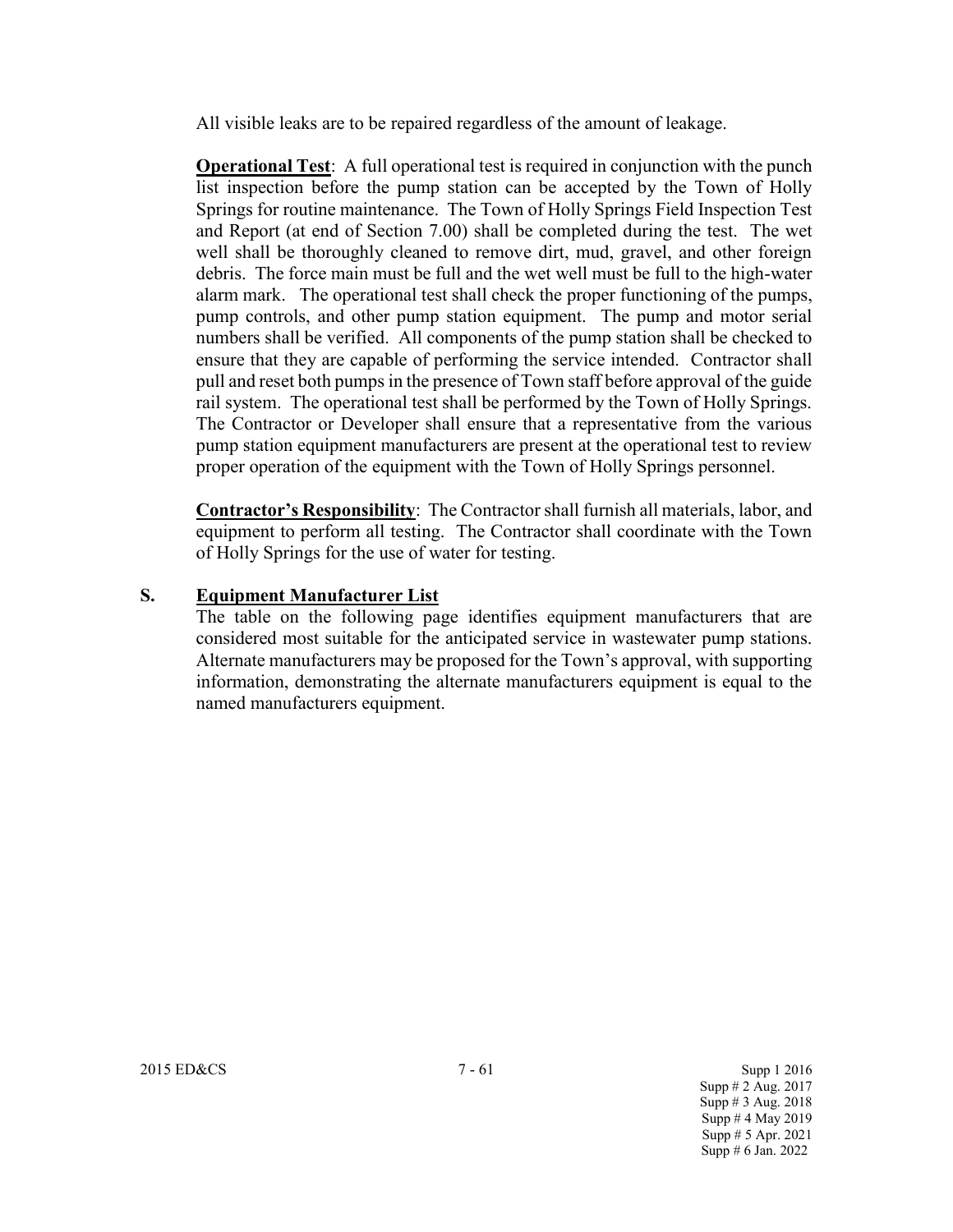All visible leaks are to be repaired regardless of the amount of leakage.

**Operational Test**: A full operational test is required in conjunction with the punch list inspection before the pump station can be accepted by the Town of Holly Springs for routine maintenance. The Town of Holly Springs Field Inspection Test and Report (at end of Section 7.00) shall be completed during the test. The wet well shall be thoroughly cleaned to remove dirt, mud, gravel, and other foreign debris. The force main must be full and the wet well must be full to the high-water alarm mark. The operational test shall check the proper functioning of the pumps, pump controls, and other pump station equipment. The pump and motor serial numbers shall be verified. All components of the pump station shall be checked to ensure that they are capable of performing the service intended. Contractor shall pull and reset both pumps in the presence of Town staff before approval of the guide rail system. The operational test shall be performed by the Town of Holly Springs. The Contractor or Developer shall ensure that a representative from the various pump station equipment manufacturers are present at the operational test to review proper operation of the equipment with the Town of Holly Springs personnel.

**Contractor's Responsibility**: The Contractor shall furnish all materials, labor, and equipment to perform all testing. The Contractor shall coordinate with the Town of Holly Springs for the use of water for testing.

## S. Equipment Manufacturer List

The table on the following page identifies equipment manufacturers that are considered most suitable for the anticipated service in wastewater pump stations. Alternate manufacturers may be proposed for the Town's approval, with supporting information, demonstrating the alternate manufacturers equipment is equal to the named manufacturers equipment.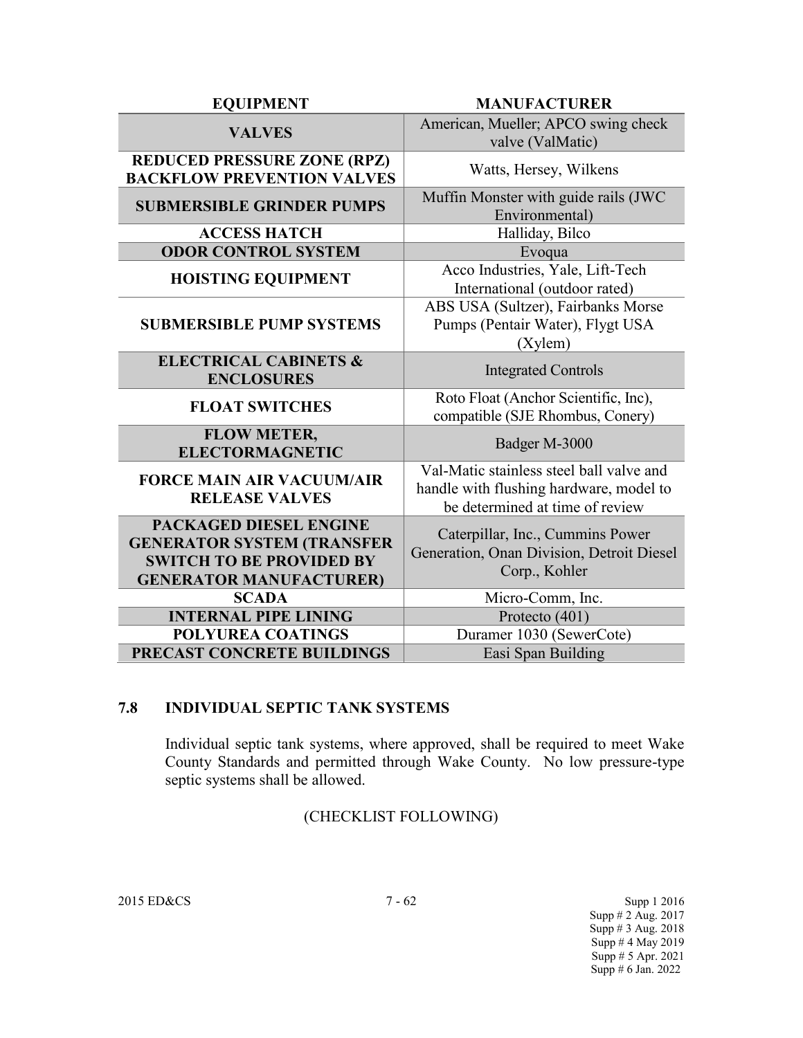| EQUIPMENT | MANUFACTURER |
|---|---|
| **VALVES** | American, Mueller; APCO swing check valve (ValMatic) |
| **REDUCED PRESSURE ZONE (RPZ) BACKFLOW PREVENTION VALVES** | Watts, Hersey, Wilkens |
| **SUBMERSIBLE GRINDER PUMPS** | Muffin Monster with guide rails (JWC Environmental) |
| **ACCESS HATCH** | Halliday, Bilco |
| **ODOR CONTROL SYSTEM** | Evoqua |
| **HOISTING EQUIPMENT** | Acco Industries, Yale, Lift-Tech International (outdoor rated) |
| **SUBMERSIBLE PUMP SYSTEMS** | ABS USA (Sultzer), Fairbanks Morse Pumps (Pentair Water), Flygt USA (Xylem) |
| **ELECTRICAL CABINETS & ENCLOSURES** | Integrated Controls |
| **FLOAT SWITCHES** | Roto Float (Anchor Scientific, Inc), compatible (SJE Rhombus, Conery) |
| **FLOW METER, ELECTORMAGNETIC** | Badger M-3000 |
| **FORCE MAIN AIR VACUUM/AIR RELEASE VALVES** | Val-Matic stainless steel ball valve and handle with flushing hardware, model to be determined at time of review |
| **PACKAGED DIESEL ENGINE GENERATOR SYSTEM (TRANSFER SWITCH TO BE PROVIDED BY GENERATOR MANUFACTURER)** | Caterpillar, Inc., Cummins Power Generation, Onan Division, Detroit Diesel Corp., Kohler |
| **SCADA** | Micro-Comm, Inc. |
| **INTERNAL PIPE LINING** | Protecto (401) |
| **POLYUREA COATINGS** | Duramer 1030 (SewerCote) |
| **PRECAST CONCRETE BUILDINGS** | Easi Span Building |

## 7.8 INDIVIDUAL SEPTIC TANK SYSTEMS

Individual septic tank systems, where approved, shall be required to meet Wake County Standards and permitted through Wake County. No low pressure-type septic systems shall be allowed.

(CHECKLIST FOLLOWING)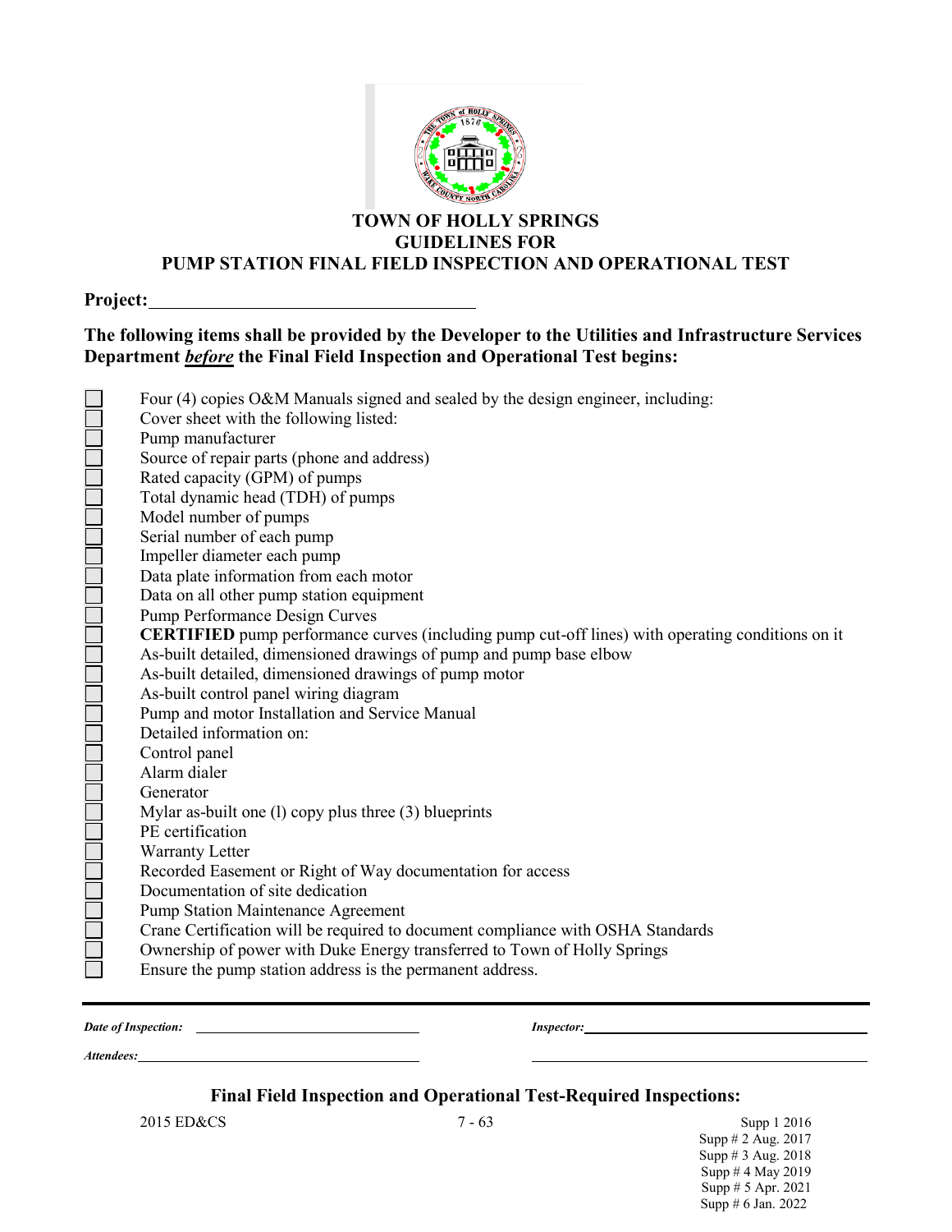# TOWN OF HOLLY SPRINGS
## GUIDELINES FOR
## PUMP STATION FINAL FIELD INSPECTION AND OPERATIONAL TEST

**Project:**\_\_\_\_\_\_\_\_\_\_\_\_\_\_\_\_\_\_\_\_\_\_\_\_\_\_\_\_\_\_\_\_\_\_\_

**The following items shall be provided by the Developer to the Utilities and Infrastructure Services Department *before* the Final Field Inspection and Operational Test begins:**

- [ ] Four (4) copies O&M Manuals signed and sealed by the design engineer, including:
- [ ] Cover sheet with the following listed:
- [ ] Pump manufacturer
- [ ] Source of repair parts (phone and address)
- [ ] Rated capacity (GPM) of pumps
- [ ] Total dynamic head (TDH) of pumps
- [ ] Model number of pumps
- [ ] Serial number of each pump
- [ ] Impeller diameter each pump
- [ ] Data plate information from each motor
- [ ] Data on all other pump station equipment
- [ ] Pump Performance Design Curves
- [ ] **CERTIFIED** pump performance curves (including pump cut-off lines) with operating conditions on it
- [ ] As-built detailed, dimensioned drawings of pump and pump base elbow
- [ ] As-built detailed, dimensioned drawings of pump motor
- [ ] As-built control panel wiring diagram
- [ ] Pump and motor Installation and Service Manual
- [ ] Detailed information on:
- [ ] Control panel
- [ ] Alarm dialer
- [ ] Generator
- [ ] Mylar as-built one (l) copy plus three (3) blueprints
- [ ] PE certification
- [ ] Warranty Letter
- [ ] Recorded Easement or Right of Way documentation for access
- [ ] Documentation of site dedication
- [ ] Pump Station Maintenance Agreement
- [ ] Crane Certification will be required to document compliance with OSHA Standards
- [ ] Ownership of power with Duke Energy transferred to Town of Holly Springs
- [ ] Ensure the pump station address is the permanent address.

---

***Date of Inspection:*** \_\_\_\_\_\_\_\_\_\_\_\_\_\_\_\_\_\_\_\_\_\_\_\_ ***Inspector:***\_\_\_\_\_\_\_\_\_\_\_\_\_\_\_\_\_\_\_\_\_\_\_\_\_\_\_\_

***Attendees:***\_\_\_\_\_\_\_\_\_\_\_\_\_\_\_\_\_\_\_\_\_\_\_\_\_\_\_\_\_\_\_ \_\_\_\_\_\_\_\_\_\_\_\_\_\_\_\_\_\_\_\_\_\_\_\_\_\_\_\_\_\_\_

### Final Field Inspection and Operational Test-Required Inspections: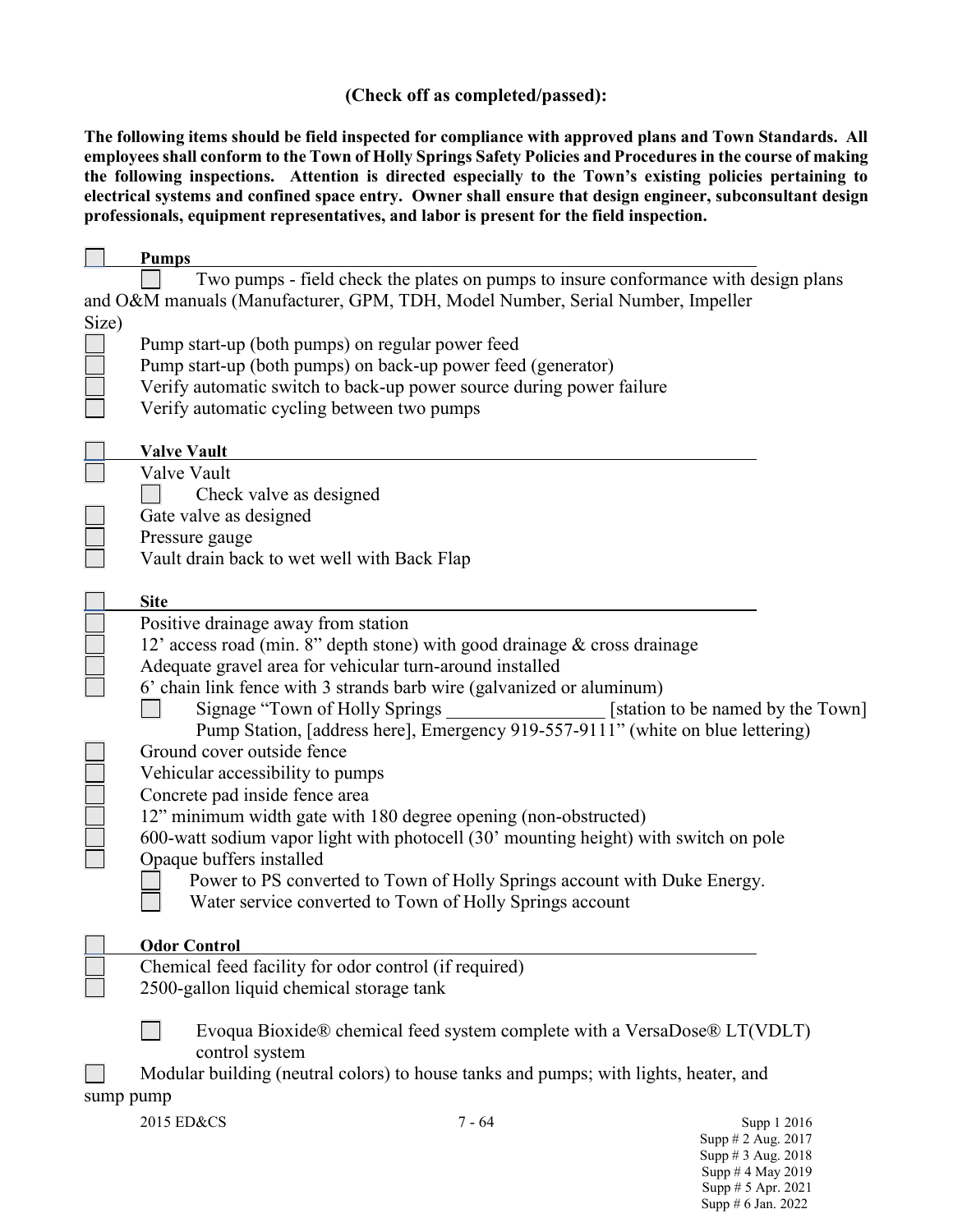**(Check off as completed/passed):**

**The following items should be field inspected for compliance with approved plans and Town Standards. All employees shall conform to the Town of Holly Springs Safety Policies and Procedures in the course of making the following inspections. Attention is directed especially to the Town's existing policies pertaining to electrical systems and confined space entry. Owner shall ensure that design engineer, subconsultant design professionals, equipment representatives, and labor is present for the field inspection.**

- [ ] **Pumps**
  - [ ] Two pumps - field check the plates on pumps to insure conformance with design plans and O&M manuals (Manufacturer, GPM, TDH, Model Number, Serial Number, Impeller Size)
- [ ] Pump start-up (both pumps) on regular power feed
- [ ] Pump start-up (both pumps) on back-up power feed (generator)
- [ ] Verify automatic switch to back-up power source during power failure
- [ ] Verify automatic cycling between two pumps

- [ ] **Valve Vault**
- [ ] Valve Vault
  - [ ] Check valve as designed
- [ ] Gate valve as designed
- [ ] Pressure gauge
- [ ] Vault drain back to wet well with Back Flap

- [ ] **Site**
- [ ] Positive drainage away from station
- [ ] 12' access road (min. 8" depth stone) with good drainage & cross drainage
- [ ] Adequate gravel area for vehicular turn-around installed
- [ ] 6' chain link fence with 3 strands barb wire (galvanized or aluminum)
  - [ ] Signage "Town of Holly Springs _________________ [station to be named by the Town] Pump Station, [address here], Emergency 919-557-9111" (white on blue lettering)
- [ ] Ground cover outside fence
- [ ] Vehicular accessibility to pumps
- [ ] Concrete pad inside fence area
- [ ] 12" minimum width gate with 180 degree opening (non-obstructed)
- [ ] 600-watt sodium vapor light with photocell (30' mounting height) with switch on pole
- [ ] Opaque buffers installed
  - [ ] Power to PS converted to Town of Holly Springs account with Duke Energy.
  - [ ] Water service converted to Town of Holly Springs account

- [ ] **Odor Control**
- [ ] Chemical feed facility for odor control (if required)
- [ ] 2500-gallon liquid chemical storage tank

  - [ ] Evoqua Bioxide® chemical feed system complete with a VersaDose® LT(VDLT) control system
- [ ] Modular building (neutral colors) to house tanks and pumps; with lights, heater, and sump pump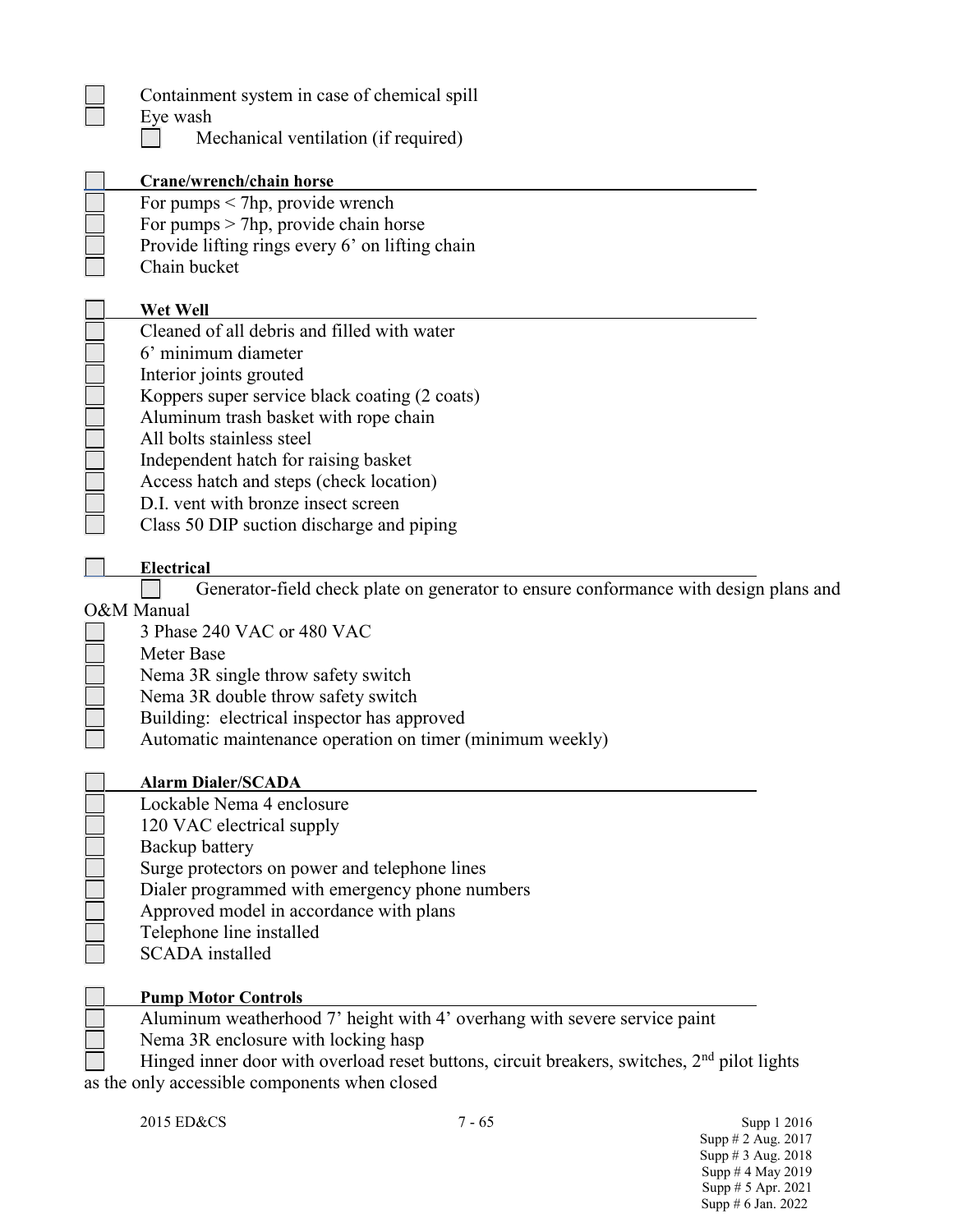- ☐ Containment system in case of chemical spill
- ☐ Eye wash
  - ☐ Mechanical ventilation (if required)

☐ **Crane/wrench/chain horse**

- ☐ For pumps < 7hp, provide wrench
- ☐ For pumps > 7hp, provide chain horse
- ☐ Provide lifting rings every 6’ on lifting chain
- ☐ Chain bucket

☐ **Wet Well**

- ☐ Cleaned of all debris and filled with water
- ☐ 6’ minimum diameter
- ☐ Interior joints grouted
- ☐ Koppers super service black coating (2 coats)
- ☐ Aluminum trash basket with rope chain
- ☐ All bolts stainless steel
- ☐ Independent hatch for raising basket
- ☐ Access hatch and steps (check location)
- ☐ D.I. vent with bronze insect screen
- ☐ Class 50 DIP suction discharge and piping

☐ **Electrical**

- ☐ Generator-field check plate on generator to ensure conformance with design plans and O&M Manual
- ☐ 3 Phase 240 VAC or 480 VAC
- ☐ Meter Base
- ☐ Nema 3R single throw safety switch
- ☐ Nema 3R double throw safety switch
- ☐ Building: electrical inspector has approved
- ☐ Automatic maintenance operation on timer (minimum weekly)

☐ **Alarm Dialer/SCADA**

- ☐ Lockable Nema 4 enclosure
- ☐ 120 VAC electrical supply
- ☐ Backup battery
- ☐ Surge protectors on power and telephone lines
- ☐ Dialer programmed with emergency phone numbers
- ☐ Approved model in accordance with plans
- ☐ Telephone line installed
- ☐ SCADA installed

☐ **Pump Motor Controls**

- ☐ Aluminum weatherhood 7’ height with 4’ overhang with severe service paint
- ☐ Nema 3R enclosure with locking hasp
- ☐ Hinged inner door with overload reset buttons, circuit breakers, switches, 2nd pilot lights as the only accessible components when closed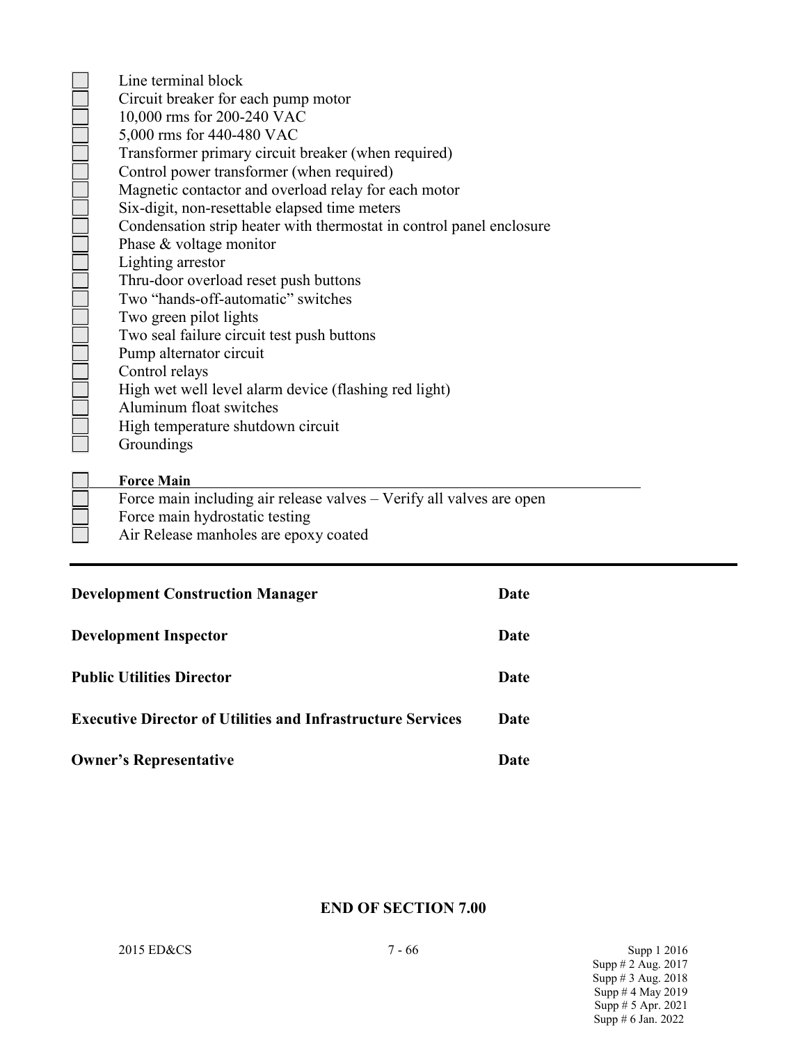- [ ] Line terminal block
- [ ] Circuit breaker for each pump motor
- [ ] 10,000 rms for 200-240 VAC
- [ ] 5,000 rms for 440-480 VAC
- [ ] Transformer primary circuit breaker (when required)
- [ ] Control power transformer (when required)
- [ ] Magnetic contactor and overload relay for each motor
- [ ] Six-digit, non-resettable elapsed time meters
- [ ] Condensation strip heater with thermostat in control panel enclosure
- [ ] Phase & voltage monitor
- [ ] Lighting arrestor
- [ ] Thru-door overload reset push buttons
- [ ] Two "hands-off-automatic" switches
- [ ] Two green pilot lights
- [ ] Two seal failure circuit test push buttons
- [ ] Pump alternator circuit
- [ ] Control relays
- [ ] High wet well level alarm device (flashing red light)
- [ ] Aluminum float switches
- [ ] High temperature shutdown circuit
- [ ] Groundings

- [ ] **Force Main**
- [ ] Force main including air release valves – Verify all valves are open
- [ ] Force main hydrostatic testing
- [ ] Air Release manholes are epoxy coated

---

**Development Construction Manager** **Date**

**Development Inspector** **Date**

**Public Utilities Director** **Date**

**Executive Director of Utilities and Infrastructure Services** **Date**

**Owner's Representative** **Date**

**END OF SECTION 7.00**

2015 ED&CS

Supp 1 2016
Supp # 2 Aug. 2017
Supp # 3 Aug. 2018
Supp # 4 May 2019
Supp # 5 Apr. 2021
Supp # 6 Jan. 2022